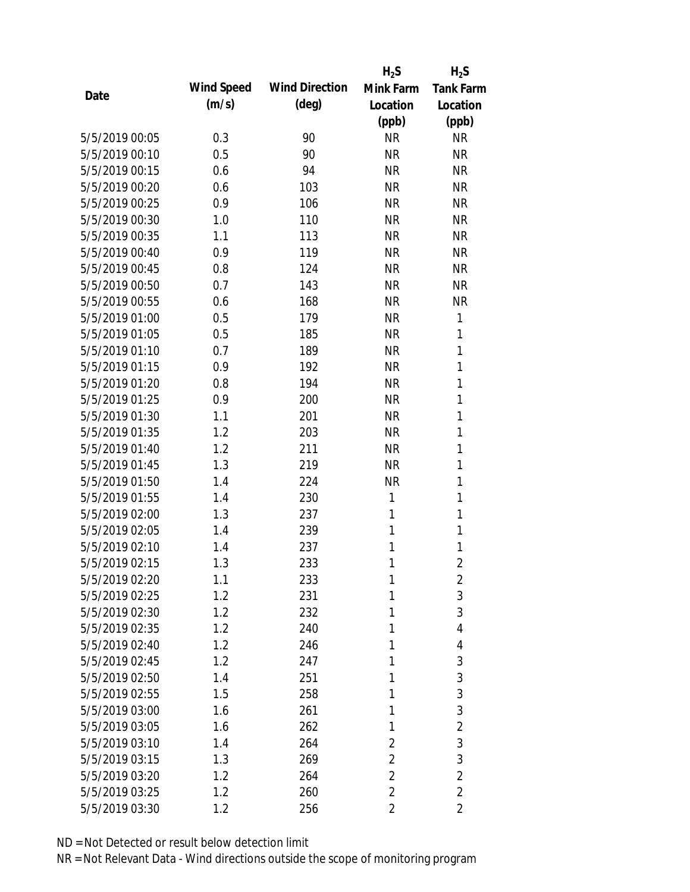| Date | Wind Speed (m/s) | Wind Direction (deg) | $H_2S$ Mink Farm Location (ppb) | $H_2S$ Tank Farm Location (ppb) |
|---|---|---|---|---|
| 5/5/2019 00:05 | 0.3 | 90 | NR | NR |
| 5/5/2019 00:10 | 0.5 | 90 | NR | NR |
| 5/5/2019 00:15 | 0.6 | 94 | NR | NR |
| 5/5/2019 00:20 | 0.6 | 103 | NR | NR |
| 5/5/2019 00:25 | 0.9 | 106 | NR | NR |
| 5/5/2019 00:30 | 1.0 | 110 | NR | NR |
| 5/5/2019 00:35 | 1.1 | 113 | NR | NR |
| 5/5/2019 00:40 | 0.9 | 119 | NR | NR |
| 5/5/2019 00:45 | 0.8 | 124 | NR | NR |
| 5/5/2019 00:50 | 0.7 | 143 | NR | NR |
| 5/5/2019 00:55 | 0.6 | 168 | NR | NR |
| 5/5/2019 01:00 | 0.5 | 179 | NR | 1 |
| 5/5/2019 01:05 | 0.5 | 185 | NR | 1 |
| 5/5/2019 01:10 | 0.7 | 189 | NR | 1 |
| 5/5/2019 01:15 | 0.9 | 192 | NR | 1 |
| 5/5/2019 01:20 | 0.8 | 194 | NR | 1 |
| 5/5/2019 01:25 | 0.9 | 200 | NR | 1 |
| 5/5/2019 01:30 | 1.1 | 201 | NR | 1 |
| 5/5/2019 01:35 | 1.2 | 203 | NR | 1 |
| 5/5/2019 01:40 | 1.2 | 211 | NR | 1 |
| 5/5/2019 01:45 | 1.3 | 219 | NR | 1 |
| 5/5/2019 01:50 | 1.4 | 224 | NR | 1 |
| 5/5/2019 01:55 | 1.4 | 230 | 1 | 1 |
| 5/5/2019 02:00 | 1.3 | 237 | 1 | 1 |
| 5/5/2019 02:05 | 1.4 | 239 | 1 | 1 |
| 5/5/2019 02:10 | 1.4 | 237 | 1 | 1 |
| 5/5/2019 02:15 | 1.3 | 233 | 1 | 2 |
| 5/5/2019 02:20 | 1.1 | 233 | 1 | 2 |
| 5/5/2019 02:25 | 1.2 | 231 | 1 | 3 |
| 5/5/2019 02:30 | 1.2 | 232 | 1 | 3 |
| 5/5/2019 02:35 | 1.2 | 240 | 1 | 4 |
| 5/5/2019 02:40 | 1.2 | 246 | 1 | 4 |
| 5/5/2019 02:45 | 1.2 | 247 | 1 | 3 |
| 5/5/2019 02:50 | 1.4 | 251 | 1 | 3 |
| 5/5/2019 02:55 | 1.5 | 258 | 1 | 3 |
| 5/5/2019 03:00 | 1.6 | 261 | 1 | 3 |
| 5/5/2019 03:05 | 1.6 | 262 | 1 | 2 |
| 5/5/2019 03:10 | 1.4 | 264 | 2 | 3 |
| 5/5/2019 03:15 | 1.3 | 269 | 2 | 3 |
| 5/5/2019 03:20 | 1.2 | 264 | 2 | 2 |
| 5/5/2019 03:25 | 1.2 | 260 | 2 | 2 |
| 5/5/2019 03:30 | 1.2 | 256 | 2 | 2 |

ND = Not Detected or result below detection limit

NR = Not Relevant Data - Wind directions outside the scope of monitoring program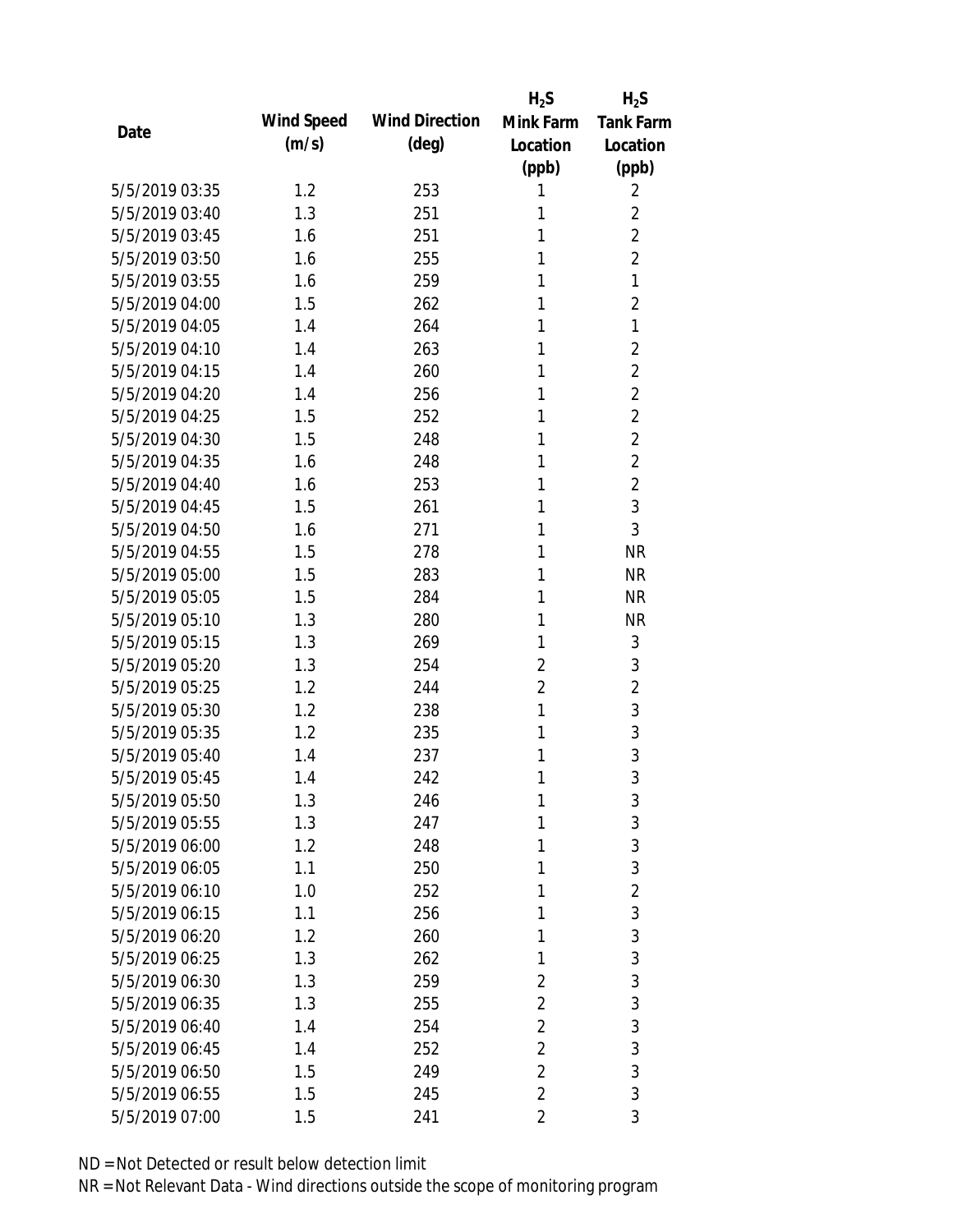| Date | Wind Speed (m/s) | Wind Direction (deg) | $H_2S$ Mink Farm Location (ppb) | $H_2S$ Tank Farm Location (ppb) |
|---|---|---|---|---|
| 5/5/2019 03:35 | 1.2 | 253 | 1 | 2 |
| 5/5/2019 03:40 | 1.3 | 251 | 1 | 2 |
| 5/5/2019 03:45 | 1.6 | 251 | 1 | 2 |
| 5/5/2019 03:50 | 1.6 | 255 | 1 | 2 |
| 5/5/2019 03:55 | 1.6 | 259 | 1 | 1 |
| 5/5/2019 04:00 | 1.5 | 262 | 1 | 2 |
| 5/5/2019 04:05 | 1.4 | 264 | 1 | 1 |
| 5/5/2019 04:10 | 1.4 | 263 | 1 | 2 |
| 5/5/2019 04:15 | 1.4 | 260 | 1 | 2 |
| 5/5/2019 04:20 | 1.4 | 256 | 1 | 2 |
| 5/5/2019 04:25 | 1.5 | 252 | 1 | 2 |
| 5/5/2019 04:30 | 1.5 | 248 | 1 | 2 |
| 5/5/2019 04:35 | 1.6 | 248 | 1 | 2 |
| 5/5/2019 04:40 | 1.6 | 253 | 1 | 2 |
| 5/5/2019 04:45 | 1.5 | 261 | 1 | 3 |
| 5/5/2019 04:50 | 1.6 | 271 | 1 | 3 |
| 5/5/2019 04:55 | 1.5 | 278 | 1 | NR |
| 5/5/2019 05:00 | 1.5 | 283 | 1 | NR |
| 5/5/2019 05:05 | 1.5 | 284 | 1 | NR |
| 5/5/2019 05:10 | 1.3 | 280 | 1 | NR |
| 5/5/2019 05:15 | 1.3 | 269 | 1 | 3 |
| 5/5/2019 05:20 | 1.3 | 254 | 2 | 3 |
| 5/5/2019 05:25 | 1.2 | 244 | 2 | 2 |
| 5/5/2019 05:30 | 1.2 | 238 | 1 | 3 |
| 5/5/2019 05:35 | 1.2 | 235 | 1 | 3 |
| 5/5/2019 05:40 | 1.4 | 237 | 1 | 3 |
| 5/5/2019 05:45 | 1.4 | 242 | 1 | 3 |
| 5/5/2019 05:50 | 1.3 | 246 | 1 | 3 |
| 5/5/2019 05:55 | 1.3 | 247 | 1 | 3 |
| 5/5/2019 06:00 | 1.2 | 248 | 1 | 3 |
| 5/5/2019 06:05 | 1.1 | 250 | 1 | 3 |
| 5/5/2019 06:10 | 1.0 | 252 | 1 | 2 |
| 5/5/2019 06:15 | 1.1 | 256 | 1 | 3 |
| 5/5/2019 06:20 | 1.2 | 260 | 1 | 3 |
| 5/5/2019 06:25 | 1.3 | 262 | 1 | 3 |
| 5/5/2019 06:30 | 1.3 | 259 | 2 | 3 |
| 5/5/2019 06:35 | 1.3 | 255 | 2 | 3 |
| 5/5/2019 06:40 | 1.4 | 254 | 2 | 3 |
| 5/5/2019 06:45 | 1.4 | 252 | 2 | 3 |
| 5/5/2019 06:50 | 1.5 | 249 | 2 | 3 |
| 5/5/2019 06:55 | 1.5 | 245 | 2 | 3 |
| 5/5/2019 07:00 | 1.5 | 241 | 2 | 3 |

ND = Not Detected or result below detection limit

NR = Not Relevant Data - Wind directions outside the scope of monitoring program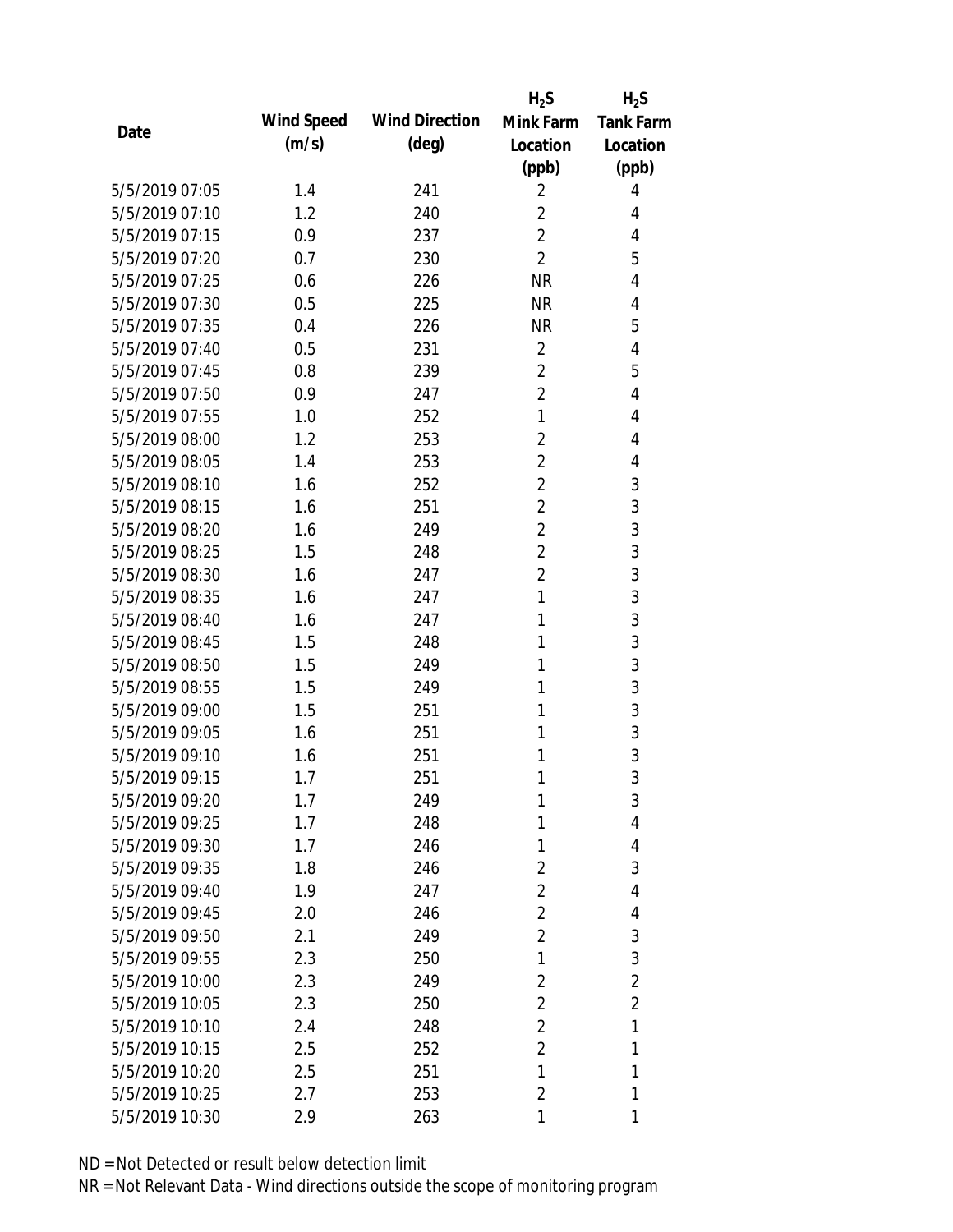| Date | Wind Speed (m/s) | Wind Direction (deg) | $H_2S$ Mink Farm Location (ppb) | $H_2S$ Tank Farm Location (ppb) |
|---|---|---|---|---|
| 5/5/2019 07:05 | 1.4 | 241 | 2 | 4 |
| 5/5/2019 07:10 | 1.2 | 240 | 2 | 4 |
| 5/5/2019 07:15 | 0.9 | 237 | 2 | 4 |
| 5/5/2019 07:20 | 0.7 | 230 | 2 | 5 |
| 5/5/2019 07:25 | 0.6 | 226 | NR | 4 |
| 5/5/2019 07:30 | 0.5 | 225 | NR | 4 |
| 5/5/2019 07:35 | 0.4 | 226 | NR | 5 |
| 5/5/2019 07:40 | 0.5 | 231 | 2 | 4 |
| 5/5/2019 07:45 | 0.8 | 239 | 2 | 5 |
| 5/5/2019 07:50 | 0.9 | 247 | 2 | 4 |
| 5/5/2019 07:55 | 1.0 | 252 | 1 | 4 |
| 5/5/2019 08:00 | 1.2 | 253 | 2 | 4 |
| 5/5/2019 08:05 | 1.4 | 253 | 2 | 4 |
| 5/5/2019 08:10 | 1.6 | 252 | 2 | 3 |
| 5/5/2019 08:15 | 1.6 | 251 | 2 | 3 |
| 5/5/2019 08:20 | 1.6 | 249 | 2 | 3 |
| 5/5/2019 08:25 | 1.5 | 248 | 2 | 3 |
| 5/5/2019 08:30 | 1.6 | 247 | 2 | 3 |
| 5/5/2019 08:35 | 1.6 | 247 | 1 | 3 |
| 5/5/2019 08:40 | 1.6 | 247 | 1 | 3 |
| 5/5/2019 08:45 | 1.5 | 248 | 1 | 3 |
| 5/5/2019 08:50 | 1.5 | 249 | 1 | 3 |
| 5/5/2019 08:55 | 1.5 | 249 | 1 | 3 |
| 5/5/2019 09:00 | 1.5 | 251 | 1 | 3 |
| 5/5/2019 09:05 | 1.6 | 251 | 1 | 3 |
| 5/5/2019 09:10 | 1.6 | 251 | 1 | 3 |
| 5/5/2019 09:15 | 1.7 | 251 | 1 | 3 |
| 5/5/2019 09:20 | 1.7 | 249 | 1 | 3 |
| 5/5/2019 09:25 | 1.7 | 248 | 1 | 4 |
| 5/5/2019 09:30 | 1.7 | 246 | 1 | 4 |
| 5/5/2019 09:35 | 1.8 | 246 | 2 | 3 |
| 5/5/2019 09:40 | 1.9 | 247 | 2 | 4 |
| 5/5/2019 09:45 | 2.0 | 246 | 2 | 4 |
| 5/5/2019 09:50 | 2.1 | 249 | 2 | 3 |
| 5/5/2019 09:55 | 2.3 | 250 | 1 | 3 |
| 5/5/2019 10:00 | 2.3 | 249 | 2 | 2 |
| 5/5/2019 10:05 | 2.3 | 250 | 2 | 2 |
| 5/5/2019 10:10 | 2.4 | 248 | 2 | 1 |
| 5/5/2019 10:15 | 2.5 | 252 | 2 | 1 |
| 5/5/2019 10:20 | 2.5 | 251 | 1 | 1 |
| 5/5/2019 10:25 | 2.7 | 253 | 2 | 1 |
| 5/5/2019 10:30 | 2.9 | 263 | 1 | 1 |

ND = Not Detected or result below detection limit

NR = Not Relevant Data - Wind directions outside the scope of monitoring program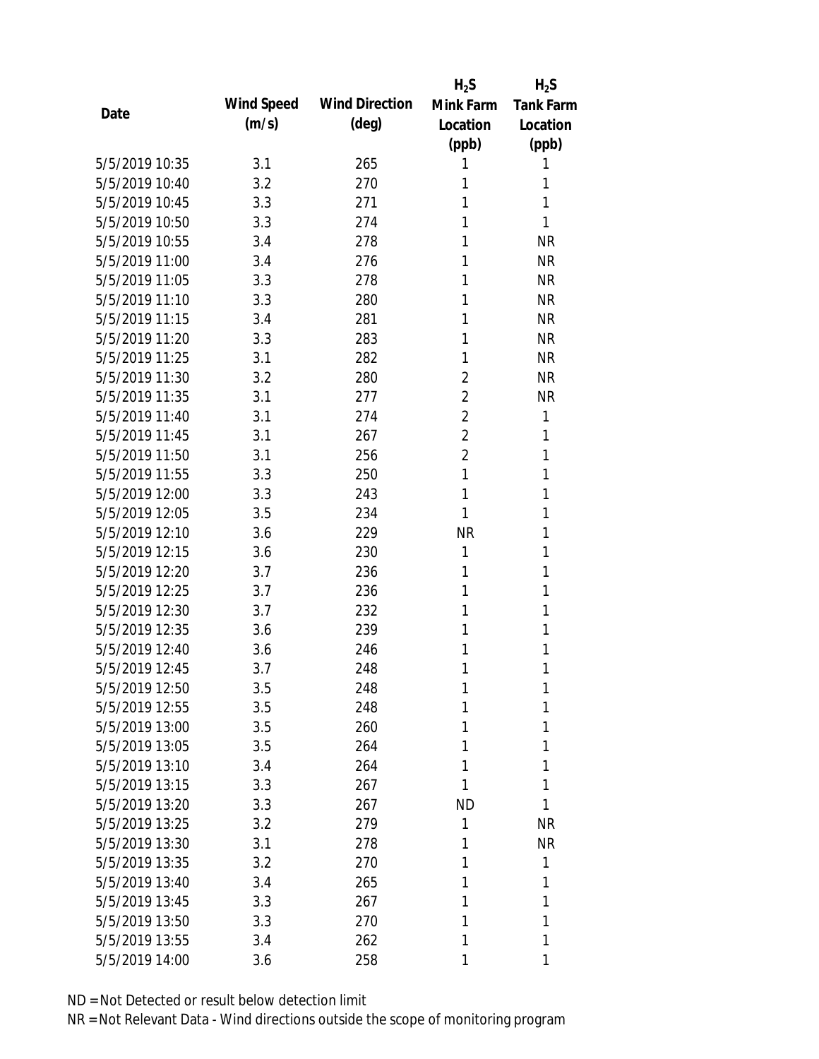| Date | Wind Speed (m/s) | Wind Direction (deg) | $H_2S$ Mink Farm Location (ppb) | $H_2S$ Tank Farm Location (ppb) |
|---|---|---|---|---|
| 5/5/2019 10:35 | 3.1 | 265 | 1 | 1 |
| 5/5/2019 10:40 | 3.2 | 270 | 1 | 1 |
| 5/5/2019 10:45 | 3.3 | 271 | 1 | 1 |
| 5/5/2019 10:50 | 3.3 | 274 | 1 | 1 |
| 5/5/2019 10:55 | 3.4 | 278 | 1 | NR |
| 5/5/2019 11:00 | 3.4 | 276 | 1 | NR |
| 5/5/2019 11:05 | 3.3 | 278 | 1 | NR |
| 5/5/2019 11:10 | 3.3 | 280 | 1 | NR |
| 5/5/2019 11:15 | 3.4 | 281 | 1 | NR |
| 5/5/2019 11:20 | 3.3 | 283 | 1 | NR |
| 5/5/2019 11:25 | 3.1 | 282 | 1 | NR |
| 5/5/2019 11:30 | 3.2 | 280 | 2 | NR |
| 5/5/2019 11:35 | 3.1 | 277 | 2 | NR |
| 5/5/2019 11:40 | 3.1 | 274 | 2 | 1 |
| 5/5/2019 11:45 | 3.1 | 267 | 2 | 1 |
| 5/5/2019 11:50 | 3.1 | 256 | 2 | 1 |
| 5/5/2019 11:55 | 3.3 | 250 | 1 | 1 |
| 5/5/2019 12:00 | 3.3 | 243 | 1 | 1 |
| 5/5/2019 12:05 | 3.5 | 234 | 1 | 1 |
| 5/5/2019 12:10 | 3.6 | 229 | NR | 1 |
| 5/5/2019 12:15 | 3.6 | 230 | 1 | 1 |
| 5/5/2019 12:20 | 3.7 | 236 | 1 | 1 |
| 5/5/2019 12:25 | 3.7 | 236 | 1 | 1 |
| 5/5/2019 12:30 | 3.7 | 232 | 1 | 1 |
| 5/5/2019 12:35 | 3.6 | 239 | 1 | 1 |
| 5/5/2019 12:40 | 3.6 | 246 | 1 | 1 |
| 5/5/2019 12:45 | 3.7 | 248 | 1 | 1 |
| 5/5/2019 12:50 | 3.5 | 248 | 1 | 1 |
| 5/5/2019 12:55 | 3.5 | 248 | 1 | 1 |
| 5/5/2019 13:00 | 3.5 | 260 | 1 | 1 |
| 5/5/2019 13:05 | 3.5 | 264 | 1 | 1 |
| 5/5/2019 13:10 | 3.4 | 264 | 1 | 1 |
| 5/5/2019 13:15 | 3.3 | 267 | 1 | 1 |
| 5/5/2019 13:20 | 3.3 | 267 | ND | 1 |
| 5/5/2019 13:25 | 3.2 | 279 | 1 | NR |
| 5/5/2019 13:30 | 3.1 | 278 | 1 | NR |
| 5/5/2019 13:35 | 3.2 | 270 | 1 | 1 |
| 5/5/2019 13:40 | 3.4 | 265 | 1 | 1 |
| 5/5/2019 13:45 | 3.3 | 267 | 1 | 1 |
| 5/5/2019 13:50 | 3.3 | 270 | 1 | 1 |
| 5/5/2019 13:55 | 3.4 | 262 | 1 | 1 |
| 5/5/2019 14:00 | 3.6 | 258 | 1 | 1 |

ND = Not Detected or result below detection limit

NR = Not Relevant Data - Wind directions outside the scope of monitoring program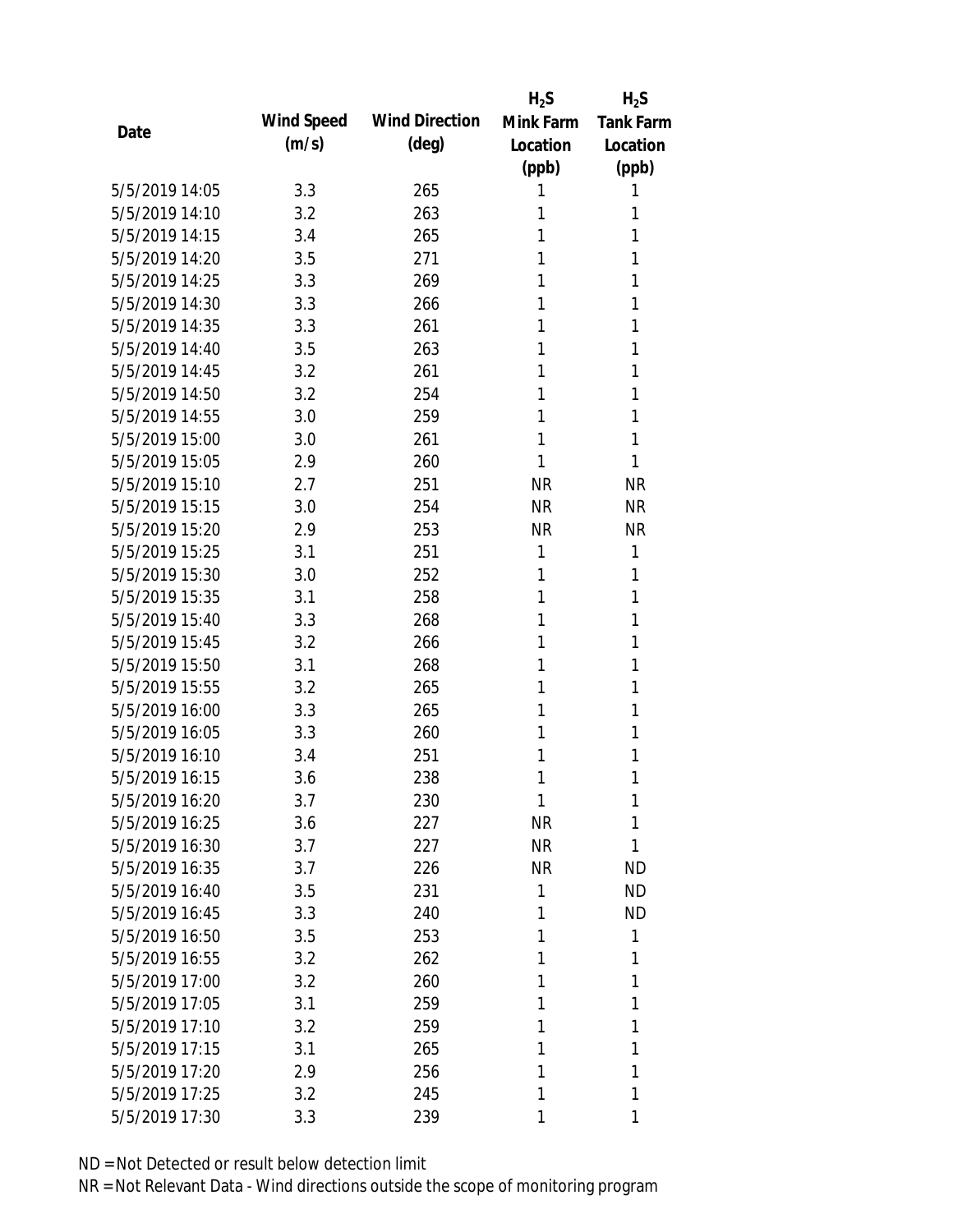| Date | Wind Speed (m/s) | Wind Direction (deg) | $H_2S$ Mink Farm Location (ppb) | $H_2S$ Tank Farm Location (ppb) |
|---|---|---|---|---|
| 5/5/2019 14:05 | 3.3 | 265 | 1 | 1 |
| 5/5/2019 14:10 | 3.2 | 263 | 1 | 1 |
| 5/5/2019 14:15 | 3.4 | 265 | 1 | 1 |
| 5/5/2019 14:20 | 3.5 | 271 | 1 | 1 |
| 5/5/2019 14:25 | 3.3 | 269 | 1 | 1 |
| 5/5/2019 14:30 | 3.3 | 266 | 1 | 1 |
| 5/5/2019 14:35 | 3.3 | 261 | 1 | 1 |
| 5/5/2019 14:40 | 3.5 | 263 | 1 | 1 |
| 5/5/2019 14:45 | 3.2 | 261 | 1 | 1 |
| 5/5/2019 14:50 | 3.2 | 254 | 1 | 1 |
| 5/5/2019 14:55 | 3.0 | 259 | 1 | 1 |
| 5/5/2019 15:00 | 3.0 | 261 | 1 | 1 |
| 5/5/2019 15:05 | 2.9 | 260 | 1 | 1 |
| 5/5/2019 15:10 | 2.7 | 251 | NR | NR |
| 5/5/2019 15:15 | 3.0 | 254 | NR | NR |
| 5/5/2019 15:20 | 2.9 | 253 | NR | NR |
| 5/5/2019 15:25 | 3.1 | 251 | 1 | 1 |
| 5/5/2019 15:30 | 3.0 | 252 | 1 | 1 |
| 5/5/2019 15:35 | 3.1 | 258 | 1 | 1 |
| 5/5/2019 15:40 | 3.3 | 268 | 1 | 1 |
| 5/5/2019 15:45 | 3.2 | 266 | 1 | 1 |
| 5/5/2019 15:50 | 3.1 | 268 | 1 | 1 |
| 5/5/2019 15:55 | 3.2 | 265 | 1 | 1 |
| 5/5/2019 16:00 | 3.3 | 265 | 1 | 1 |
| 5/5/2019 16:05 | 3.3 | 260 | 1 | 1 |
| 5/5/2019 16:10 | 3.4 | 251 | 1 | 1 |
| 5/5/2019 16:15 | 3.6 | 238 | 1 | 1 |
| 5/5/2019 16:20 | 3.7 | 230 | 1 | 1 |
| 5/5/2019 16:25 | 3.6 | 227 | NR | 1 |
| 5/5/2019 16:30 | 3.7 | 227 | NR | 1 |
| 5/5/2019 16:35 | 3.7 | 226 | NR | ND |
| 5/5/2019 16:40 | 3.5 | 231 | 1 | ND |
| 5/5/2019 16:45 | 3.3 | 240 | 1 | ND |
| 5/5/2019 16:50 | 3.5 | 253 | 1 | 1 |
| 5/5/2019 16:55 | 3.2 | 262 | 1 | 1 |
| 5/5/2019 17:00 | 3.2 | 260 | 1 | 1 |
| 5/5/2019 17:05 | 3.1 | 259 | 1 | 1 |
| 5/5/2019 17:10 | 3.2 | 259 | 1 | 1 |
| 5/5/2019 17:15 | 3.1 | 265 | 1 | 1 |
| 5/5/2019 17:20 | 2.9 | 256 | 1 | 1 |
| 5/5/2019 17:25 | 3.2 | 245 | 1 | 1 |
| 5/5/2019 17:30 | 3.3 | 239 | 1 | 1 |

ND = Not Detected or result below detection limit

NR = Not Relevant Data - Wind directions outside the scope of monitoring program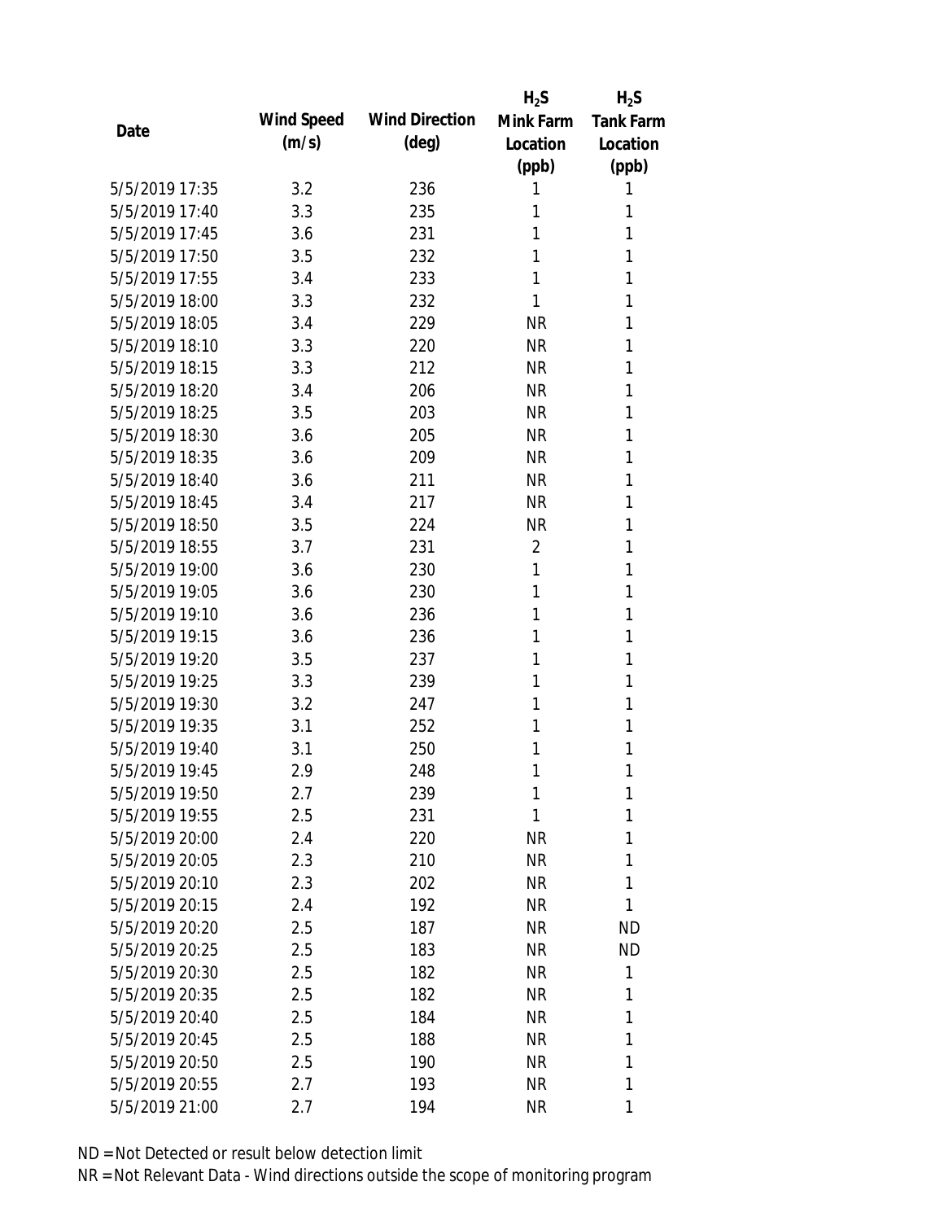| Date | Wind Speed (m/s) | Wind Direction (deg) | $H_2S$ Mink Farm Location (ppb) | $H_2S$ Tank Farm Location (ppb) |
|---|---|---|---|---|
| 5/5/2019 17:35 | 3.2 | 236 | 1 | 1 |
| 5/5/2019 17:40 | 3.3 | 235 | 1 | 1 |
| 5/5/2019 17:45 | 3.6 | 231 | 1 | 1 |
| 5/5/2019 17:50 | 3.5 | 232 | 1 | 1 |
| 5/5/2019 17:55 | 3.4 | 233 | 1 | 1 |
| 5/5/2019 18:00 | 3.3 | 232 | 1 | 1 |
| 5/5/2019 18:05 | 3.4 | 229 | NR | 1 |
| 5/5/2019 18:10 | 3.3 | 220 | NR | 1 |
| 5/5/2019 18:15 | 3.3 | 212 | NR | 1 |
| 5/5/2019 18:20 | 3.4 | 206 | NR | 1 |
| 5/5/2019 18:25 | 3.5 | 203 | NR | 1 |
| 5/5/2019 18:30 | 3.6 | 205 | NR | 1 |
| 5/5/2019 18:35 | 3.6 | 209 | NR | 1 |
| 5/5/2019 18:40 | 3.6 | 211 | NR | 1 |
| 5/5/2019 18:45 | 3.4 | 217 | NR | 1 |
| 5/5/2019 18:50 | 3.5 | 224 | NR | 1 |
| 5/5/2019 18:55 | 3.7 | 231 | 2 | 1 |
| 5/5/2019 19:00 | 3.6 | 230 | 1 | 1 |
| 5/5/2019 19:05 | 3.6 | 230 | 1 | 1 |
| 5/5/2019 19:10 | 3.6 | 236 | 1 | 1 |
| 5/5/2019 19:15 | 3.6 | 236 | 1 | 1 |
| 5/5/2019 19:20 | 3.5 | 237 | 1 | 1 |
| 5/5/2019 19:25 | 3.3 | 239 | 1 | 1 |
| 5/5/2019 19:30 | 3.2 | 247 | 1 | 1 |
| 5/5/2019 19:35 | 3.1 | 252 | 1 | 1 |
| 5/5/2019 19:40 | 3.1 | 250 | 1 | 1 |
| 5/5/2019 19:45 | 2.9 | 248 | 1 | 1 |
| 5/5/2019 19:50 | 2.7 | 239 | 1 | 1 |
| 5/5/2019 19:55 | 2.5 | 231 | 1 | 1 |
| 5/5/2019 20:00 | 2.4 | 220 | NR | 1 |
| 5/5/2019 20:05 | 2.3 | 210 | NR | 1 |
| 5/5/2019 20:10 | 2.3 | 202 | NR | 1 |
| 5/5/2019 20:15 | 2.4 | 192 | NR | 1 |
| 5/5/2019 20:20 | 2.5 | 187 | NR | ND |
| 5/5/2019 20:25 | 2.5 | 183 | NR | ND |
| 5/5/2019 20:30 | 2.5 | 182 | NR | 1 |
| 5/5/2019 20:35 | 2.5 | 182 | NR | 1 |
| 5/5/2019 20:40 | 2.5 | 184 | NR | 1 |
| 5/5/2019 20:45 | 2.5 | 188 | NR | 1 |
| 5/5/2019 20:50 | 2.5 | 190 | NR | 1 |
| 5/5/2019 20:55 | 2.7 | 193 | NR | 1 |
| 5/5/2019 21:00 | 2.7 | 194 | NR | 1 |

ND = Not Detected or result below detection limit

NR = Not Relevant Data - Wind directions outside the scope of monitoring program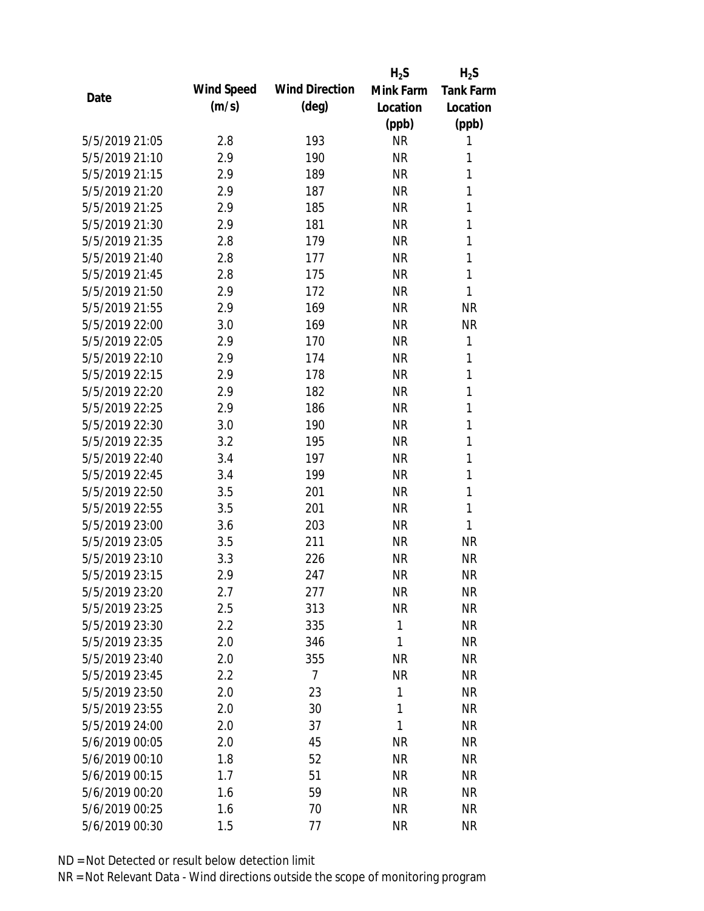| Date | Wind Speed (m/s) | Wind Direction (deg) | $H_2S$ Mink Farm Location (ppb) | $H_2S$ Tank Farm Location (ppb) |
|---|---|---|---|---|
| 5/5/2019 21:05 | 2.8 | 193 | NR | 1 |
| 5/5/2019 21:10 | 2.9 | 190 | NR | 1 |
| 5/5/2019 21:15 | 2.9 | 189 | NR | 1 |
| 5/5/2019 21:20 | 2.9 | 187 | NR | 1 |
| 5/5/2019 21:25 | 2.9 | 185 | NR | 1 |
| 5/5/2019 21:30 | 2.9 | 181 | NR | 1 |
| 5/5/2019 21:35 | 2.8 | 179 | NR | 1 |
| 5/5/2019 21:40 | 2.8 | 177 | NR | 1 |
| 5/5/2019 21:45 | 2.8 | 175 | NR | 1 |
| 5/5/2019 21:50 | 2.9 | 172 | NR | 1 |
| 5/5/2019 21:55 | 2.9 | 169 | NR | NR |
| 5/5/2019 22:00 | 3.0 | 169 | NR | NR |
| 5/5/2019 22:05 | 2.9 | 170 | NR | 1 |
| 5/5/2019 22:10 | 2.9 | 174 | NR | 1 |
| 5/5/2019 22:15 | 2.9 | 178 | NR | 1 |
| 5/5/2019 22:20 | 2.9 | 182 | NR | 1 |
| 5/5/2019 22:25 | 2.9 | 186 | NR | 1 |
| 5/5/2019 22:30 | 3.0 | 190 | NR | 1 |
| 5/5/2019 22:35 | 3.2 | 195 | NR | 1 |
| 5/5/2019 22:40 | 3.4 | 197 | NR | 1 |
| 5/5/2019 22:45 | 3.4 | 199 | NR | 1 |
| 5/5/2019 22:50 | 3.5 | 201 | NR | 1 |
| 5/5/2019 22:55 | 3.5 | 201 | NR | 1 |
| 5/5/2019 23:00 | 3.6 | 203 | NR | 1 |
| 5/5/2019 23:05 | 3.5 | 211 | NR | NR |
| 5/5/2019 23:10 | 3.3 | 226 | NR | NR |
| 5/5/2019 23:15 | 2.9 | 247 | NR | NR |
| 5/5/2019 23:20 | 2.7 | 277 | NR | NR |
| 5/5/2019 23:25 | 2.5 | 313 | NR | NR |
| 5/5/2019 23:30 | 2.2 | 335 | 1 | NR |
| 5/5/2019 23:35 | 2.0 | 346 | 1 | NR |
| 5/5/2019 23:40 | 2.0 | 355 | NR | NR |
| 5/5/2019 23:45 | 2.2 | 7 | NR | NR |
| 5/5/2019 23:50 | 2.0 | 23 | 1 | NR |
| 5/5/2019 23:55 | 2.0 | 30 | 1 | NR |
| 5/5/2019 24:00 | 2.0 | 37 | 1 | NR |
| 5/6/2019 00:05 | 2.0 | 45 | NR | NR |
| 5/6/2019 00:10 | 1.8 | 52 | NR | NR |
| 5/6/2019 00:15 | 1.7 | 51 | NR | NR |
| 5/6/2019 00:20 | 1.6 | 59 | NR | NR |
| 5/6/2019 00:25 | 1.6 | 70 | NR | NR |
| 5/6/2019 00:30 | 1.5 | 77 | NR | NR |

ND = Not Detected or result below detection limit

NR = Not Relevant Data - Wind directions outside the scope of monitoring program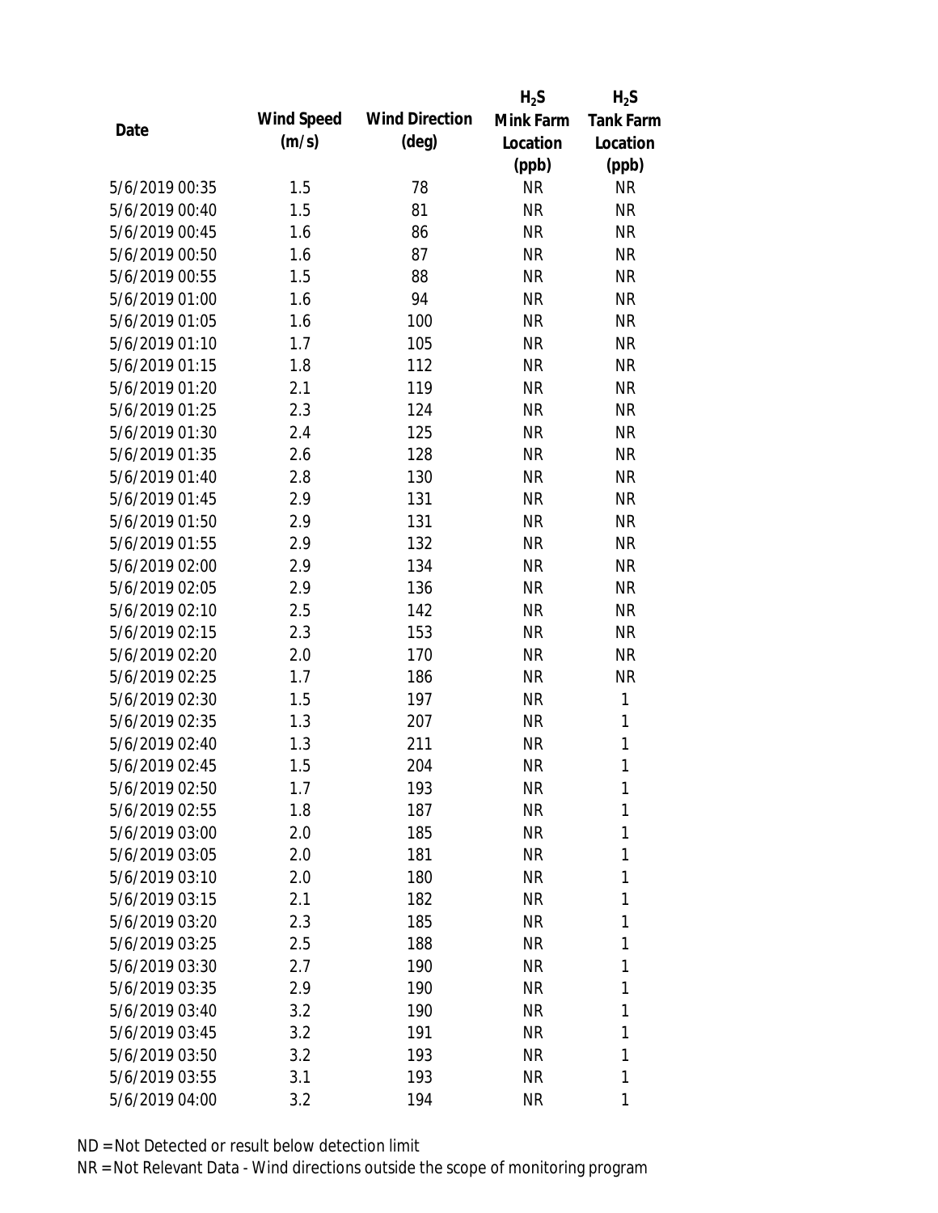| Date | Wind Speed (m/s) | Wind Direction (deg) | $H_2S$ Mink Farm Location (ppb) | $H_2S$ Tank Farm Location (ppb) |
|---|---|---|---|---|
| 5/6/2019 00:35 | 1.5 | 78 | NR | NR |
| 5/6/2019 00:40 | 1.5 | 81 | NR | NR |
| 5/6/2019 00:45 | 1.6 | 86 | NR | NR |
| 5/6/2019 00:50 | 1.6 | 87 | NR | NR |
| 5/6/2019 00:55 | 1.5 | 88 | NR | NR |
| 5/6/2019 01:00 | 1.6 | 94 | NR | NR |
| 5/6/2019 01:05 | 1.6 | 100 | NR | NR |
| 5/6/2019 01:10 | 1.7 | 105 | NR | NR |
| 5/6/2019 01:15 | 1.8 | 112 | NR | NR |
| 5/6/2019 01:20 | 2.1 | 119 | NR | NR |
| 5/6/2019 01:25 | 2.3 | 124 | NR | NR |
| 5/6/2019 01:30 | 2.4 | 125 | NR | NR |
| 5/6/2019 01:35 | 2.6 | 128 | NR | NR |
| 5/6/2019 01:40 | 2.8 | 130 | NR | NR |
| 5/6/2019 01:45 | 2.9 | 131 | NR | NR |
| 5/6/2019 01:50 | 2.9 | 131 | NR | NR |
| 5/6/2019 01:55 | 2.9 | 132 | NR | NR |
| 5/6/2019 02:00 | 2.9 | 134 | NR | NR |
| 5/6/2019 02:05 | 2.9 | 136 | NR | NR |
| 5/6/2019 02:10 | 2.5 | 142 | NR | NR |
| 5/6/2019 02:15 | 2.3 | 153 | NR | NR |
| 5/6/2019 02:20 | 2.0 | 170 | NR | NR |
| 5/6/2019 02:25 | 1.7 | 186 | NR | NR |
| 5/6/2019 02:30 | 1.5 | 197 | NR | 1 |
| 5/6/2019 02:35 | 1.3 | 207 | NR | 1 |
| 5/6/2019 02:40 | 1.3 | 211 | NR | 1 |
| 5/6/2019 02:45 | 1.5 | 204 | NR | 1 |
| 5/6/2019 02:50 | 1.7 | 193 | NR | 1 |
| 5/6/2019 02:55 | 1.8 | 187 | NR | 1 |
| 5/6/2019 03:00 | 2.0 | 185 | NR | 1 |
| 5/6/2019 03:05 | 2.0 | 181 | NR | 1 |
| 5/6/2019 03:10 | 2.0 | 180 | NR | 1 |
| 5/6/2019 03:15 | 2.1 | 182 | NR | 1 |
| 5/6/2019 03:20 | 2.3 | 185 | NR | 1 |
| 5/6/2019 03:25 | 2.5 | 188 | NR | 1 |
| 5/6/2019 03:30 | 2.7 | 190 | NR | 1 |
| 5/6/2019 03:35 | 2.9 | 190 | NR | 1 |
| 5/6/2019 03:40 | 3.2 | 190 | NR | 1 |
| 5/6/2019 03:45 | 3.2 | 191 | NR | 1 |
| 5/6/2019 03:50 | 3.2 | 193 | NR | 1 |
| 5/6/2019 03:55 | 3.1 | 193 | NR | 1 |
| 5/6/2019 04:00 | 3.2 | 194 | NR | 1 |

ND = Not Detected or result below detection limit

NR = Not Relevant Data - Wind directions outside the scope of monitoring program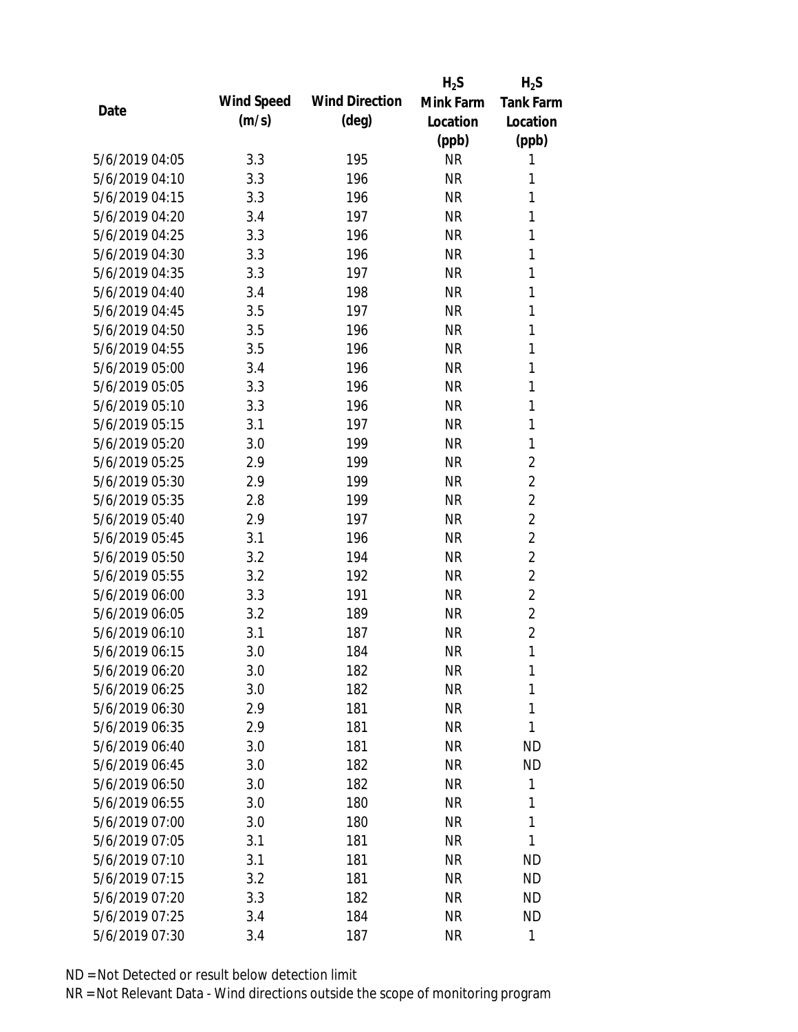| Date | Wind Speed (m/s) | Wind Direction (deg) | $H_2S$ Mink Farm Location (ppb) | $H_2S$ Tank Farm Location (ppb) |
|---|---|---|---|---|
| 5/6/2019 04:05 | 3.3 | 195 | NR | 1 |
| 5/6/2019 04:10 | 3.3 | 196 | NR | 1 |
| 5/6/2019 04:15 | 3.3 | 196 | NR | 1 |
| 5/6/2019 04:20 | 3.4 | 197 | NR | 1 |
| 5/6/2019 04:25 | 3.3 | 196 | NR | 1 |
| 5/6/2019 04:30 | 3.3 | 196 | NR | 1 |
| 5/6/2019 04:35 | 3.3 | 197 | NR | 1 |
| 5/6/2019 04:40 | 3.4 | 198 | NR | 1 |
| 5/6/2019 04:45 | 3.5 | 197 | NR | 1 |
| 5/6/2019 04:50 | 3.5 | 196 | NR | 1 |
| 5/6/2019 04:55 | 3.5 | 196 | NR | 1 |
| 5/6/2019 05:00 | 3.4 | 196 | NR | 1 |
| 5/6/2019 05:05 | 3.3 | 196 | NR | 1 |
| 5/6/2019 05:10 | 3.3 | 196 | NR | 1 |
| 5/6/2019 05:15 | 3.1 | 197 | NR | 1 |
| 5/6/2019 05:20 | 3.0 | 199 | NR | 1 |
| 5/6/2019 05:25 | 2.9 | 199 | NR | 2 |
| 5/6/2019 05:30 | 2.9 | 199 | NR | 2 |
| 5/6/2019 05:35 | 2.8 | 199 | NR | 2 |
| 5/6/2019 05:40 | 2.9 | 197 | NR | 2 |
| 5/6/2019 05:45 | 3.1 | 196 | NR | 2 |
| 5/6/2019 05:50 | 3.2 | 194 | NR | 2 |
| 5/6/2019 05:55 | 3.2 | 192 | NR | 2 |
| 5/6/2019 06:00 | 3.3 | 191 | NR | 2 |
| 5/6/2019 06:05 | 3.2 | 189 | NR | 2 |
| 5/6/2019 06:10 | 3.1 | 187 | NR | 2 |
| 5/6/2019 06:15 | 3.0 | 184 | NR | 1 |
| 5/6/2019 06:20 | 3.0 | 182 | NR | 1 |
| 5/6/2019 06:25 | 3.0 | 182 | NR | 1 |
| 5/6/2019 06:30 | 2.9 | 181 | NR | 1 |
| 5/6/2019 06:35 | 2.9 | 181 | NR | 1 |
| 5/6/2019 06:40 | 3.0 | 181 | NR | ND |
| 5/6/2019 06:45 | 3.0 | 182 | NR | ND |
| 5/6/2019 06:50 | 3.0 | 182 | NR | 1 |
| 5/6/2019 06:55 | 3.0 | 180 | NR | 1 |
| 5/6/2019 07:00 | 3.0 | 180 | NR | 1 |
| 5/6/2019 07:05 | 3.1 | 181 | NR | 1 |
| 5/6/2019 07:10 | 3.1 | 181 | NR | ND |
| 5/6/2019 07:15 | 3.2 | 181 | NR | ND |
| 5/6/2019 07:20 | 3.3 | 182 | NR | ND |
| 5/6/2019 07:25 | 3.4 | 184 | NR | ND |
| 5/6/2019 07:30 | 3.4 | 187 | NR | 1 |

ND = Not Detected or result below detection limit

NR = Not Relevant Data - Wind directions outside the scope of monitoring program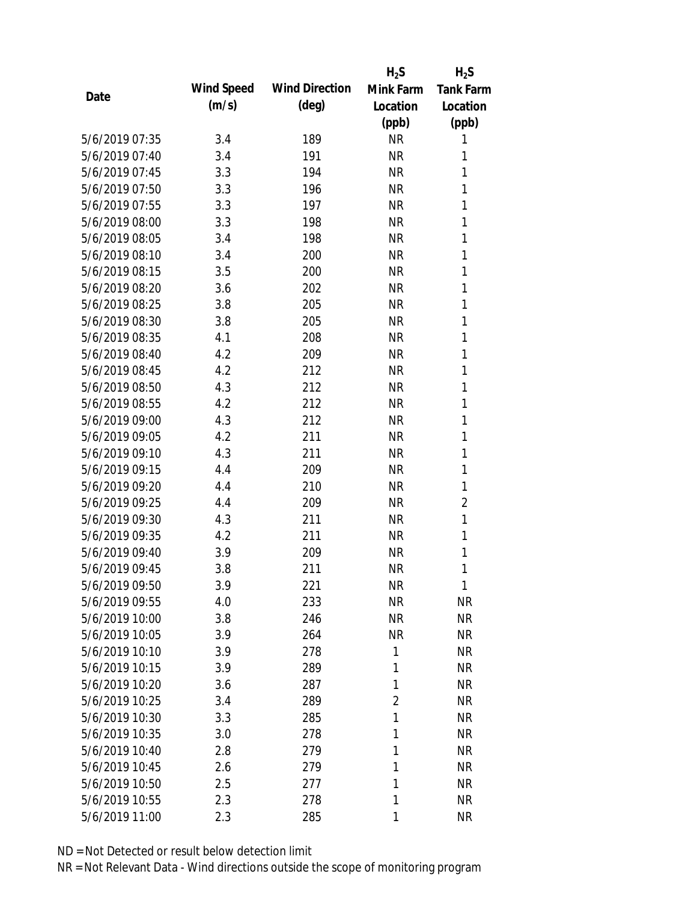| Date | Wind Speed (m/s) | Wind Direction (deg) | $H_2S$ Mink Farm Location (ppb) | $H_2S$ Tank Farm Location (ppb) |
|---|---|---|---|---|
| 5/6/2019 07:35 | 3.4 | 189 | NR | 1 |
| 5/6/2019 07:40 | 3.4 | 191 | NR | 1 |
| 5/6/2019 07:45 | 3.3 | 194 | NR | 1 |
| 5/6/2019 07:50 | 3.3 | 196 | NR | 1 |
| 5/6/2019 07:55 | 3.3 | 197 | NR | 1 |
| 5/6/2019 08:00 | 3.3 | 198 | NR | 1 |
| 5/6/2019 08:05 | 3.4 | 198 | NR | 1 |
| 5/6/2019 08:10 | 3.4 | 200 | NR | 1 |
| 5/6/2019 08:15 | 3.5 | 200 | NR | 1 |
| 5/6/2019 08:20 | 3.6 | 202 | NR | 1 |
| 5/6/2019 08:25 | 3.8 | 205 | NR | 1 |
| 5/6/2019 08:30 | 3.8 | 205 | NR | 1 |
| 5/6/2019 08:35 | 4.1 | 208 | NR | 1 |
| 5/6/2019 08:40 | 4.2 | 209 | NR | 1 |
| 5/6/2019 08:45 | 4.2 | 212 | NR | 1 |
| 5/6/2019 08:50 | 4.3 | 212 | NR | 1 |
| 5/6/2019 08:55 | 4.2 | 212 | NR | 1 |
| 5/6/2019 09:00 | 4.3 | 212 | NR | 1 |
| 5/6/2019 09:05 | 4.2 | 211 | NR | 1 |
| 5/6/2019 09:10 | 4.3 | 211 | NR | 1 |
| 5/6/2019 09:15 | 4.4 | 209 | NR | 1 |
| 5/6/2019 09:20 | 4.4 | 210 | NR | 1 |
| 5/6/2019 09:25 | 4.4 | 209 | NR | 2 |
| 5/6/2019 09:30 | 4.3 | 211 | NR | 1 |
| 5/6/2019 09:35 | 4.2 | 211 | NR | 1 |
| 5/6/2019 09:40 | 3.9 | 209 | NR | 1 |
| 5/6/2019 09:45 | 3.8 | 211 | NR | 1 |
| 5/6/2019 09:50 | 3.9 | 221 | NR | 1 |
| 5/6/2019 09:55 | 4.0 | 233 | NR | NR |
| 5/6/2019 10:00 | 3.8 | 246 | NR | NR |
| 5/6/2019 10:05 | 3.9 | 264 | NR | NR |
| 5/6/2019 10:10 | 3.9 | 278 | 1 | NR |
| 5/6/2019 10:15 | 3.9 | 289 | 1 | NR |
| 5/6/2019 10:20 | 3.6 | 287 | 1 | NR |
| 5/6/2019 10:25 | 3.4 | 289 | 2 | NR |
| 5/6/2019 10:30 | 3.3 | 285 | 1 | NR |
| 5/6/2019 10:35 | 3.0 | 278 | 1 | NR |
| 5/6/2019 10:40 | 2.8 | 279 | 1 | NR |
| 5/6/2019 10:45 | 2.6 | 279 | 1 | NR |
| 5/6/2019 10:50 | 2.5 | 277 | 1 | NR |
| 5/6/2019 10:55 | 2.3 | 278 | 1 | NR |
| 5/6/2019 11:00 | 2.3 | 285 | 1 | NR |

ND = Not Detected or result below detection limit

NR = Not Relevant Data - Wind directions outside the scope of monitoring program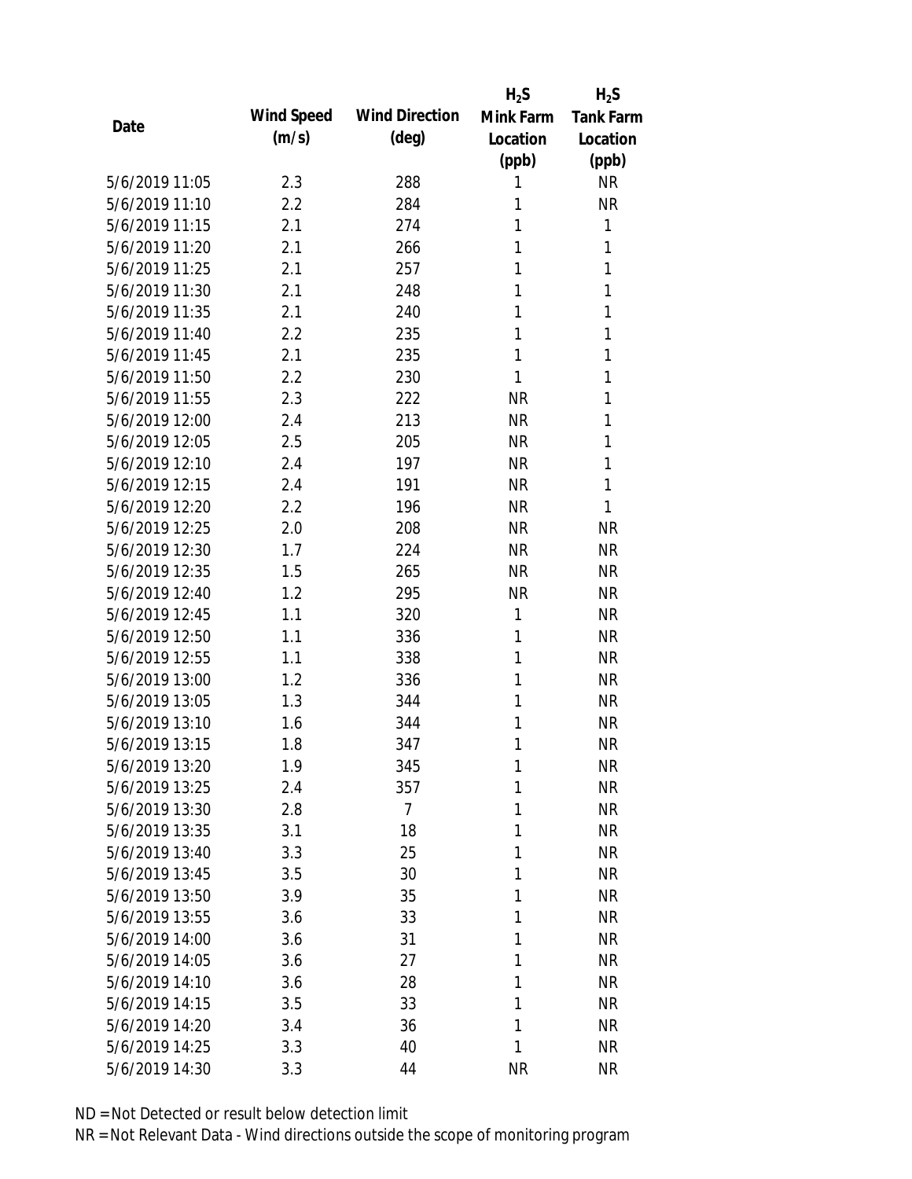| Date | Wind Speed (m/s) | Wind Direction (deg) | $H_2S$ Mink Farm Location (ppb) | $H_2S$ Tank Farm Location (ppb) |
|---|---|---|---|---|
| 5/6/2019 11:05 | 2.3 | 288 | 1 | NR |
| 5/6/2019 11:10 | 2.2 | 284 | 1 | NR |
| 5/6/2019 11:15 | 2.1 | 274 | 1 | 1 |
| 5/6/2019 11:20 | 2.1 | 266 | 1 | 1 |
| 5/6/2019 11:25 | 2.1 | 257 | 1 | 1 |
| 5/6/2019 11:30 | 2.1 | 248 | 1 | 1 |
| 5/6/2019 11:35 | 2.1 | 240 | 1 | 1 |
| 5/6/2019 11:40 | 2.2 | 235 | 1 | 1 |
| 5/6/2019 11:45 | 2.1 | 235 | 1 | 1 |
| 5/6/2019 11:50 | 2.2 | 230 | 1 | 1 |
| 5/6/2019 11:55 | 2.3 | 222 | NR | 1 |
| 5/6/2019 12:00 | 2.4 | 213 | NR | 1 |
| 5/6/2019 12:05 | 2.5 | 205 | NR | 1 |
| 5/6/2019 12:10 | 2.4 | 197 | NR | 1 |
| 5/6/2019 12:15 | 2.4 | 191 | NR | 1 |
| 5/6/2019 12:20 | 2.2 | 196 | NR | 1 |
| 5/6/2019 12:25 | 2.0 | 208 | NR | NR |
| 5/6/2019 12:30 | 1.7 | 224 | NR | NR |
| 5/6/2019 12:35 | 1.5 | 265 | NR | NR |
| 5/6/2019 12:40 | 1.2 | 295 | NR | NR |
| 5/6/2019 12:45 | 1.1 | 320 | 1 | NR |
| 5/6/2019 12:50 | 1.1 | 336 | 1 | NR |
| 5/6/2019 12:55 | 1.1 | 338 | 1 | NR |
| 5/6/2019 13:00 | 1.2 | 336 | 1 | NR |
| 5/6/2019 13:05 | 1.3 | 344 | 1 | NR |
| 5/6/2019 13:10 | 1.6 | 344 | 1 | NR |
| 5/6/2019 13:15 | 1.8 | 347 | 1 | NR |
| 5/6/2019 13:20 | 1.9 | 345 | 1 | NR |
| 5/6/2019 13:25 | 2.4 | 357 | 1 | NR |
| 5/6/2019 13:30 | 2.8 | 7 | 1 | NR |
| 5/6/2019 13:35 | 3.1 | 18 | 1 | NR |
| 5/6/2019 13:40 | 3.3 | 25 | 1 | NR |
| 5/6/2019 13:45 | 3.5 | 30 | 1 | NR |
| 5/6/2019 13:50 | 3.9 | 35 | 1 | NR |
| 5/6/2019 13:55 | 3.6 | 33 | 1 | NR |
| 5/6/2019 14:00 | 3.6 | 31 | 1 | NR |
| 5/6/2019 14:05 | 3.6 | 27 | 1 | NR |
| 5/6/2019 14:10 | 3.6 | 28 | 1 | NR |
| 5/6/2019 14:15 | 3.5 | 33 | 1 | NR |
| 5/6/2019 14:20 | 3.4 | 36 | 1 | NR |
| 5/6/2019 14:25 | 3.3 | 40 | 1 | NR |
| 5/6/2019 14:30 | 3.3 | 44 | NR | NR |

ND = Not Detected or result below detection limit

NR = Not Relevant Data - Wind directions outside the scope of monitoring program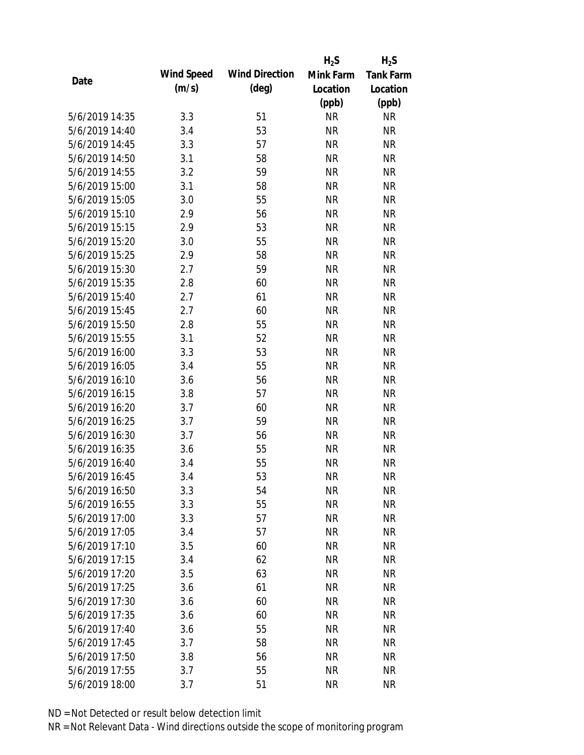| Date | Wind Speed (m/s) | Wind Direction (deg) | $H_2S$ Mink Farm Location (ppb) | $H_2S$ Tank Farm Location (ppb) |
|---|---|---|---|---|
| 5/6/2019 14:35 | 3.3 | 51 | NR | NR |
| 5/6/2019 14:40 | 3.4 | 53 | NR | NR |
| 5/6/2019 14:45 | 3.3 | 57 | NR | NR |
| 5/6/2019 14:50 | 3.1 | 58 | NR | NR |
| 5/6/2019 14:55 | 3.2 | 59 | NR | NR |
| 5/6/2019 15:00 | 3.1 | 58 | NR | NR |
| 5/6/2019 15:05 | 3.0 | 55 | NR | NR |
| 5/6/2019 15:10 | 2.9 | 56 | NR | NR |
| 5/6/2019 15:15 | 2.9 | 53 | NR | NR |
| 5/6/2019 15:20 | 3.0 | 55 | NR | NR |
| 5/6/2019 15:25 | 2.9 | 58 | NR | NR |
| 5/6/2019 15:30 | 2.7 | 59 | NR | NR |
| 5/6/2019 15:35 | 2.8 | 60 | NR | NR |
| 5/6/2019 15:40 | 2.7 | 61 | NR | NR |
| 5/6/2019 15:45 | 2.7 | 60 | NR | NR |
| 5/6/2019 15:50 | 2.8 | 55 | NR | NR |
| 5/6/2019 15:55 | 3.1 | 52 | NR | NR |
| 5/6/2019 16:00 | 3.3 | 53 | NR | NR |
| 5/6/2019 16:05 | 3.4 | 55 | NR | NR |
| 5/6/2019 16:10 | 3.6 | 56 | NR | NR |
| 5/6/2019 16:15 | 3.8 | 57 | NR | NR |
| 5/6/2019 16:20 | 3.7 | 60 | NR | NR |
| 5/6/2019 16:25 | 3.7 | 59 | NR | NR |
| 5/6/2019 16:30 | 3.7 | 56 | NR | NR |
| 5/6/2019 16:35 | 3.6 | 55 | NR | NR |
| 5/6/2019 16:40 | 3.4 | 55 | NR | NR |
| 5/6/2019 16:45 | 3.4 | 53 | NR | NR |
| 5/6/2019 16:50 | 3.3 | 54 | NR | NR |
| 5/6/2019 16:55 | 3.3 | 55 | NR | NR |
| 5/6/2019 17:00 | 3.3 | 57 | NR | NR |
| 5/6/2019 17:05 | 3.4 | 57 | NR | NR |
| 5/6/2019 17:10 | 3.5 | 60 | NR | NR |
| 5/6/2019 17:15 | 3.4 | 62 | NR | NR |
| 5/6/2019 17:20 | 3.5 | 63 | NR | NR |
| 5/6/2019 17:25 | 3.6 | 61 | NR | NR |
| 5/6/2019 17:30 | 3.6 | 60 | NR | NR |
| 5/6/2019 17:35 | 3.6 | 60 | NR | NR |
| 5/6/2019 17:40 | 3.6 | 55 | NR | NR |
| 5/6/2019 17:45 | 3.7 | 58 | NR | NR |
| 5/6/2019 17:50 | 3.8 | 56 | NR | NR |
| 5/6/2019 17:55 | 3.7 | 55 | NR | NR |
| 5/6/2019 18:00 | 3.7 | 51 | NR | NR |

ND = Not Detected or result below detection limit

NR = Not Relevant Data - Wind directions outside the scope of monitoring program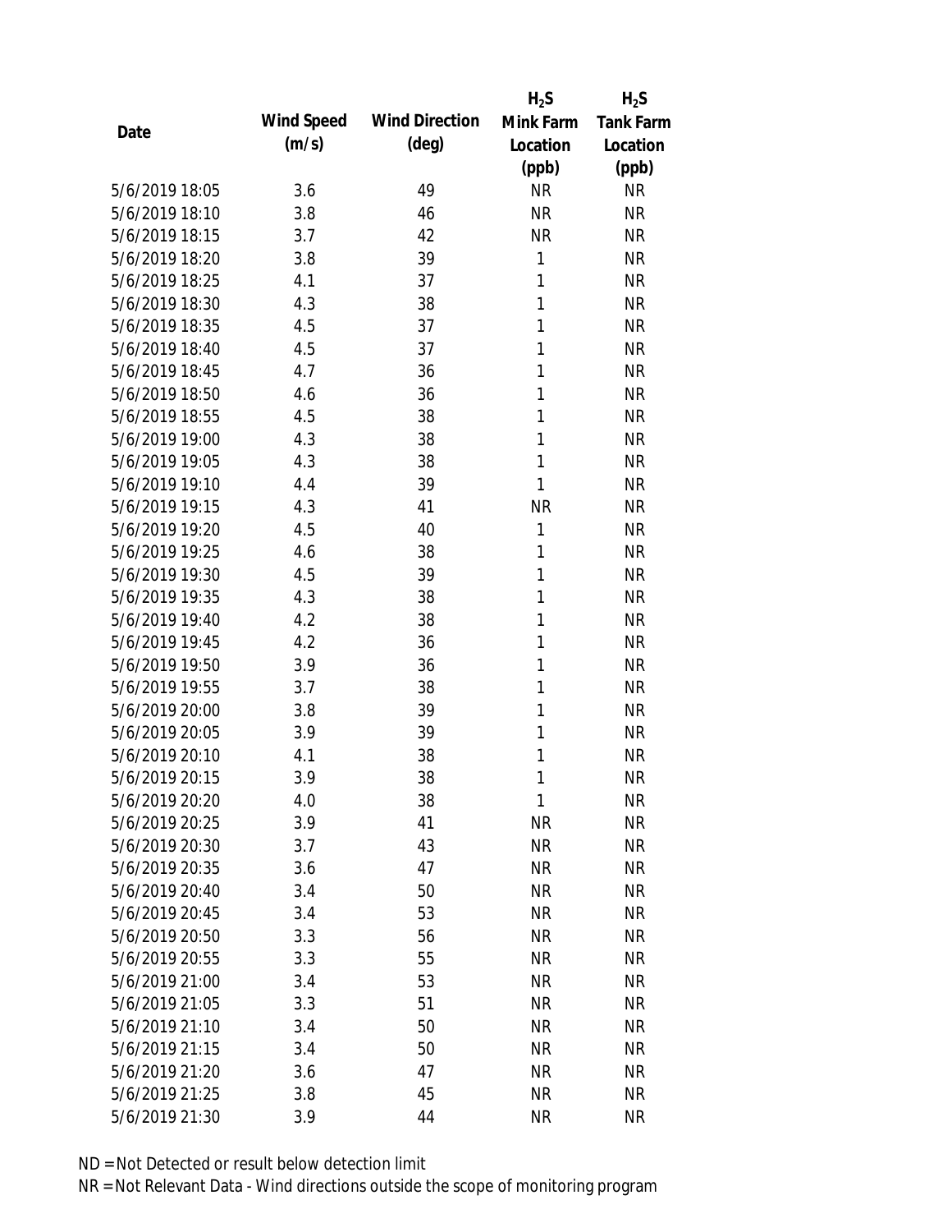| Date | Wind Speed (m/s) | Wind Direction (deg) | $H_2S$ Mink Farm Location (ppb) | $H_2S$ Tank Farm Location (ppb) |
|---|---|---|---|---|
| 5/6/2019 18:05 | 3.6 | 49 | NR | NR |
| 5/6/2019 18:10 | 3.8 | 46 | NR | NR |
| 5/6/2019 18:15 | 3.7 | 42 | NR | NR |
| 5/6/2019 18:20 | 3.8 | 39 | 1 | NR |
| 5/6/2019 18:25 | 4.1 | 37 | 1 | NR |
| 5/6/2019 18:30 | 4.3 | 38 | 1 | NR |
| 5/6/2019 18:35 | 4.5 | 37 | 1 | NR |
| 5/6/2019 18:40 | 4.5 | 37 | 1 | NR |
| 5/6/2019 18:45 | 4.7 | 36 | 1 | NR |
| 5/6/2019 18:50 | 4.6 | 36 | 1 | NR |
| 5/6/2019 18:55 | 4.5 | 38 | 1 | NR |
| 5/6/2019 19:00 | 4.3 | 38 | 1 | NR |
| 5/6/2019 19:05 | 4.3 | 38 | 1 | NR |
| 5/6/2019 19:10 | 4.4 | 39 | 1 | NR |
| 5/6/2019 19:15 | 4.3 | 41 | NR | NR |
| 5/6/2019 19:20 | 4.5 | 40 | 1 | NR |
| 5/6/2019 19:25 | 4.6 | 38 | 1 | NR |
| 5/6/2019 19:30 | 4.5 | 39 | 1 | NR |
| 5/6/2019 19:35 | 4.3 | 38 | 1 | NR |
| 5/6/2019 19:40 | 4.2 | 38 | 1 | NR |
| 5/6/2019 19:45 | 4.2 | 36 | 1 | NR |
| 5/6/2019 19:50 | 3.9 | 36 | 1 | NR |
| 5/6/2019 19:55 | 3.7 | 38 | 1 | NR |
| 5/6/2019 20:00 | 3.8 | 39 | 1 | NR |
| 5/6/2019 20:05 | 3.9 | 39 | 1 | NR |
| 5/6/2019 20:10 | 4.1 | 38 | 1 | NR |
| 5/6/2019 20:15 | 3.9 | 38 | 1 | NR |
| 5/6/2019 20:20 | 4.0 | 38 | 1 | NR |
| 5/6/2019 20:25 | 3.9 | 41 | NR | NR |
| 5/6/2019 20:30 | 3.7 | 43 | NR | NR |
| 5/6/2019 20:35 | 3.6 | 47 | NR | NR |
| 5/6/2019 20:40 | 3.4 | 50 | NR | NR |
| 5/6/2019 20:45 | 3.4 | 53 | NR | NR |
| 5/6/2019 20:50 | 3.3 | 56 | NR | NR |
| 5/6/2019 20:55 | 3.3 | 55 | NR | NR |
| 5/6/2019 21:00 | 3.4 | 53 | NR | NR |
| 5/6/2019 21:05 | 3.3 | 51 | NR | NR |
| 5/6/2019 21:10 | 3.4 | 50 | NR | NR |
| 5/6/2019 21:15 | 3.4 | 50 | NR | NR |
| 5/6/2019 21:20 | 3.6 | 47 | NR | NR |
| 5/6/2019 21:25 | 3.8 | 45 | NR | NR |
| 5/6/2019 21:30 | 3.9 | 44 | NR | NR |

ND = Not Detected or result below detection limit

NR = Not Relevant Data - Wind directions outside the scope of monitoring program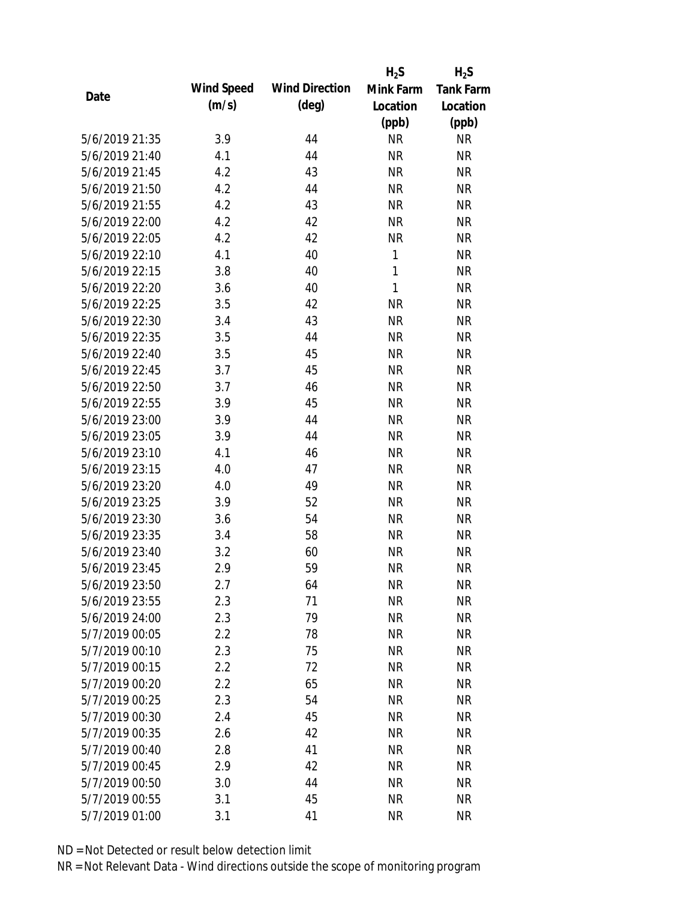| Date | Wind Speed (m/s) | Wind Direction (deg) | $H_2S$ Mink Farm Location (ppb) | $H_2S$ Tank Farm Location (ppb) |
|---|---|---|---|---|
| 5/6/2019 21:35 | 3.9 | 44 | NR | NR |
| 5/6/2019 21:40 | 4.1 | 44 | NR | NR |
| 5/6/2019 21:45 | 4.2 | 43 | NR | NR |
| 5/6/2019 21:50 | 4.2 | 44 | NR | NR |
| 5/6/2019 21:55 | 4.2 | 43 | NR | NR |
| 5/6/2019 22:00 | 4.2 | 42 | NR | NR |
| 5/6/2019 22:05 | 4.2 | 42 | NR | NR |
| 5/6/2019 22:10 | 4.1 | 40 | 1 | NR |
| 5/6/2019 22:15 | 3.8 | 40 | 1 | NR |
| 5/6/2019 22:20 | 3.6 | 40 | 1 | NR |
| 5/6/2019 22:25 | 3.5 | 42 | NR | NR |
| 5/6/2019 22:30 | 3.4 | 43 | NR | NR |
| 5/6/2019 22:35 | 3.5 | 44 | NR | NR |
| 5/6/2019 22:40 | 3.5 | 45 | NR | NR |
| 5/6/2019 22:45 | 3.7 | 45 | NR | NR |
| 5/6/2019 22:50 | 3.7 | 46 | NR | NR |
| 5/6/2019 22:55 | 3.9 | 45 | NR | NR |
| 5/6/2019 23:00 | 3.9 | 44 | NR | NR |
| 5/6/2019 23:05 | 3.9 | 44 | NR | NR |
| 5/6/2019 23:10 | 4.1 | 46 | NR | NR |
| 5/6/2019 23:15 | 4.0 | 47 | NR | NR |
| 5/6/2019 23:20 | 4.0 | 49 | NR | NR |
| 5/6/2019 23:25 | 3.9 | 52 | NR | NR |
| 5/6/2019 23:30 | 3.6 | 54 | NR | NR |
| 5/6/2019 23:35 | 3.4 | 58 | NR | NR |
| 5/6/2019 23:40 | 3.2 | 60 | NR | NR |
| 5/6/2019 23:45 | 2.9 | 59 | NR | NR |
| 5/6/2019 23:50 | 2.7 | 64 | NR | NR |
| 5/6/2019 23:55 | 2.3 | 71 | NR | NR |
| 5/6/2019 24:00 | 2.3 | 79 | NR | NR |
| 5/7/2019 00:05 | 2.2 | 78 | NR | NR |
| 5/7/2019 00:10 | 2.3 | 75 | NR | NR |
| 5/7/2019 00:15 | 2.2 | 72 | NR | NR |
| 5/7/2019 00:20 | 2.2 | 65 | NR | NR |
| 5/7/2019 00:25 | 2.3 | 54 | NR | NR |
| 5/7/2019 00:30 | 2.4 | 45 | NR | NR |
| 5/7/2019 00:35 | 2.6 | 42 | NR | NR |
| 5/7/2019 00:40 | 2.8 | 41 | NR | NR |
| 5/7/2019 00:45 | 2.9 | 42 | NR | NR |
| 5/7/2019 00:50 | 3.0 | 44 | NR | NR |
| 5/7/2019 00:55 | 3.1 | 45 | NR | NR |
| 5/7/2019 01:00 | 3.1 | 41 | NR | NR |

ND = Not Detected or result below detection limit

NR = Not Relevant Data - Wind directions outside the scope of monitoring program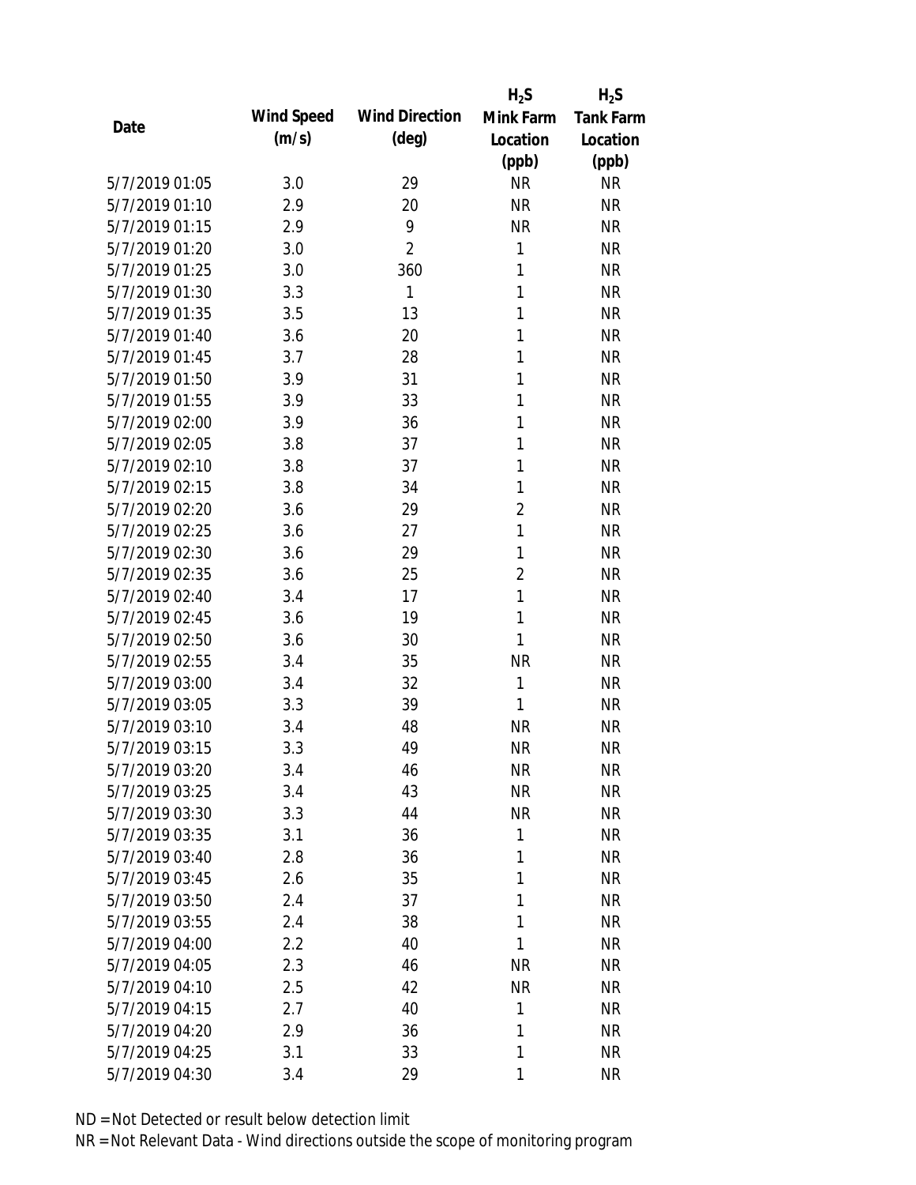| Date | Wind Speed (m/s) | Wind Direction (deg) | $H_2S$ Mink Farm Location (ppb) | $H_2S$ Tank Farm Location (ppb) |
|---|---|---|---|---|
| 5/7/2019 01:05 | 3.0 | 29 | NR | NR |
| 5/7/2019 01:10 | 2.9 | 20 | NR | NR |
| 5/7/2019 01:15 | 2.9 | 9 | NR | NR |
| 5/7/2019 01:20 | 3.0 | 2 | 1 | NR |
| 5/7/2019 01:25 | 3.0 | 360 | 1 | NR |
| 5/7/2019 01:30 | 3.3 | 1 | 1 | NR |
| 5/7/2019 01:35 | 3.5 | 13 | 1 | NR |
| 5/7/2019 01:40 | 3.6 | 20 | 1 | NR |
| 5/7/2019 01:45 | 3.7 | 28 | 1 | NR |
| 5/7/2019 01:50 | 3.9 | 31 | 1 | NR |
| 5/7/2019 01:55 | 3.9 | 33 | 1 | NR |
| 5/7/2019 02:00 | 3.9 | 36 | 1 | NR |
| 5/7/2019 02:05 | 3.8 | 37 | 1 | NR |
| 5/7/2019 02:10 | 3.8 | 37 | 1 | NR |
| 5/7/2019 02:15 | 3.8 | 34 | 1 | NR |
| 5/7/2019 02:20 | 3.6 | 29 | 2 | NR |
| 5/7/2019 02:25 | 3.6 | 27 | 1 | NR |
| 5/7/2019 02:30 | 3.6 | 29 | 1 | NR |
| 5/7/2019 02:35 | 3.6 | 25 | 2 | NR |
| 5/7/2019 02:40 | 3.4 | 17 | 1 | NR |
| 5/7/2019 02:45 | 3.6 | 19 | 1 | NR |
| 5/7/2019 02:50 | 3.6 | 30 | 1 | NR |
| 5/7/2019 02:55 | 3.4 | 35 | NR | NR |
| 5/7/2019 03:00 | 3.4 | 32 | 1 | NR |
| 5/7/2019 03:05 | 3.3 | 39 | 1 | NR |
| 5/7/2019 03:10 | 3.4 | 48 | NR | NR |
| 5/7/2019 03:15 | 3.3 | 49 | NR | NR |
| 5/7/2019 03:20 | 3.4 | 46 | NR | NR |
| 5/7/2019 03:25 | 3.4 | 43 | NR | NR |
| 5/7/2019 03:30 | 3.3 | 44 | NR | NR |
| 5/7/2019 03:35 | 3.1 | 36 | 1 | NR |
| 5/7/2019 03:40 | 2.8 | 36 | 1 | NR |
| 5/7/2019 03:45 | 2.6 | 35 | 1 | NR |
| 5/7/2019 03:50 | 2.4 | 37 | 1 | NR |
| 5/7/2019 03:55 | 2.4 | 38 | 1 | NR |
| 5/7/2019 04:00 | 2.2 | 40 | 1 | NR |
| 5/7/2019 04:05 | 2.3 | 46 | NR | NR |
| 5/7/2019 04:10 | 2.5 | 42 | NR | NR |
| 5/7/2019 04:15 | 2.7 | 40 | 1 | NR |
| 5/7/2019 04:20 | 2.9 | 36 | 1 | NR |
| 5/7/2019 04:25 | 3.1 | 33 | 1 | NR |
| 5/7/2019 04:30 | 3.4 | 29 | 1 | NR |

ND = Not Detected or result below detection limit

NR = Not Relevant Data - Wind directions outside the scope of monitoring program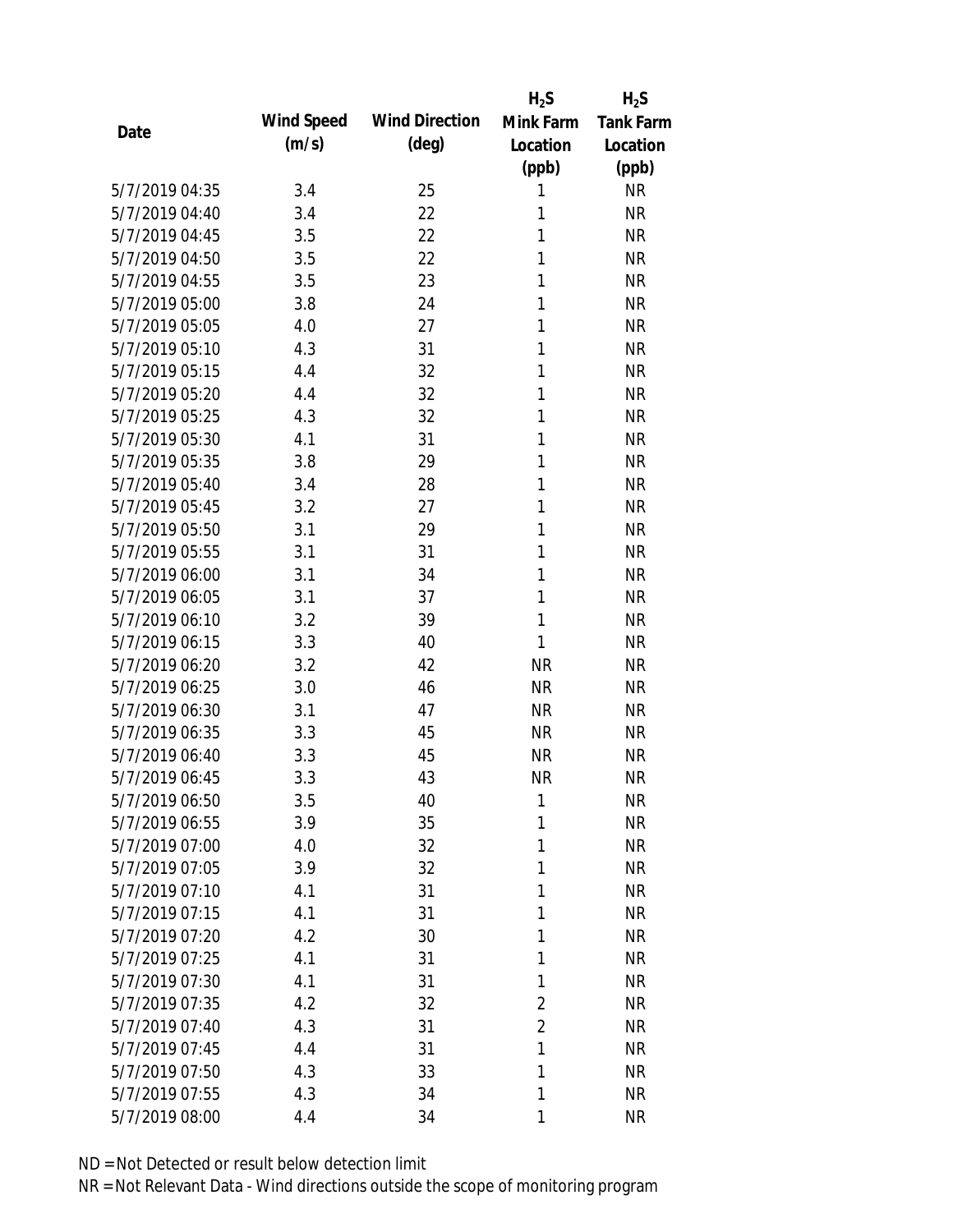| Date | Wind Speed (m/s) | Wind Direction (deg) | $H_2S$ Mink Farm Location (ppb) | $H_2S$ Tank Farm Location (ppb) |
|---|---|---|---|---|
| 5/7/2019 04:35 | 3.4 | 25 | 1 | NR |
| 5/7/2019 04:40 | 3.4 | 22 | 1 | NR |
| 5/7/2019 04:45 | 3.5 | 22 | 1 | NR |
| 5/7/2019 04:50 | 3.5 | 22 | 1 | NR |
| 5/7/2019 04:55 | 3.5 | 23 | 1 | NR |
| 5/7/2019 05:00 | 3.8 | 24 | 1 | NR |
| 5/7/2019 05:05 | 4.0 | 27 | 1 | NR |
| 5/7/2019 05:10 | 4.3 | 31 | 1 | NR |
| 5/7/2019 05:15 | 4.4 | 32 | 1 | NR |
| 5/7/2019 05:20 | 4.4 | 32 | 1 | NR |
| 5/7/2019 05:25 | 4.3 | 32 | 1 | NR |
| 5/7/2019 05:30 | 4.1 | 31 | 1 | NR |
| 5/7/2019 05:35 | 3.8 | 29 | 1 | NR |
| 5/7/2019 05:40 | 3.4 | 28 | 1 | NR |
| 5/7/2019 05:45 | 3.2 | 27 | 1 | NR |
| 5/7/2019 05:50 | 3.1 | 29 | 1 | NR |
| 5/7/2019 05:55 | 3.1 | 31 | 1 | NR |
| 5/7/2019 06:00 | 3.1 | 34 | 1 | NR |
| 5/7/2019 06:05 | 3.1 | 37 | 1 | NR |
| 5/7/2019 06:10 | 3.2 | 39 | 1 | NR |
| 5/7/2019 06:15 | 3.3 | 40 | 1 | NR |
| 5/7/2019 06:20 | 3.2 | 42 | NR | NR |
| 5/7/2019 06:25 | 3.0 | 46 | NR | NR |
| 5/7/2019 06:30 | 3.1 | 47 | NR | NR |
| 5/7/2019 06:35 | 3.3 | 45 | NR | NR |
| 5/7/2019 06:40 | 3.3 | 45 | NR | NR |
| 5/7/2019 06:45 | 3.3 | 43 | NR | NR |
| 5/7/2019 06:50 | 3.5 | 40 | 1 | NR |
| 5/7/2019 06:55 | 3.9 | 35 | 1 | NR |
| 5/7/2019 07:00 | 4.0 | 32 | 1 | NR |
| 5/7/2019 07:05 | 3.9 | 32 | 1 | NR |
| 5/7/2019 07:10 | 4.1 | 31 | 1 | NR |
| 5/7/2019 07:15 | 4.1 | 31 | 1 | NR |
| 5/7/2019 07:20 | 4.2 | 30 | 1 | NR |
| 5/7/2019 07:25 | 4.1 | 31 | 1 | NR |
| 5/7/2019 07:30 | 4.1 | 31 | 1 | NR |
| 5/7/2019 07:35 | 4.2 | 32 | 2 | NR |
| 5/7/2019 07:40 | 4.3 | 31 | 2 | NR |
| 5/7/2019 07:45 | 4.4 | 31 | 1 | NR |
| 5/7/2019 07:50 | 4.3 | 33 | 1 | NR |
| 5/7/2019 07:55 | 4.3 | 34 | 1 | NR |
| 5/7/2019 08:00 | 4.4 | 34 | 1 | NR |

ND = Not Detected or result below detection limit

NR = Not Relevant Data - Wind directions outside the scope of monitoring program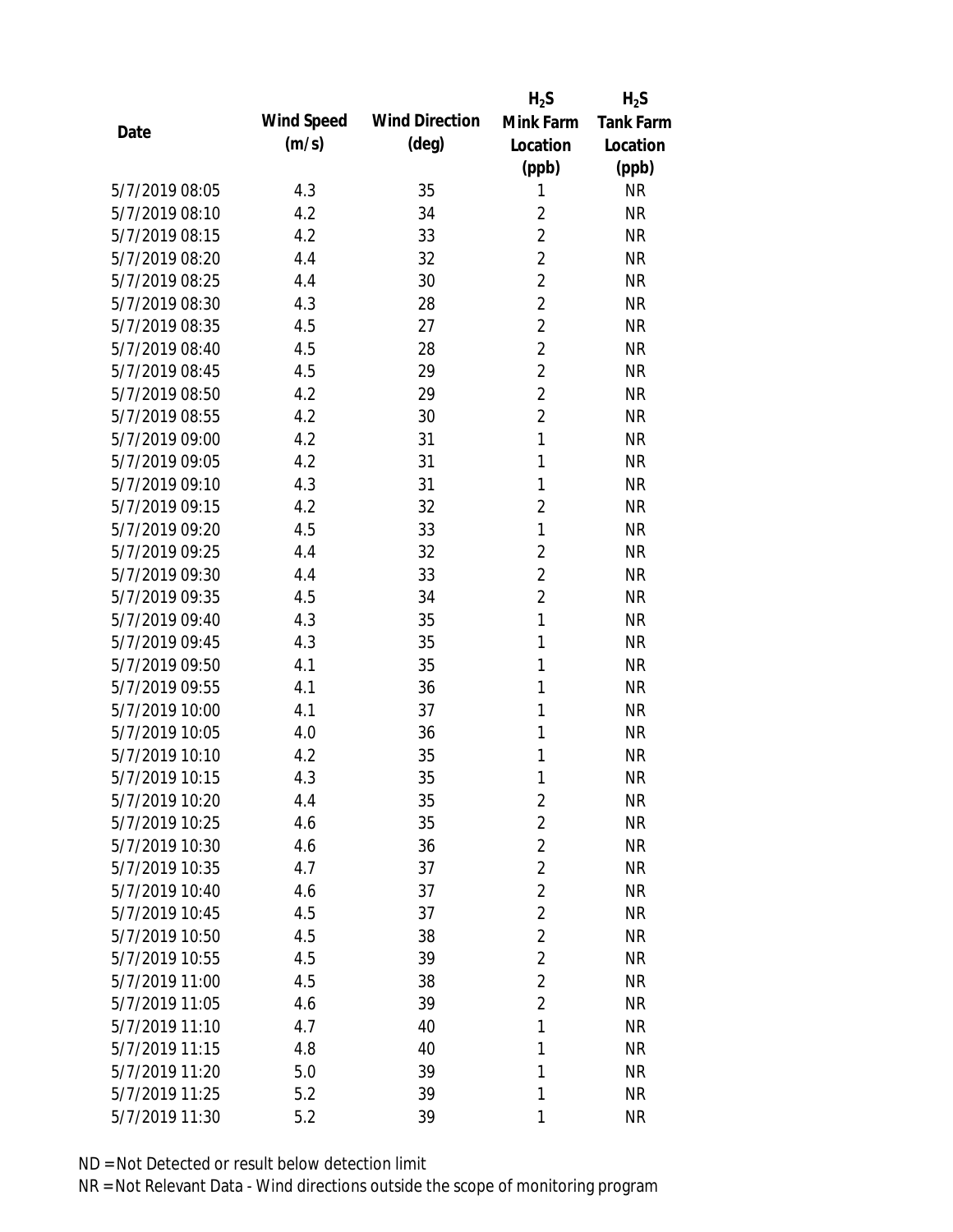| Date | Wind Speed (m/s) | Wind Direction (deg) | $H_2S$ Mink Farm Location (ppb) | $H_2S$ Tank Farm Location (ppb) |
|---|---|---|---|---|
| 5/7/2019 08:05 | 4.3 | 35 | 1 | NR |
| 5/7/2019 08:10 | 4.2 | 34 | 2 | NR |
| 5/7/2019 08:15 | 4.2 | 33 | 2 | NR |
| 5/7/2019 08:20 | 4.4 | 32 | 2 | NR |
| 5/7/2019 08:25 | 4.4 | 30 | 2 | NR |
| 5/7/2019 08:30 | 4.3 | 28 | 2 | NR |
| 5/7/2019 08:35 | 4.5 | 27 | 2 | NR |
| 5/7/2019 08:40 | 4.5 | 28 | 2 | NR |
| 5/7/2019 08:45 | 4.5 | 29 | 2 | NR |
| 5/7/2019 08:50 | 4.2 | 29 | 2 | NR |
| 5/7/2019 08:55 | 4.2 | 30 | 2 | NR |
| 5/7/2019 09:00 | 4.2 | 31 | 1 | NR |
| 5/7/2019 09:05 | 4.2 | 31 | 1 | NR |
| 5/7/2019 09:10 | 4.3 | 31 | 1 | NR |
| 5/7/2019 09:15 | 4.2 | 32 | 2 | NR |
| 5/7/2019 09:20 | 4.5 | 33 | 1 | NR |
| 5/7/2019 09:25 | 4.4 | 32 | 2 | NR |
| 5/7/2019 09:30 | 4.4 | 33 | 2 | NR |
| 5/7/2019 09:35 | 4.5 | 34 | 2 | NR |
| 5/7/2019 09:40 | 4.3 | 35 | 1 | NR |
| 5/7/2019 09:45 | 4.3 | 35 | 1 | NR |
| 5/7/2019 09:50 | 4.1 | 35 | 1 | NR |
| 5/7/2019 09:55 | 4.1 | 36 | 1 | NR |
| 5/7/2019 10:00 | 4.1 | 37 | 1 | NR |
| 5/7/2019 10:05 | 4.0 | 36 | 1 | NR |
| 5/7/2019 10:10 | 4.2 | 35 | 1 | NR |
| 5/7/2019 10:15 | 4.3 | 35 | 1 | NR |
| 5/7/2019 10:20 | 4.4 | 35 | 2 | NR |
| 5/7/2019 10:25 | 4.6 | 35 | 2 | NR |
| 5/7/2019 10:30 | 4.6 | 36 | 2 | NR |
| 5/7/2019 10:35 | 4.7 | 37 | 2 | NR |
| 5/7/2019 10:40 | 4.6 | 37 | 2 | NR |
| 5/7/2019 10:45 | 4.5 | 37 | 2 | NR |
| 5/7/2019 10:50 | 4.5 | 38 | 2 | NR |
| 5/7/2019 10:55 | 4.5 | 39 | 2 | NR |
| 5/7/2019 11:00 | 4.5 | 38 | 2 | NR |
| 5/7/2019 11:05 | 4.6 | 39 | 2 | NR |
| 5/7/2019 11:10 | 4.7 | 40 | 1 | NR |
| 5/7/2019 11:15 | 4.8 | 40 | 1 | NR |
| 5/7/2019 11:20 | 5.0 | 39 | 1 | NR |
| 5/7/2019 11:25 | 5.2 | 39 | 1 | NR |
| 5/7/2019 11:30 | 5.2 | 39 | 1 | NR |

ND = Not Detected or result below detection limit

NR = Not Relevant Data - Wind directions outside the scope of monitoring program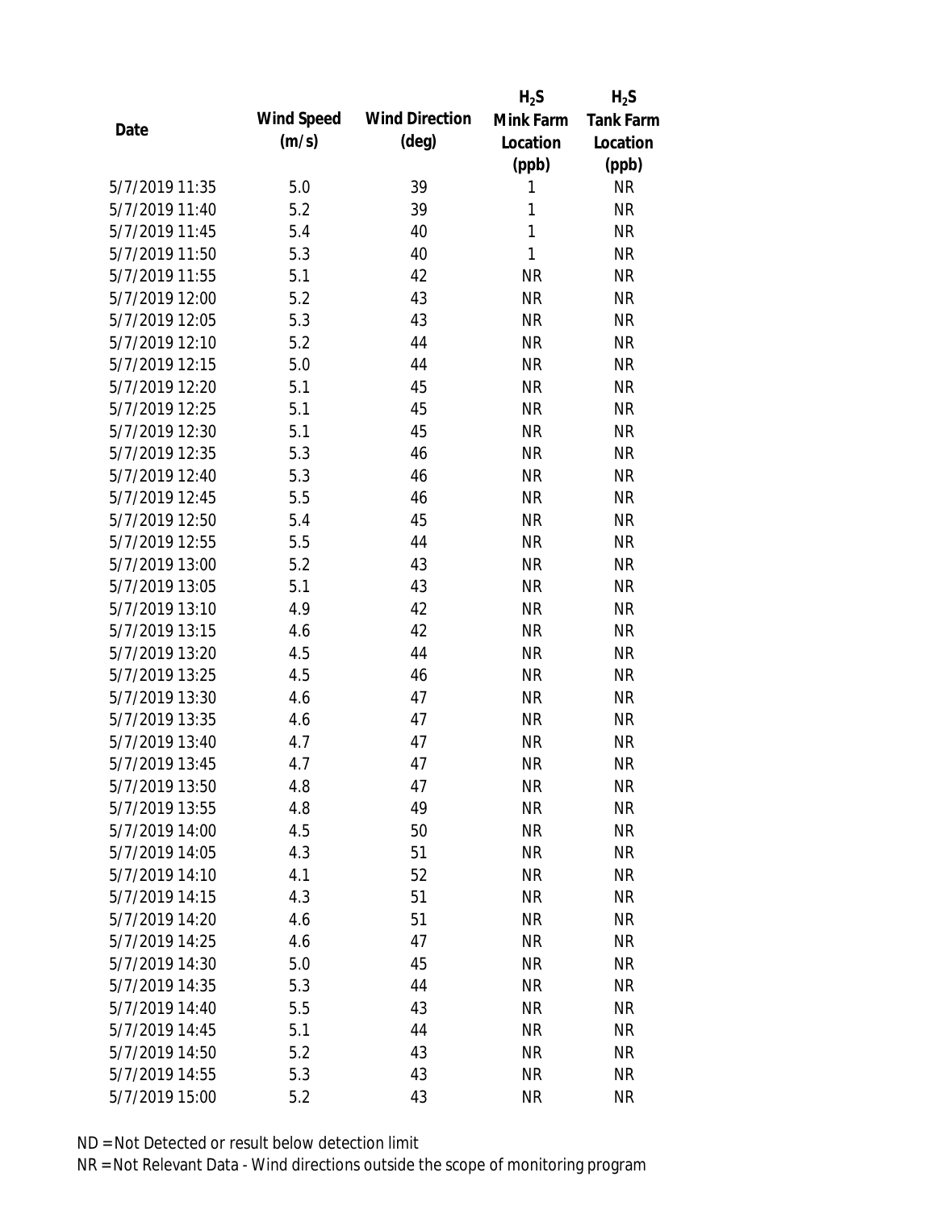| Date | Wind Speed (m/s) | Wind Direction (deg) | $H_2S$ Mink Farm Location (ppb) | $H_2S$ Tank Farm Location (ppb) |
|---|---|---|---|---|
| 5/7/2019 11:35 | 5.0 | 39 | 1 | NR |
| 5/7/2019 11:40 | 5.2 | 39 | 1 | NR |
| 5/7/2019 11:45 | 5.4 | 40 | 1 | NR |
| 5/7/2019 11:50 | 5.3 | 40 | 1 | NR |
| 5/7/2019 11:55 | 5.1 | 42 | NR | NR |
| 5/7/2019 12:00 | 5.2 | 43 | NR | NR |
| 5/7/2019 12:05 | 5.3 | 43 | NR | NR |
| 5/7/2019 12:10 | 5.2 | 44 | NR | NR |
| 5/7/2019 12:15 | 5.0 | 44 | NR | NR |
| 5/7/2019 12:20 | 5.1 | 45 | NR | NR |
| 5/7/2019 12:25 | 5.1 | 45 | NR | NR |
| 5/7/2019 12:30 | 5.1 | 45 | NR | NR |
| 5/7/2019 12:35 | 5.3 | 46 | NR | NR |
| 5/7/2019 12:40 | 5.3 | 46 | NR | NR |
| 5/7/2019 12:45 | 5.5 | 46 | NR | NR |
| 5/7/2019 12:50 | 5.4 | 45 | NR | NR |
| 5/7/2019 12:55 | 5.5 | 44 | NR | NR |
| 5/7/2019 13:00 | 5.2 | 43 | NR | NR |
| 5/7/2019 13:05 | 5.1 | 43 | NR | NR |
| 5/7/2019 13:10 | 4.9 | 42 | NR | NR |
| 5/7/2019 13:15 | 4.6 | 42 | NR | NR |
| 5/7/2019 13:20 | 4.5 | 44 | NR | NR |
| 5/7/2019 13:25 | 4.5 | 46 | NR | NR |
| 5/7/2019 13:30 | 4.6 | 47 | NR | NR |
| 5/7/2019 13:35 | 4.6 | 47 | NR | NR |
| 5/7/2019 13:40 | 4.7 | 47 | NR | NR |
| 5/7/2019 13:45 | 4.7 | 47 | NR | NR |
| 5/7/2019 13:50 | 4.8 | 47 | NR | NR |
| 5/7/2019 13:55 | 4.8 | 49 | NR | NR |
| 5/7/2019 14:00 | 4.5 | 50 | NR | NR |
| 5/7/2019 14:05 | 4.3 | 51 | NR | NR |
| 5/7/2019 14:10 | 4.1 | 52 | NR | NR |
| 5/7/2019 14:15 | 4.3 | 51 | NR | NR |
| 5/7/2019 14:20 | 4.6 | 51 | NR | NR |
| 5/7/2019 14:25 | 4.6 | 47 | NR | NR |
| 5/7/2019 14:30 | 5.0 | 45 | NR | NR |
| 5/7/2019 14:35 | 5.3 | 44 | NR | NR |
| 5/7/2019 14:40 | 5.5 | 43 | NR | NR |
| 5/7/2019 14:45 | 5.1 | 44 | NR | NR |
| 5/7/2019 14:50 | 5.2 | 43 | NR | NR |
| 5/7/2019 14:55 | 5.3 | 43 | NR | NR |
| 5/7/2019 15:00 | 5.2 | 43 | NR | NR |

ND = Not Detected or result below detection limit

NR = Not Relevant Data - Wind directions outside the scope of monitoring program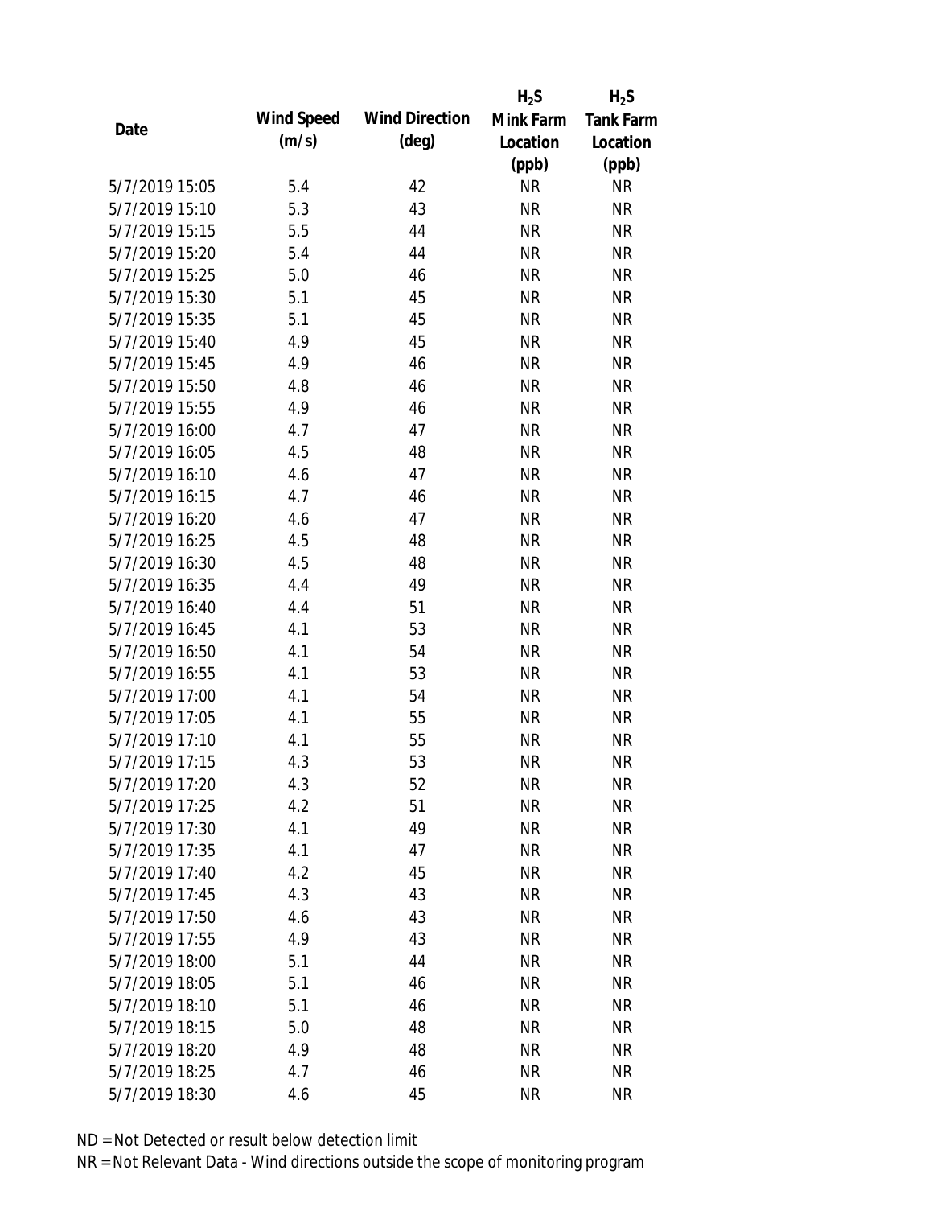| Date | Wind Speed (m/s) | Wind Direction (deg) | $H_2S$ Mink Farm Location (ppb) | $H_2S$ Tank Farm Location (ppb) |
|---|---|---|---|---|
| 5/7/2019 15:05 | 5.4 | 42 | NR | NR |
| 5/7/2019 15:10 | 5.3 | 43 | NR | NR |
| 5/7/2019 15:15 | 5.5 | 44 | NR | NR |
| 5/7/2019 15:20 | 5.4 | 44 | NR | NR |
| 5/7/2019 15:25 | 5.0 | 46 | NR | NR |
| 5/7/2019 15:30 | 5.1 | 45 | NR | NR |
| 5/7/2019 15:35 | 5.1 | 45 | NR | NR |
| 5/7/2019 15:40 | 4.9 | 45 | NR | NR |
| 5/7/2019 15:45 | 4.9 | 46 | NR | NR |
| 5/7/2019 15:50 | 4.8 | 46 | NR | NR |
| 5/7/2019 15:55 | 4.9 | 46 | NR | NR |
| 5/7/2019 16:00 | 4.7 | 47 | NR | NR |
| 5/7/2019 16:05 | 4.5 | 48 | NR | NR |
| 5/7/2019 16:10 | 4.6 | 47 | NR | NR |
| 5/7/2019 16:15 | 4.7 | 46 | NR | NR |
| 5/7/2019 16:20 | 4.6 | 47 | NR | NR |
| 5/7/2019 16:25 | 4.5 | 48 | NR | NR |
| 5/7/2019 16:30 | 4.5 | 48 | NR | NR |
| 5/7/2019 16:35 | 4.4 | 49 | NR | NR |
| 5/7/2019 16:40 | 4.4 | 51 | NR | NR |
| 5/7/2019 16:45 | 4.1 | 53 | NR | NR |
| 5/7/2019 16:50 | 4.1 | 54 | NR | NR |
| 5/7/2019 16:55 | 4.1 | 53 | NR | NR |
| 5/7/2019 17:00 | 4.1 | 54 | NR | NR |
| 5/7/2019 17:05 | 4.1 | 55 | NR | NR |
| 5/7/2019 17:10 | 4.1 | 55 | NR | NR |
| 5/7/2019 17:15 | 4.3 | 53 | NR | NR |
| 5/7/2019 17:20 | 4.3 | 52 | NR | NR |
| 5/7/2019 17:25 | 4.2 | 51 | NR | NR |
| 5/7/2019 17:30 | 4.1 | 49 | NR | NR |
| 5/7/2019 17:35 | 4.1 | 47 | NR | NR |
| 5/7/2019 17:40 | 4.2 | 45 | NR | NR |
| 5/7/2019 17:45 | 4.3 | 43 | NR | NR |
| 5/7/2019 17:50 | 4.6 | 43 | NR | NR |
| 5/7/2019 17:55 | 4.9 | 43 | NR | NR |
| 5/7/2019 18:00 | 5.1 | 44 | NR | NR |
| 5/7/2019 18:05 | 5.1 | 46 | NR | NR |
| 5/7/2019 18:10 | 5.1 | 46 | NR | NR |
| 5/7/2019 18:15 | 5.0 | 48 | NR | NR |
| 5/7/2019 18:20 | 4.9 | 48 | NR | NR |
| 5/7/2019 18:25 | 4.7 | 46 | NR | NR |
| 5/7/2019 18:30 | 4.6 | 45 | NR | NR |

ND = Not Detected or result below detection limit

NR = Not Relevant Data - Wind directions outside the scope of monitoring program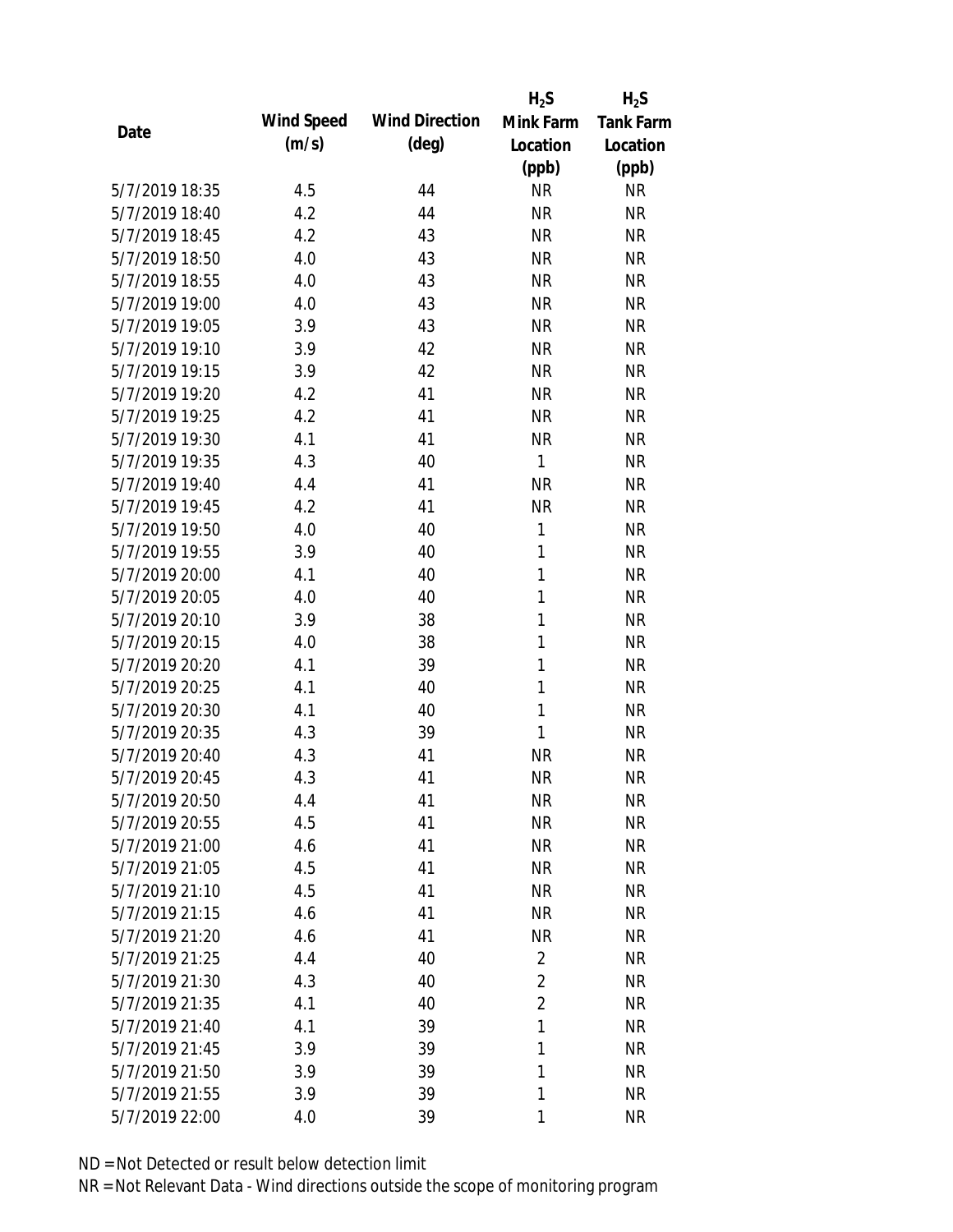| Date | Wind Speed (m/s) | Wind Direction (deg) | $H_2S$ Mink Farm Location (ppb) | $H_2S$ Tank Farm Location (ppb) |
|---|---|---|---|---|
| 5/7/2019 18:35 | 4.5 | 44 | NR | NR |
| 5/7/2019 18:40 | 4.2 | 44 | NR | NR |
| 5/7/2019 18:45 | 4.2 | 43 | NR | NR |
| 5/7/2019 18:50 | 4.0 | 43 | NR | NR |
| 5/7/2019 18:55 | 4.0 | 43 | NR | NR |
| 5/7/2019 19:00 | 4.0 | 43 | NR | NR |
| 5/7/2019 19:05 | 3.9 | 43 | NR | NR |
| 5/7/2019 19:10 | 3.9 | 42 | NR | NR |
| 5/7/2019 19:15 | 3.9 | 42 | NR | NR |
| 5/7/2019 19:20 | 4.2 | 41 | NR | NR |
| 5/7/2019 19:25 | 4.2 | 41 | NR | NR |
| 5/7/2019 19:30 | 4.1 | 41 | NR | NR |
| 5/7/2019 19:35 | 4.3 | 40 | 1 | NR |
| 5/7/2019 19:40 | 4.4 | 41 | NR | NR |
| 5/7/2019 19:45 | 4.2 | 41 | NR | NR |
| 5/7/2019 19:50 | 4.0 | 40 | 1 | NR |
| 5/7/2019 19:55 | 3.9 | 40 | 1 | NR |
| 5/7/2019 20:00 | 4.1 | 40 | 1 | NR |
| 5/7/2019 20:05 | 4.0 | 40 | 1 | NR |
| 5/7/2019 20:10 | 3.9 | 38 | 1 | NR |
| 5/7/2019 20:15 | 4.0 | 38 | 1 | NR |
| 5/7/2019 20:20 | 4.1 | 39 | 1 | NR |
| 5/7/2019 20:25 | 4.1 | 40 | 1 | NR |
| 5/7/2019 20:30 | 4.1 | 40 | 1 | NR |
| 5/7/2019 20:35 | 4.3 | 39 | 1 | NR |
| 5/7/2019 20:40 | 4.3 | 41 | NR | NR |
| 5/7/2019 20:45 | 4.3 | 41 | NR | NR |
| 5/7/2019 20:50 | 4.4 | 41 | NR | NR |
| 5/7/2019 20:55 | 4.5 | 41 | NR | NR |
| 5/7/2019 21:00 | 4.6 | 41 | NR | NR |
| 5/7/2019 21:05 | 4.5 | 41 | NR | NR |
| 5/7/2019 21:10 | 4.5 | 41 | NR | NR |
| 5/7/2019 21:15 | 4.6 | 41 | NR | NR |
| 5/7/2019 21:20 | 4.6 | 41 | NR | NR |
| 5/7/2019 21:25 | 4.4 | 40 | 2 | NR |
| 5/7/2019 21:30 | 4.3 | 40 | 2 | NR |
| 5/7/2019 21:35 | 4.1 | 40 | 2 | NR |
| 5/7/2019 21:40 | 4.1 | 39 | 1 | NR |
| 5/7/2019 21:45 | 3.9 | 39 | 1 | NR |
| 5/7/2019 21:50 | 3.9 | 39 | 1 | NR |
| 5/7/2019 21:55 | 3.9 | 39 | 1 | NR |
| 5/7/2019 22:00 | 4.0 | 39 | 1 | NR |

ND = Not Detected or result below detection limit

NR = Not Relevant Data - Wind directions outside the scope of monitoring program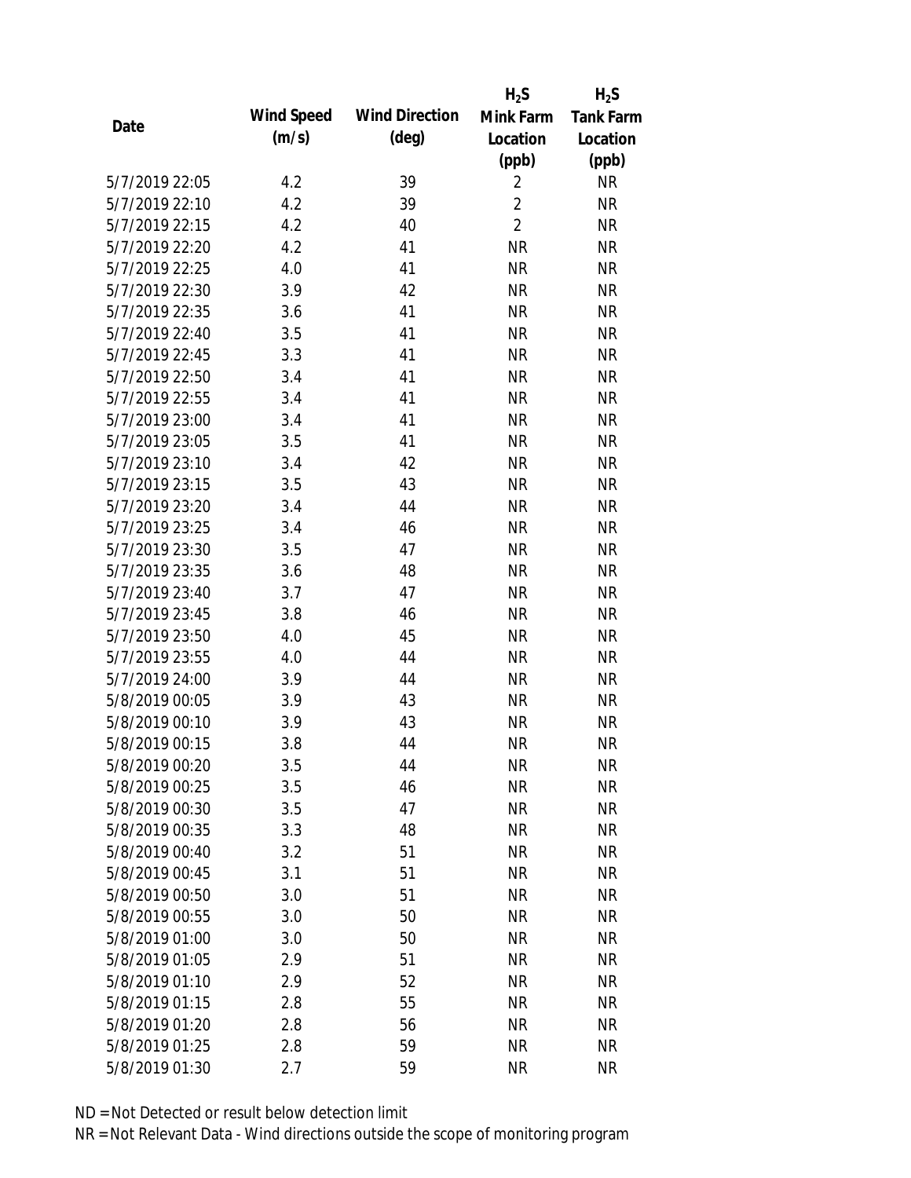| Date | Wind Speed (m/s) | Wind Direction (deg) | $H_2S$ Mink Farm Location (ppb) | $H_2S$ Tank Farm Location (ppb) |
|---|---|---|---|---|
| 5/7/2019 22:05 | 4.2 | 39 | 2 | NR |
| 5/7/2019 22:10 | 4.2 | 39 | 2 | NR |
| 5/7/2019 22:15 | 4.2 | 40 | 2 | NR |
| 5/7/2019 22:20 | 4.2 | 41 | NR | NR |
| 5/7/2019 22:25 | 4.0 | 41 | NR | NR |
| 5/7/2019 22:30 | 3.9 | 42 | NR | NR |
| 5/7/2019 22:35 | 3.6 | 41 | NR | NR |
| 5/7/2019 22:40 | 3.5 | 41 | NR | NR |
| 5/7/2019 22:45 | 3.3 | 41 | NR | NR |
| 5/7/2019 22:50 | 3.4 | 41 | NR | NR |
| 5/7/2019 22:55 | 3.4 | 41 | NR | NR |
| 5/7/2019 23:00 | 3.4 | 41 | NR | NR |
| 5/7/2019 23:05 | 3.5 | 41 | NR | NR |
| 5/7/2019 23:10 | 3.4 | 42 | NR | NR |
| 5/7/2019 23:15 | 3.5 | 43 | NR | NR |
| 5/7/2019 23:20 | 3.4 | 44 | NR | NR |
| 5/7/2019 23:25 | 3.4 | 46 | NR | NR |
| 5/7/2019 23:30 | 3.5 | 47 | NR | NR |
| 5/7/2019 23:35 | 3.6 | 48 | NR | NR |
| 5/7/2019 23:40 | 3.7 | 47 | NR | NR |
| 5/7/2019 23:45 | 3.8 | 46 | NR | NR |
| 5/7/2019 23:50 | 4.0 | 45 | NR | NR |
| 5/7/2019 23:55 | 4.0 | 44 | NR | NR |
| 5/7/2019 24:00 | 3.9 | 44 | NR | NR |
| 5/8/2019 00:05 | 3.9 | 43 | NR | NR |
| 5/8/2019 00:10 | 3.9 | 43 | NR | NR |
| 5/8/2019 00:15 | 3.8 | 44 | NR | NR |
| 5/8/2019 00:20 | 3.5 | 44 | NR | NR |
| 5/8/2019 00:25 | 3.5 | 46 | NR | NR |
| 5/8/2019 00:30 | 3.5 | 47 | NR | NR |
| 5/8/2019 00:35 | 3.3 | 48 | NR | NR |
| 5/8/2019 00:40 | 3.2 | 51 | NR | NR |
| 5/8/2019 00:45 | 3.1 | 51 | NR | NR |
| 5/8/2019 00:50 | 3.0 | 51 | NR | NR |
| 5/8/2019 00:55 | 3.0 | 50 | NR | NR |
| 5/8/2019 01:00 | 3.0 | 50 | NR | NR |
| 5/8/2019 01:05 | 2.9 | 51 | NR | NR |
| 5/8/2019 01:10 | 2.9 | 52 | NR | NR |
| 5/8/2019 01:15 | 2.8 | 55 | NR | NR |
| 5/8/2019 01:20 | 2.8 | 56 | NR | NR |
| 5/8/2019 01:25 | 2.8 | 59 | NR | NR |
| 5/8/2019 01:30 | 2.7 | 59 | NR | NR |

ND = Not Detected or result below detection limit

NR = Not Relevant Data - Wind directions outside the scope of monitoring program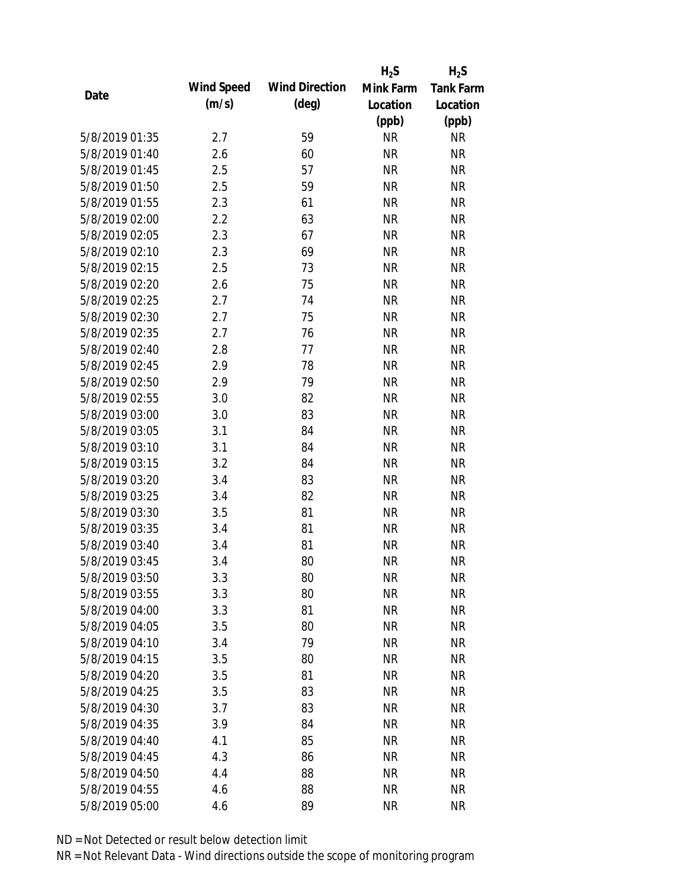| Date | Wind Speed (m/s) | Wind Direction (deg) | $H_2S$ Mink Farm Location (ppb) | $H_2S$ Tank Farm Location (ppb) |
|---|---|---|---|---|
| 5/8/2019 01:35 | 2.7 | 59 | NR | NR |
| 5/8/2019 01:40 | 2.6 | 60 | NR | NR |
| 5/8/2019 01:45 | 2.5 | 57 | NR | NR |
| 5/8/2019 01:50 | 2.5 | 59 | NR | NR |
| 5/8/2019 01:55 | 2.3 | 61 | NR | NR |
| 5/8/2019 02:00 | 2.2 | 63 | NR | NR |
| 5/8/2019 02:05 | 2.3 | 67 | NR | NR |
| 5/8/2019 02:10 | 2.3 | 69 | NR | NR |
| 5/8/2019 02:15 | 2.5 | 73 | NR | NR |
| 5/8/2019 02:20 | 2.6 | 75 | NR | NR |
| 5/8/2019 02:25 | 2.7 | 74 | NR | NR |
| 5/8/2019 02:30 | 2.7 | 75 | NR | NR |
| 5/8/2019 02:35 | 2.7 | 76 | NR | NR |
| 5/8/2019 02:40 | 2.8 | 77 | NR | NR |
| 5/8/2019 02:45 | 2.9 | 78 | NR | NR |
| 5/8/2019 02:50 | 2.9 | 79 | NR | NR |
| 5/8/2019 02:55 | 3.0 | 82 | NR | NR |
| 5/8/2019 03:00 | 3.0 | 83 | NR | NR |
| 5/8/2019 03:05 | 3.1 | 84 | NR | NR |
| 5/8/2019 03:10 | 3.1 | 84 | NR | NR |
| 5/8/2019 03:15 | 3.2 | 84 | NR | NR |
| 5/8/2019 03:20 | 3.4 | 83 | NR | NR |
| 5/8/2019 03:25 | 3.4 | 82 | NR | NR |
| 5/8/2019 03:30 | 3.5 | 81 | NR | NR |
| 5/8/2019 03:35 | 3.4 | 81 | NR | NR |
| 5/8/2019 03:40 | 3.4 | 81 | NR | NR |
| 5/8/2019 03:45 | 3.4 | 80 | NR | NR |
| 5/8/2019 03:50 | 3.3 | 80 | NR | NR |
| 5/8/2019 03:55 | 3.3 | 80 | NR | NR |
| 5/8/2019 04:00 | 3.3 | 81 | NR | NR |
| 5/8/2019 04:05 | 3.5 | 80 | NR | NR |
| 5/8/2019 04:10 | 3.4 | 79 | NR | NR |
| 5/8/2019 04:15 | 3.5 | 80 | NR | NR |
| 5/8/2019 04:20 | 3.5 | 81 | NR | NR |
| 5/8/2019 04:25 | 3.5 | 83 | NR | NR |
| 5/8/2019 04:30 | 3.7 | 83 | NR | NR |
| 5/8/2019 04:35 | 3.9 | 84 | NR | NR |
| 5/8/2019 04:40 | 4.1 | 85 | NR | NR |
| 5/8/2019 04:45 | 4.3 | 86 | NR | NR |
| 5/8/2019 04:50 | 4.4 | 88 | NR | NR |
| 5/8/2019 04:55 | 4.6 | 88 | NR | NR |
| 5/8/2019 05:00 | 4.6 | 89 | NR | NR |

ND = Not Detected or result below detection limit

NR = Not Relevant Data - Wind directions outside the scope of monitoring program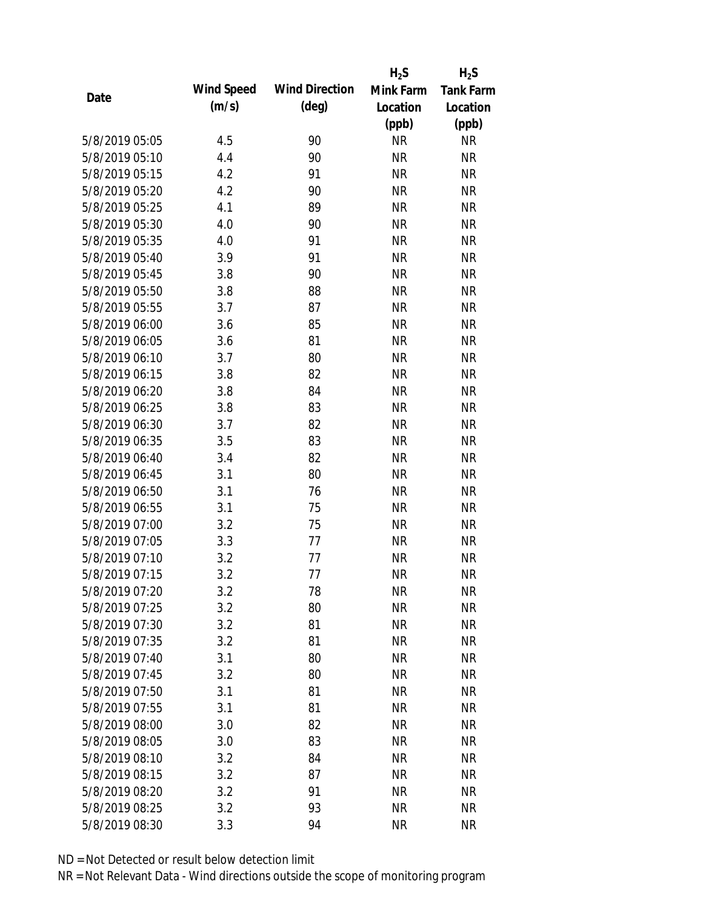| Date | Wind Speed (m/s) | Wind Direction (deg) | $H_2S$ Mink Farm Location (ppb) | $H_2S$ Tank Farm Location (ppb) |
|---|---|---|---|---|
| 5/8/2019 05:05 | 4.5 | 90 | NR | NR |
| 5/8/2019 05:10 | 4.4 | 90 | NR | NR |
| 5/8/2019 05:15 | 4.2 | 91 | NR | NR |
| 5/8/2019 05:20 | 4.2 | 90 | NR | NR |
| 5/8/2019 05:25 | 4.1 | 89 | NR | NR |
| 5/8/2019 05:30 | 4.0 | 90 | NR | NR |
| 5/8/2019 05:35 | 4.0 | 91 | NR | NR |
| 5/8/2019 05:40 | 3.9 | 91 | NR | NR |
| 5/8/2019 05:45 | 3.8 | 90 | NR | NR |
| 5/8/2019 05:50 | 3.8 | 88 | NR | NR |
| 5/8/2019 05:55 | 3.7 | 87 | NR | NR |
| 5/8/2019 06:00 | 3.6 | 85 | NR | NR |
| 5/8/2019 06:05 | 3.6 | 81 | NR | NR |
| 5/8/2019 06:10 | 3.7 | 80 | NR | NR |
| 5/8/2019 06:15 | 3.8 | 82 | NR | NR |
| 5/8/2019 06:20 | 3.8 | 84 | NR | NR |
| 5/8/2019 06:25 | 3.8 | 83 | NR | NR |
| 5/8/2019 06:30 | 3.7 | 82 | NR | NR |
| 5/8/2019 06:35 | 3.5 | 83 | NR | NR |
| 5/8/2019 06:40 | 3.4 | 82 | NR | NR |
| 5/8/2019 06:45 | 3.1 | 80 | NR | NR |
| 5/8/2019 06:50 | 3.1 | 76 | NR | NR |
| 5/8/2019 06:55 | 3.1 | 75 | NR | NR |
| 5/8/2019 07:00 | 3.2 | 75 | NR | NR |
| 5/8/2019 07:05 | 3.3 | 77 | NR | NR |
| 5/8/2019 07:10 | 3.2 | 77 | NR | NR |
| 5/8/2019 07:15 | 3.2 | 77 | NR | NR |
| 5/8/2019 07:20 | 3.2 | 78 | NR | NR |
| 5/8/2019 07:25 | 3.2 | 80 | NR | NR |
| 5/8/2019 07:30 | 3.2 | 81 | NR | NR |
| 5/8/2019 07:35 | 3.2 | 81 | NR | NR |
| 5/8/2019 07:40 | 3.1 | 80 | NR | NR |
| 5/8/2019 07:45 | 3.2 | 80 | NR | NR |
| 5/8/2019 07:50 | 3.1 | 81 | NR | NR |
| 5/8/2019 07:55 | 3.1 | 81 | NR | NR |
| 5/8/2019 08:00 | 3.0 | 82 | NR | NR |
| 5/8/2019 08:05 | 3.0 | 83 | NR | NR |
| 5/8/2019 08:10 | 3.2 | 84 | NR | NR |
| 5/8/2019 08:15 | 3.2 | 87 | NR | NR |
| 5/8/2019 08:20 | 3.2 | 91 | NR | NR |
| 5/8/2019 08:25 | 3.2 | 93 | NR | NR |
| 5/8/2019 08:30 | 3.3 | 94 | NR | NR |

ND = Not Detected or result below detection limit

NR = Not Relevant Data - Wind directions outside the scope of monitoring program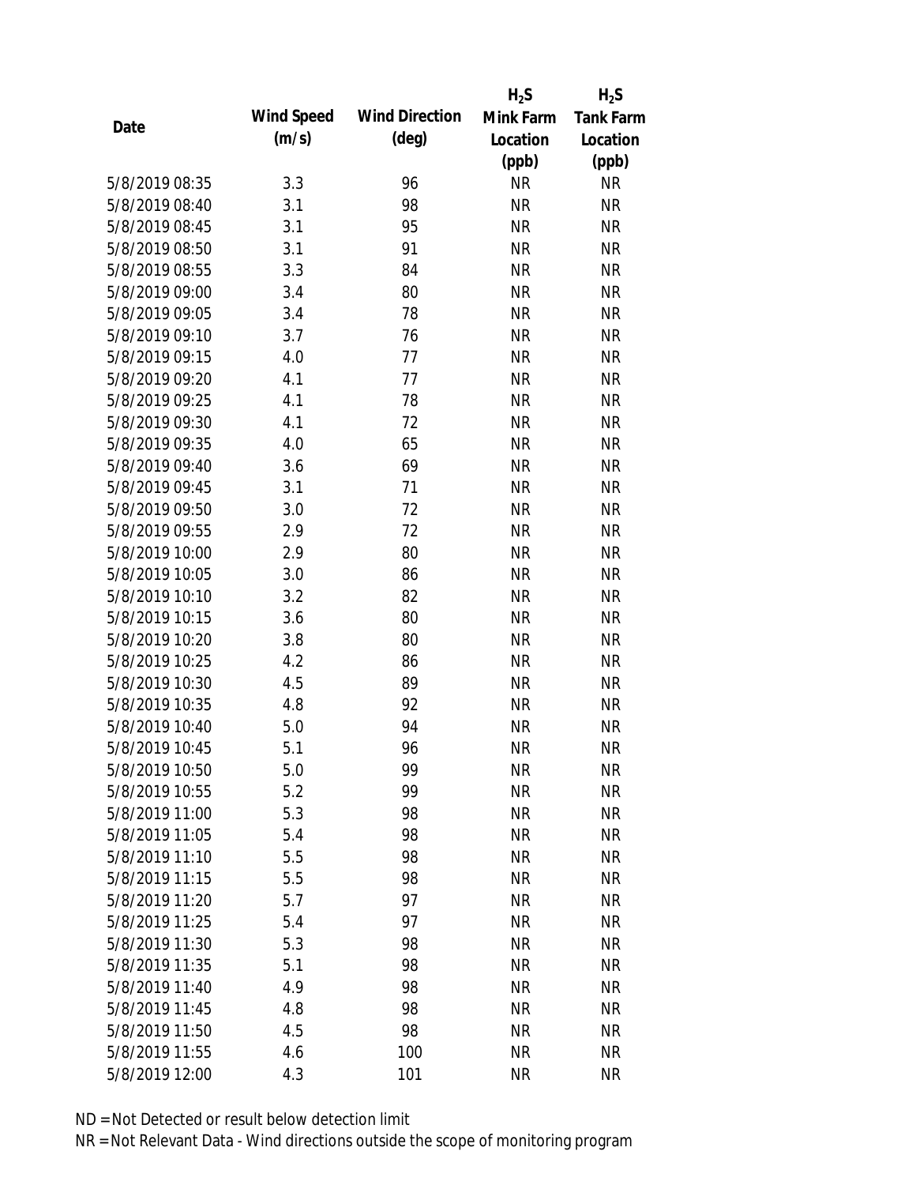| Date | Wind Speed (m/s) | Wind Direction (deg) | $H_2S$ Mink Farm Location (ppb) | $H_2S$ Tank Farm Location (ppb) |
|---|---|---|---|---|
| 5/8/2019 08:35 | 3.3 | 96 | NR | NR |
| 5/8/2019 08:40 | 3.1 | 98 | NR | NR |
| 5/8/2019 08:45 | 3.1 | 95 | NR | NR |
| 5/8/2019 08:50 | 3.1 | 91 | NR | NR |
| 5/8/2019 08:55 | 3.3 | 84 | NR | NR |
| 5/8/2019 09:00 | 3.4 | 80 | NR | NR |
| 5/8/2019 09:05 | 3.4 | 78 | NR | NR |
| 5/8/2019 09:10 | 3.7 | 76 | NR | NR |
| 5/8/2019 09:15 | 4.0 | 77 | NR | NR |
| 5/8/2019 09:20 | 4.1 | 77 | NR | NR |
| 5/8/2019 09:25 | 4.1 | 78 | NR | NR |
| 5/8/2019 09:30 | 4.1 | 72 | NR | NR |
| 5/8/2019 09:35 | 4.0 | 65 | NR | NR |
| 5/8/2019 09:40 | 3.6 | 69 | NR | NR |
| 5/8/2019 09:45 | 3.1 | 71 | NR | NR |
| 5/8/2019 09:50 | 3.0 | 72 | NR | NR |
| 5/8/2019 09:55 | 2.9 | 72 | NR | NR |
| 5/8/2019 10:00 | 2.9 | 80 | NR | NR |
| 5/8/2019 10:05 | 3.0 | 86 | NR | NR |
| 5/8/2019 10:10 | 3.2 | 82 | NR | NR |
| 5/8/2019 10:15 | 3.6 | 80 | NR | NR |
| 5/8/2019 10:20 | 3.8 | 80 | NR | NR |
| 5/8/2019 10:25 | 4.2 | 86 | NR | NR |
| 5/8/2019 10:30 | 4.5 | 89 | NR | NR |
| 5/8/2019 10:35 | 4.8 | 92 | NR | NR |
| 5/8/2019 10:40 | 5.0 | 94 | NR | NR |
| 5/8/2019 10:45 | 5.1 | 96 | NR | NR |
| 5/8/2019 10:50 | 5.0 | 99 | NR | NR |
| 5/8/2019 10:55 | 5.2 | 99 | NR | NR |
| 5/8/2019 11:00 | 5.3 | 98 | NR | NR |
| 5/8/2019 11:05 | 5.4 | 98 | NR | NR |
| 5/8/2019 11:10 | 5.5 | 98 | NR | NR |
| 5/8/2019 11:15 | 5.5 | 98 | NR | NR |
| 5/8/2019 11:20 | 5.7 | 97 | NR | NR |
| 5/8/2019 11:25 | 5.4 | 97 | NR | NR |
| 5/8/2019 11:30 | 5.3 | 98 | NR | NR |
| 5/8/2019 11:35 | 5.1 | 98 | NR | NR |
| 5/8/2019 11:40 | 4.9 | 98 | NR | NR |
| 5/8/2019 11:45 | 4.8 | 98 | NR | NR |
| 5/8/2019 11:50 | 4.5 | 98 | NR | NR |
| 5/8/2019 11:55 | 4.6 | 100 | NR | NR |
| 5/8/2019 12:00 | 4.3 | 101 | NR | NR |

ND = Not Detected or result below detection limit

NR = Not Relevant Data - Wind directions outside the scope of monitoring program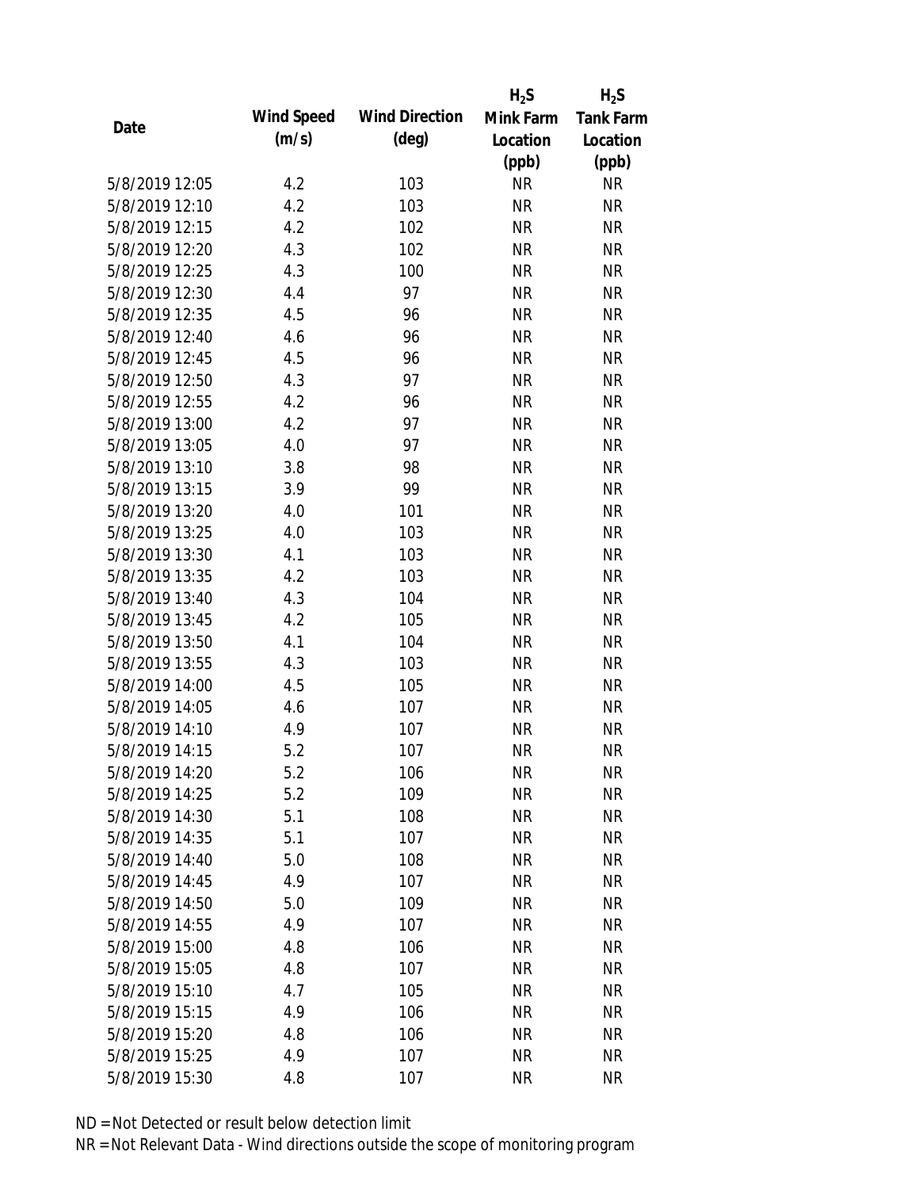| Date | Wind Speed (m/s) | Wind Direction (deg) | $H_2S$ Mink Farm Location (ppb) | $H_2S$ Tank Farm Location (ppb) |
|---|---|---|---|---|
| 5/8/2019 12:05 | 4.2 | 103 | NR | NR |
| 5/8/2019 12:10 | 4.2 | 103 | NR | NR |
| 5/8/2019 12:15 | 4.2 | 102 | NR | NR |
| 5/8/2019 12:20 | 4.3 | 102 | NR | NR |
| 5/8/2019 12:25 | 4.3 | 100 | NR | NR |
| 5/8/2019 12:30 | 4.4 | 97 | NR | NR |
| 5/8/2019 12:35 | 4.5 | 96 | NR | NR |
| 5/8/2019 12:40 | 4.6 | 96 | NR | NR |
| 5/8/2019 12:45 | 4.5 | 96 | NR | NR |
| 5/8/2019 12:50 | 4.3 | 97 | NR | NR |
| 5/8/2019 12:55 | 4.2 | 96 | NR | NR |
| 5/8/2019 13:00 | 4.2 | 97 | NR | NR |
| 5/8/2019 13:05 | 4.0 | 97 | NR | NR |
| 5/8/2019 13:10 | 3.8 | 98 | NR | NR |
| 5/8/2019 13:15 | 3.9 | 99 | NR | NR |
| 5/8/2019 13:20 | 4.0 | 101 | NR | NR |
| 5/8/2019 13:25 | 4.0 | 103 | NR | NR |
| 5/8/2019 13:30 | 4.1 | 103 | NR | NR |
| 5/8/2019 13:35 | 4.2 | 103 | NR | NR |
| 5/8/2019 13:40 | 4.3 | 104 | NR | NR |
| 5/8/2019 13:45 | 4.2 | 105 | NR | NR |
| 5/8/2019 13:50 | 4.1 | 104 | NR | NR |
| 5/8/2019 13:55 | 4.3 | 103 | NR | NR |
| 5/8/2019 14:00 | 4.5 | 105 | NR | NR |
| 5/8/2019 14:05 | 4.6 | 107 | NR | NR |
| 5/8/2019 14:10 | 4.9 | 107 | NR | NR |
| 5/8/2019 14:15 | 5.2 | 107 | NR | NR |
| 5/8/2019 14:20 | 5.2 | 106 | NR | NR |
| 5/8/2019 14:25 | 5.2 | 109 | NR | NR |
| 5/8/2019 14:30 | 5.1 | 108 | NR | NR |
| 5/8/2019 14:35 | 5.1 | 107 | NR | NR |
| 5/8/2019 14:40 | 5.0 | 108 | NR | NR |
| 5/8/2019 14:45 | 4.9 | 107 | NR | NR |
| 5/8/2019 14:50 | 5.0 | 109 | NR | NR |
| 5/8/2019 14:55 | 4.9 | 107 | NR | NR |
| 5/8/2019 15:00 | 4.8 | 106 | NR | NR |
| 5/8/2019 15:05 | 4.8 | 107 | NR | NR |
| 5/8/2019 15:10 | 4.7 | 105 | NR | NR |
| 5/8/2019 15:15 | 4.9 | 106 | NR | NR |
| 5/8/2019 15:20 | 4.8 | 106 | NR | NR |
| 5/8/2019 15:25 | 4.9 | 107 | NR | NR |
| 5/8/2019 15:30 | 4.8 | 107 | NR | NR |

ND = Not Detected or result below detection limit

NR = Not Relevant Data - Wind directions outside the scope of monitoring program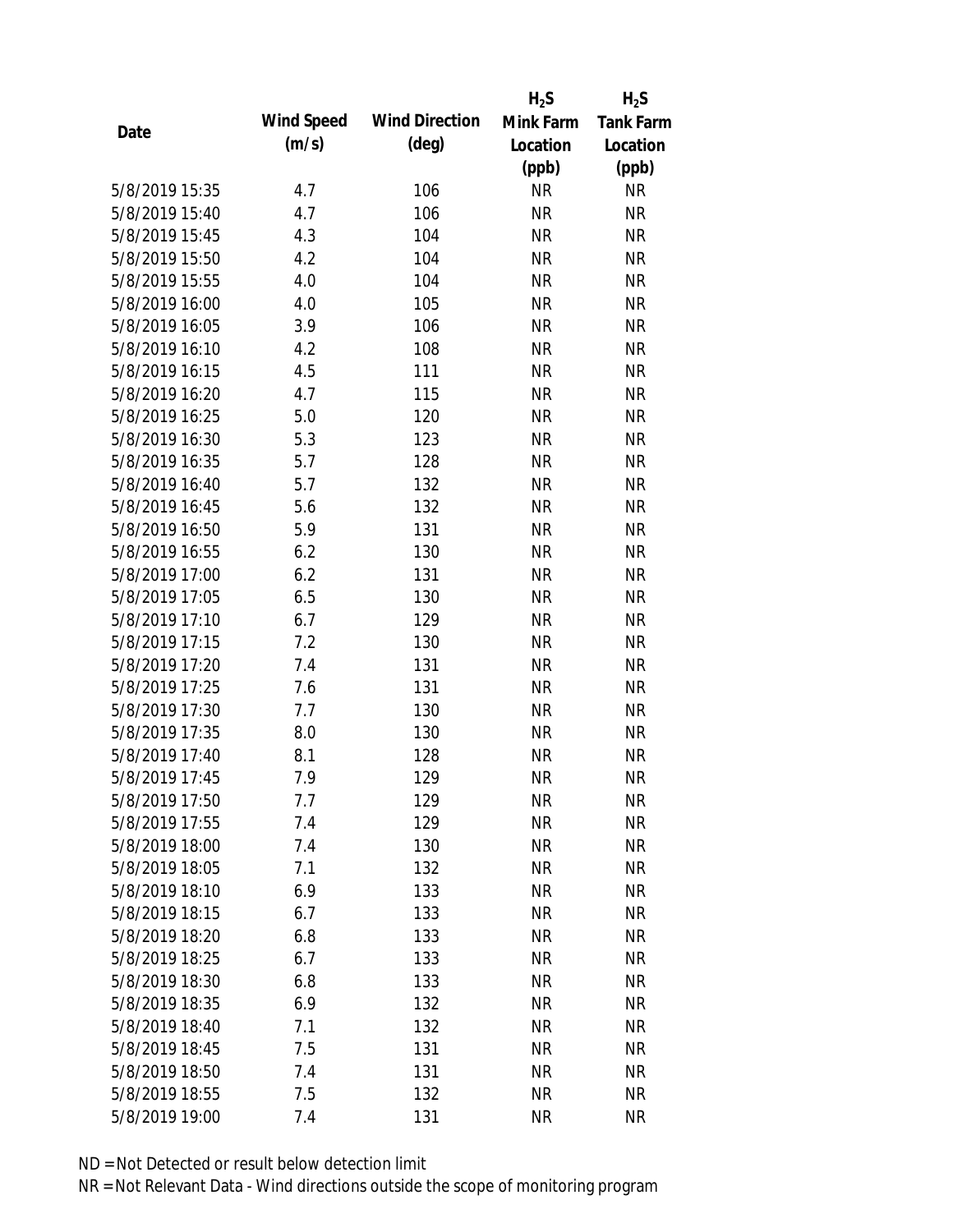| Date | Wind Speed (m/s) | Wind Direction (deg) | $H_2S$ Mink Farm Location (ppb) | $H_2S$ Tank Farm Location (ppb) |
|---|---|---|---|---|
| 5/8/2019 15:35 | 4.7 | 106 | NR | NR |
| 5/8/2019 15:40 | 4.7 | 106 | NR | NR |
| 5/8/2019 15:45 | 4.3 | 104 | NR | NR |
| 5/8/2019 15:50 | 4.2 | 104 | NR | NR |
| 5/8/2019 15:55 | 4.0 | 104 | NR | NR |
| 5/8/2019 16:00 | 4.0 | 105 | NR | NR |
| 5/8/2019 16:05 | 3.9 | 106 | NR | NR |
| 5/8/2019 16:10 | 4.2 | 108 | NR | NR |
| 5/8/2019 16:15 | 4.5 | 111 | NR | NR |
| 5/8/2019 16:20 | 4.7 | 115 | NR | NR |
| 5/8/2019 16:25 | 5.0 | 120 | NR | NR |
| 5/8/2019 16:30 | 5.3 | 123 | NR | NR |
| 5/8/2019 16:35 | 5.7 | 128 | NR | NR |
| 5/8/2019 16:40 | 5.7 | 132 | NR | NR |
| 5/8/2019 16:45 | 5.6 | 132 | NR | NR |
| 5/8/2019 16:50 | 5.9 | 131 | NR | NR |
| 5/8/2019 16:55 | 6.2 | 130 | NR | NR |
| 5/8/2019 17:00 | 6.2 | 131 | NR | NR |
| 5/8/2019 17:05 | 6.5 | 130 | NR | NR |
| 5/8/2019 17:10 | 6.7 | 129 | NR | NR |
| 5/8/2019 17:15 | 7.2 | 130 | NR | NR |
| 5/8/2019 17:20 | 7.4 | 131 | NR | NR |
| 5/8/2019 17:25 | 7.6 | 131 | NR | NR |
| 5/8/2019 17:30 | 7.7 | 130 | NR | NR |
| 5/8/2019 17:35 | 8.0 | 130 | NR | NR |
| 5/8/2019 17:40 | 8.1 | 128 | NR | NR |
| 5/8/2019 17:45 | 7.9 | 129 | NR | NR |
| 5/8/2019 17:50 | 7.7 | 129 | NR | NR |
| 5/8/2019 17:55 | 7.4 | 129 | NR | NR |
| 5/8/2019 18:00 | 7.4 | 130 | NR | NR |
| 5/8/2019 18:05 | 7.1 | 132 | NR | NR |
| 5/8/2019 18:10 | 6.9 | 133 | NR | NR |
| 5/8/2019 18:15 | 6.7 | 133 | NR | NR |
| 5/8/2019 18:20 | 6.8 | 133 | NR | NR |
| 5/8/2019 18:25 | 6.7 | 133 | NR | NR |
| 5/8/2019 18:30 | 6.8 | 133 | NR | NR |
| 5/8/2019 18:35 | 6.9 | 132 | NR | NR |
| 5/8/2019 18:40 | 7.1 | 132 | NR | NR |
| 5/8/2019 18:45 | 7.5 | 131 | NR | NR |
| 5/8/2019 18:50 | 7.4 | 131 | NR | NR |
| 5/8/2019 18:55 | 7.5 | 132 | NR | NR |
| 5/8/2019 19:00 | 7.4 | 131 | NR | NR |

ND = Not Detected or result below detection limit

NR = Not Relevant Data - Wind directions outside the scope of monitoring program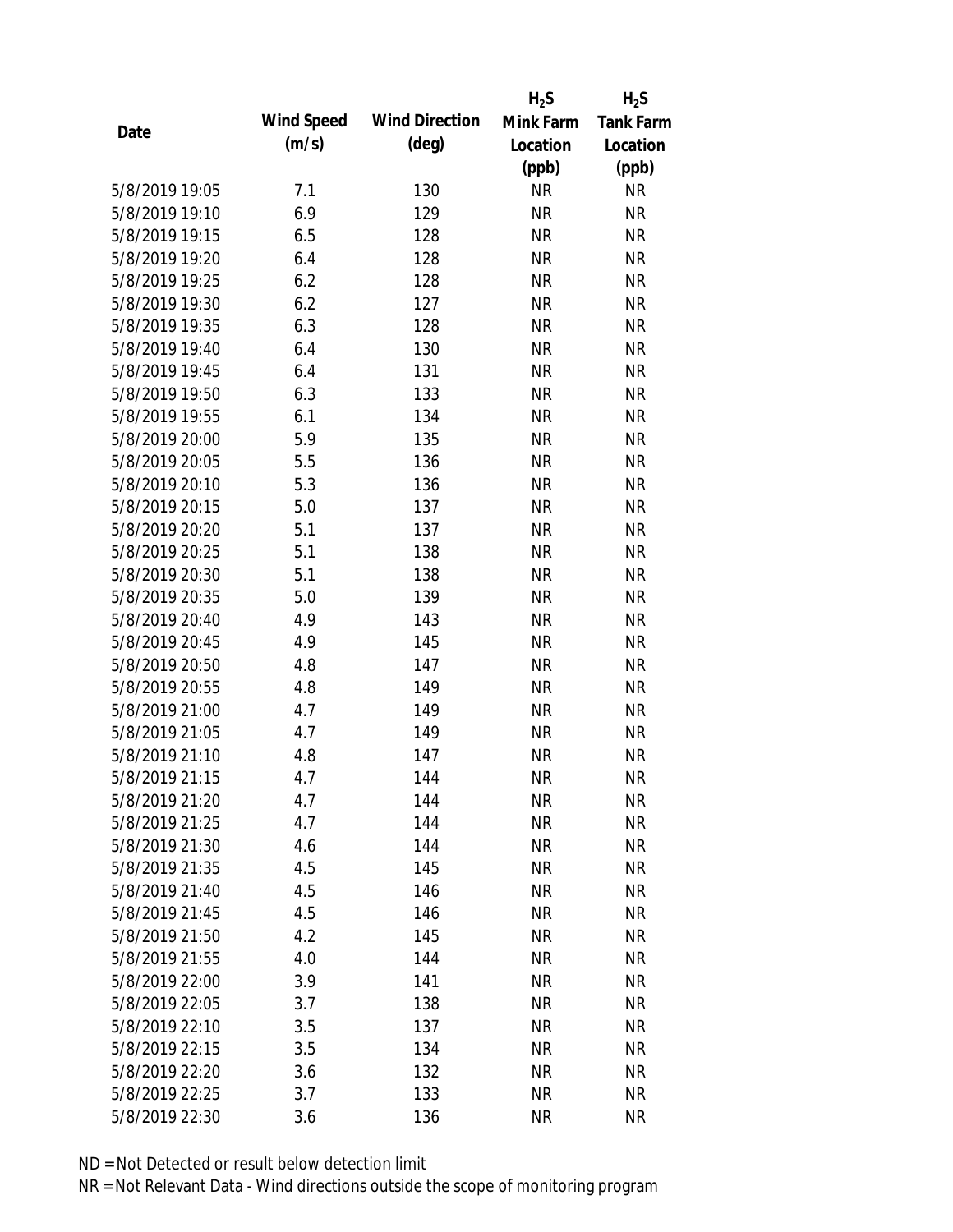| Date | Wind Speed (m/s) | Wind Direction (deg) | $H_2S$ Mink Farm Location (ppb) | $H_2S$ Tank Farm Location (ppb) |
|---|---|---|---|---|
| 5/8/2019 19:05 | 7.1 | 130 | NR | NR |
| 5/8/2019 19:10 | 6.9 | 129 | NR | NR |
| 5/8/2019 19:15 | 6.5 | 128 | NR | NR |
| 5/8/2019 19:20 | 6.4 | 128 | NR | NR |
| 5/8/2019 19:25 | 6.2 | 128 | NR | NR |
| 5/8/2019 19:30 | 6.2 | 127 | NR | NR |
| 5/8/2019 19:35 | 6.3 | 128 | NR | NR |
| 5/8/2019 19:40 | 6.4 | 130 | NR | NR |
| 5/8/2019 19:45 | 6.4 | 131 | NR | NR |
| 5/8/2019 19:50 | 6.3 | 133 | NR | NR |
| 5/8/2019 19:55 | 6.1 | 134 | NR | NR |
| 5/8/2019 20:00 | 5.9 | 135 | NR | NR |
| 5/8/2019 20:05 | 5.5 | 136 | NR | NR |
| 5/8/2019 20:10 | 5.3 | 136 | NR | NR |
| 5/8/2019 20:15 | 5.0 | 137 | NR | NR |
| 5/8/2019 20:20 | 5.1 | 137 | NR | NR |
| 5/8/2019 20:25 | 5.1 | 138 | NR | NR |
| 5/8/2019 20:30 | 5.1 | 138 | NR | NR |
| 5/8/2019 20:35 | 5.0 | 139 | NR | NR |
| 5/8/2019 20:40 | 4.9 | 143 | NR | NR |
| 5/8/2019 20:45 | 4.9 | 145 | NR | NR |
| 5/8/2019 20:50 | 4.8 | 147 | NR | NR |
| 5/8/2019 20:55 | 4.8 | 149 | NR | NR |
| 5/8/2019 21:00 | 4.7 | 149 | NR | NR |
| 5/8/2019 21:05 | 4.7 | 149 | NR | NR |
| 5/8/2019 21:10 | 4.8 | 147 | NR | NR |
| 5/8/2019 21:15 | 4.7 | 144 | NR | NR |
| 5/8/2019 21:20 | 4.7 | 144 | NR | NR |
| 5/8/2019 21:25 | 4.7 | 144 | NR | NR |
| 5/8/2019 21:30 | 4.6 | 144 | NR | NR |
| 5/8/2019 21:35 | 4.5 | 145 | NR | NR |
| 5/8/2019 21:40 | 4.5 | 146 | NR | NR |
| 5/8/2019 21:45 | 4.5 | 146 | NR | NR |
| 5/8/2019 21:50 | 4.2 | 145 | NR | NR |
| 5/8/2019 21:55 | 4.0 | 144 | NR | NR |
| 5/8/2019 22:00 | 3.9 | 141 | NR | NR |
| 5/8/2019 22:05 | 3.7 | 138 | NR | NR |
| 5/8/2019 22:10 | 3.5 | 137 | NR | NR |
| 5/8/2019 22:15 | 3.5 | 134 | NR | NR |
| 5/8/2019 22:20 | 3.6 | 132 | NR | NR |
| 5/8/2019 22:25 | 3.7 | 133 | NR | NR |
| 5/8/2019 22:30 | 3.6 | 136 | NR | NR |

ND = Not Detected or result below detection limit

NR = Not Relevant Data - Wind directions outside the scope of monitoring program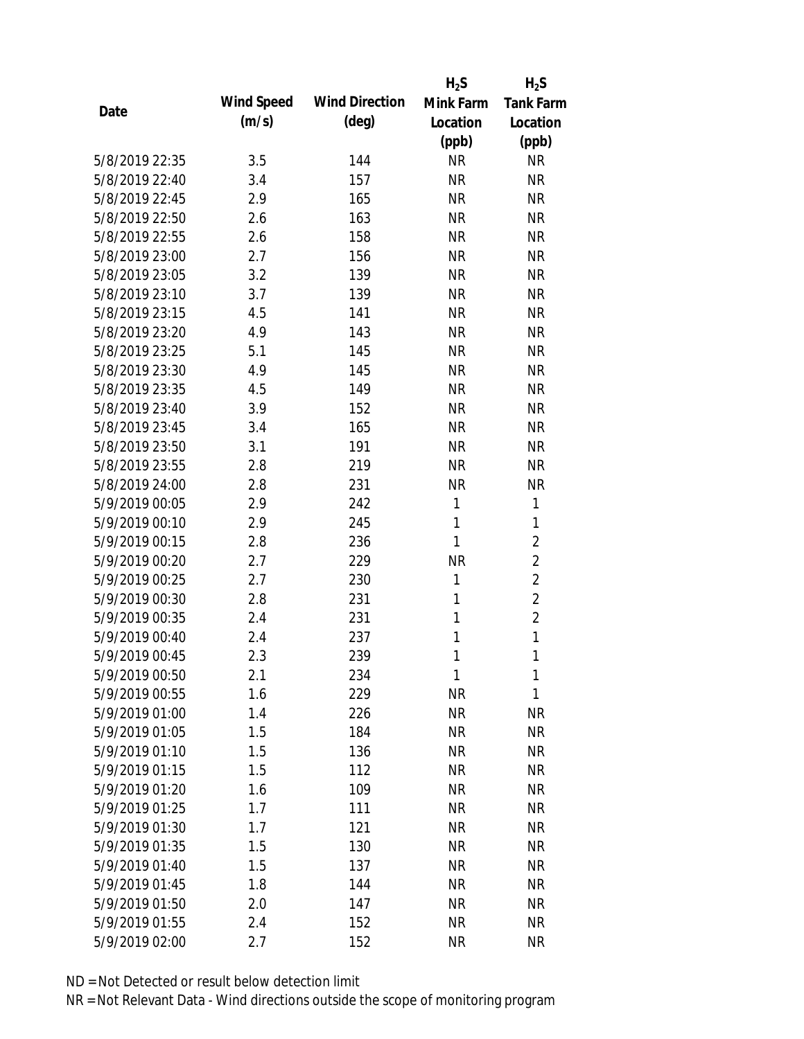| Date | Wind Speed (m/s) | Wind Direction (deg) | $H_2S$ Mink Farm Location (ppb) | $H_2S$ Tank Farm Location (ppb) |
|---|---|---|---|---|
| 5/8/2019 22:35 | 3.5 | 144 | NR | NR |
| 5/8/2019 22:40 | 3.4 | 157 | NR | NR |
| 5/8/2019 22:45 | 2.9 | 165 | NR | NR |
| 5/8/2019 22:50 | 2.6 | 163 | NR | NR |
| 5/8/2019 22:55 | 2.6 | 158 | NR | NR |
| 5/8/2019 23:00 | 2.7 | 156 | NR | NR |
| 5/8/2019 23:05 | 3.2 | 139 | NR | NR |
| 5/8/2019 23:10 | 3.7 | 139 | NR | NR |
| 5/8/2019 23:15 | 4.5 | 141 | NR | NR |
| 5/8/2019 23:20 | 4.9 | 143 | NR | NR |
| 5/8/2019 23:25 | 5.1 | 145 | NR | NR |
| 5/8/2019 23:30 | 4.9 | 145 | NR | NR |
| 5/8/2019 23:35 | 4.5 | 149 | NR | NR |
| 5/8/2019 23:40 | 3.9 | 152 | NR | NR |
| 5/8/2019 23:45 | 3.4 | 165 | NR | NR |
| 5/8/2019 23:50 | 3.1 | 191 | NR | NR |
| 5/8/2019 23:55 | 2.8 | 219 | NR | NR |
| 5/8/2019 24:00 | 2.8 | 231 | NR | NR |
| 5/9/2019 00:05 | 2.9 | 242 | 1 | 1 |
| 5/9/2019 00:10 | 2.9 | 245 | 1 | 1 |
| 5/9/2019 00:15 | 2.8 | 236 | 1 | 2 |
| 5/9/2019 00:20 | 2.7 | 229 | NR | 2 |
| 5/9/2019 00:25 | 2.7 | 230 | 1 | 2 |
| 5/9/2019 00:30 | 2.8 | 231 | 1 | 2 |
| 5/9/2019 00:35 | 2.4 | 231 | 1 | 2 |
| 5/9/2019 00:40 | 2.4 | 237 | 1 | 1 |
| 5/9/2019 00:45 | 2.3 | 239 | 1 | 1 |
| 5/9/2019 00:50 | 2.1 | 234 | 1 | 1 |
| 5/9/2019 00:55 | 1.6 | 229 | NR | 1 |
| 5/9/2019 01:00 | 1.4 | 226 | NR | NR |
| 5/9/2019 01:05 | 1.5 | 184 | NR | NR |
| 5/9/2019 01:10 | 1.5 | 136 | NR | NR |
| 5/9/2019 01:15 | 1.5 | 112 | NR | NR |
| 5/9/2019 01:20 | 1.6 | 109 | NR | NR |
| 5/9/2019 01:25 | 1.7 | 111 | NR | NR |
| 5/9/2019 01:30 | 1.7 | 121 | NR | NR |
| 5/9/2019 01:35 | 1.5 | 130 | NR | NR |
| 5/9/2019 01:40 | 1.5 | 137 | NR | NR |
| 5/9/2019 01:45 | 1.8 | 144 | NR | NR |
| 5/9/2019 01:50 | 2.0 | 147 | NR | NR |
| 5/9/2019 01:55 | 2.4 | 152 | NR | NR |
| 5/9/2019 02:00 | 2.7 | 152 | NR | NR |

ND = Not Detected or result below detection limit

NR = Not Relevant Data - Wind directions outside the scope of monitoring program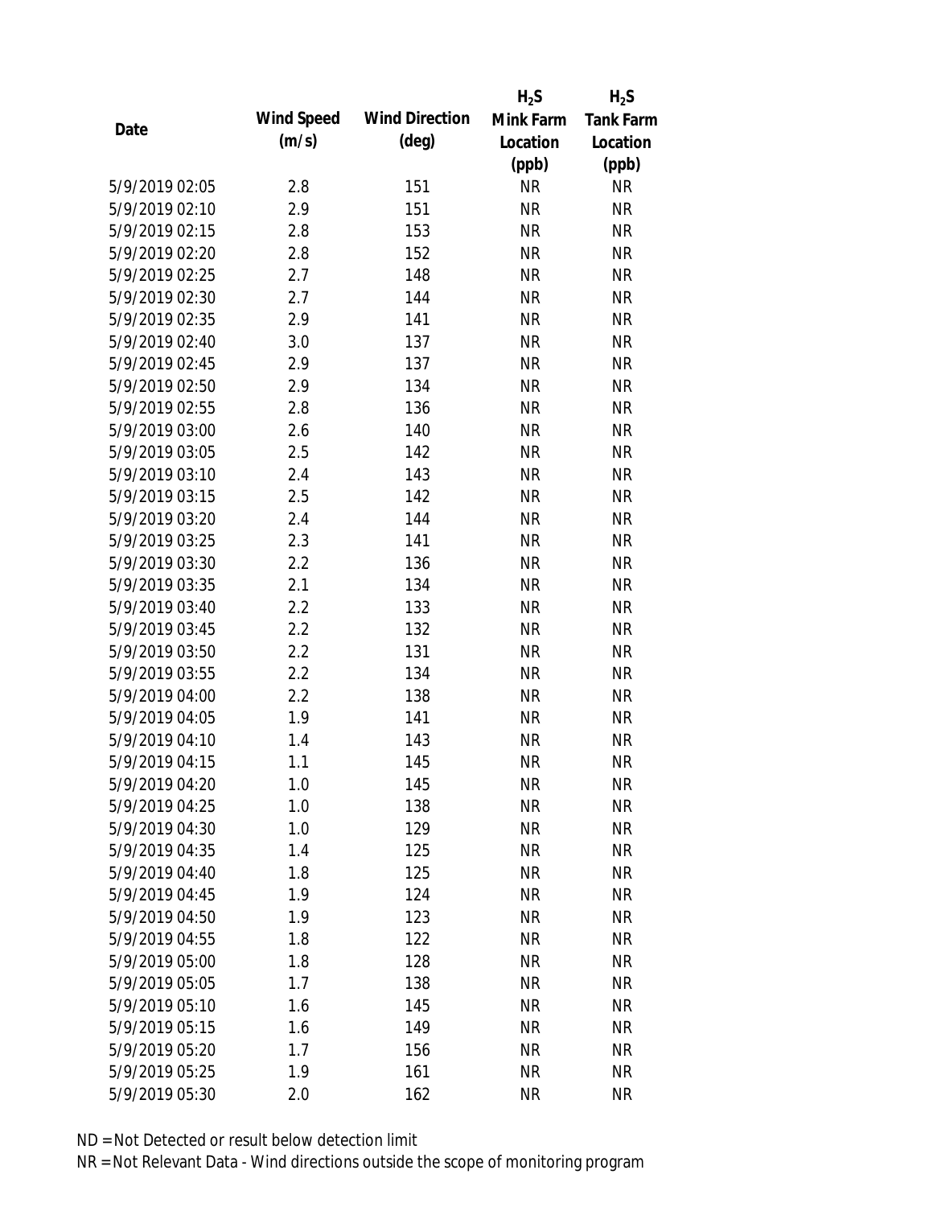| Date | Wind Speed (m/s) | Wind Direction (deg) | $H_2S$ Mink Farm Location (ppb) | $H_2S$ Tank Farm Location (ppb) |
|---|---|---|---|---|
| 5/9/2019 02:05 | 2.8 | 151 | NR | NR |
| 5/9/2019 02:10 | 2.9 | 151 | NR | NR |
| 5/9/2019 02:15 | 2.8 | 153 | NR | NR |
| 5/9/2019 02:20 | 2.8 | 152 | NR | NR |
| 5/9/2019 02:25 | 2.7 | 148 | NR | NR |
| 5/9/2019 02:30 | 2.7 | 144 | NR | NR |
| 5/9/2019 02:35 | 2.9 | 141 | NR | NR |
| 5/9/2019 02:40 | 3.0 | 137 | NR | NR |
| 5/9/2019 02:45 | 2.9 | 137 | NR | NR |
| 5/9/2019 02:50 | 2.9 | 134 | NR | NR |
| 5/9/2019 02:55 | 2.8 | 136 | NR | NR |
| 5/9/2019 03:00 | 2.6 | 140 | NR | NR |
| 5/9/2019 03:05 | 2.5 | 142 | NR | NR |
| 5/9/2019 03:10 | 2.4 | 143 | NR | NR |
| 5/9/2019 03:15 | 2.5 | 142 | NR | NR |
| 5/9/2019 03:20 | 2.4 | 144 | NR | NR |
| 5/9/2019 03:25 | 2.3 | 141 | NR | NR |
| 5/9/2019 03:30 | 2.2 | 136 | NR | NR |
| 5/9/2019 03:35 | 2.1 | 134 | NR | NR |
| 5/9/2019 03:40 | 2.2 | 133 | NR | NR |
| 5/9/2019 03:45 | 2.2 | 132 | NR | NR |
| 5/9/2019 03:50 | 2.2 | 131 | NR | NR |
| 5/9/2019 03:55 | 2.2 | 134 | NR | NR |
| 5/9/2019 04:00 | 2.2 | 138 | NR | NR |
| 5/9/2019 04:05 | 1.9 | 141 | NR | NR |
| 5/9/2019 04:10 | 1.4 | 143 | NR | NR |
| 5/9/2019 04:15 | 1.1 | 145 | NR | NR |
| 5/9/2019 04:20 | 1.0 | 145 | NR | NR |
| 5/9/2019 04:25 | 1.0 | 138 | NR | NR |
| 5/9/2019 04:30 | 1.0 | 129 | NR | NR |
| 5/9/2019 04:35 | 1.4 | 125 | NR | NR |
| 5/9/2019 04:40 | 1.8 | 125 | NR | NR |
| 5/9/2019 04:45 | 1.9 | 124 | NR | NR |
| 5/9/2019 04:50 | 1.9 | 123 | NR | NR |
| 5/9/2019 04:55 | 1.8 | 122 | NR | NR |
| 5/9/2019 05:00 | 1.8 | 128 | NR | NR |
| 5/9/2019 05:05 | 1.7 | 138 | NR | NR |
| 5/9/2019 05:10 | 1.6 | 145 | NR | NR |
| 5/9/2019 05:15 | 1.6 | 149 | NR | NR |
| 5/9/2019 05:20 | 1.7 | 156 | NR | NR |
| 5/9/2019 05:25 | 1.9 | 161 | NR | NR |
| 5/9/2019 05:30 | 2.0 | 162 | NR | NR |

ND = Not Detected or result below detection limit

NR = Not Relevant Data - Wind directions outside the scope of monitoring program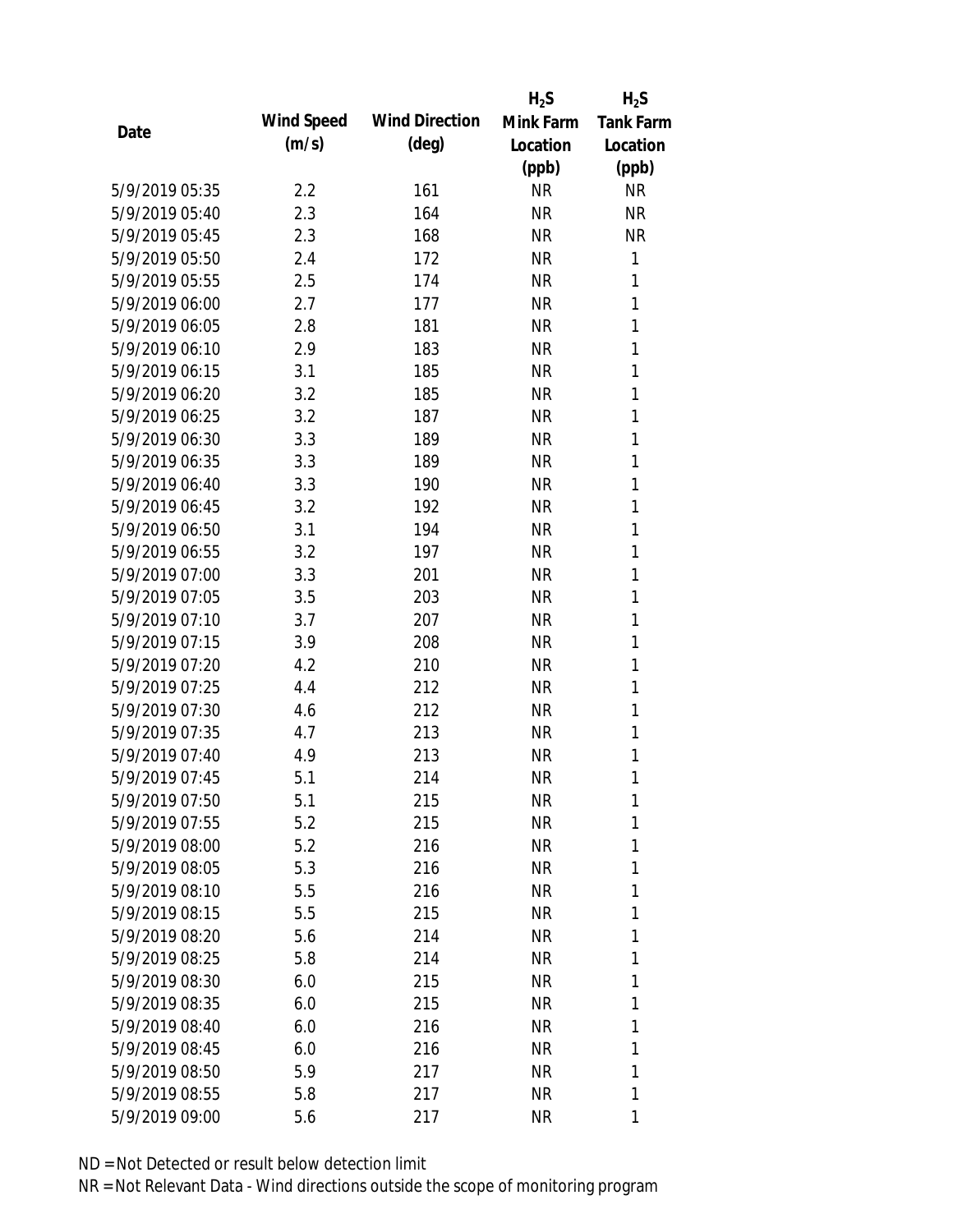| Date | Wind Speed (m/s) | Wind Direction (deg) | $H_2S$ Mink Farm Location (ppb) | $H_2S$ Tank Farm Location (ppb) |
|---|---|---|---|---|
| 5/9/2019 05:35 | 2.2 | 161 | NR | NR |
| 5/9/2019 05:40 | 2.3 | 164 | NR | NR |
| 5/9/2019 05:45 | 2.3 | 168 | NR | NR |
| 5/9/2019 05:50 | 2.4 | 172 | NR | 1 |
| 5/9/2019 05:55 | 2.5 | 174 | NR | 1 |
| 5/9/2019 06:00 | 2.7 | 177 | NR | 1 |
| 5/9/2019 06:05 | 2.8 | 181 | NR | 1 |
| 5/9/2019 06:10 | 2.9 | 183 | NR | 1 |
| 5/9/2019 06:15 | 3.1 | 185 | NR | 1 |
| 5/9/2019 06:20 | 3.2 | 185 | NR | 1 |
| 5/9/2019 06:25 | 3.2 | 187 | NR | 1 |
| 5/9/2019 06:30 | 3.3 | 189 | NR | 1 |
| 5/9/2019 06:35 | 3.3 | 189 | NR | 1 |
| 5/9/2019 06:40 | 3.3 | 190 | NR | 1 |
| 5/9/2019 06:45 | 3.2 | 192 | NR | 1 |
| 5/9/2019 06:50 | 3.1 | 194 | NR | 1 |
| 5/9/2019 06:55 | 3.2 | 197 | NR | 1 |
| 5/9/2019 07:00 | 3.3 | 201 | NR | 1 |
| 5/9/2019 07:05 | 3.5 | 203 | NR | 1 |
| 5/9/2019 07:10 | 3.7 | 207 | NR | 1 |
| 5/9/2019 07:15 | 3.9 | 208 | NR | 1 |
| 5/9/2019 07:20 | 4.2 | 210 | NR | 1 |
| 5/9/2019 07:25 | 4.4 | 212 | NR | 1 |
| 5/9/2019 07:30 | 4.6 | 212 | NR | 1 |
| 5/9/2019 07:35 | 4.7 | 213 | NR | 1 |
| 5/9/2019 07:40 | 4.9 | 213 | NR | 1 |
| 5/9/2019 07:45 | 5.1 | 214 | NR | 1 |
| 5/9/2019 07:50 | 5.1 | 215 | NR | 1 |
| 5/9/2019 07:55 | 5.2 | 215 | NR | 1 |
| 5/9/2019 08:00 | 5.2 | 216 | NR | 1 |
| 5/9/2019 08:05 | 5.3 | 216 | NR | 1 |
| 5/9/2019 08:10 | 5.5 | 216 | NR | 1 |
| 5/9/2019 08:15 | 5.5 | 215 | NR | 1 |
| 5/9/2019 08:20 | 5.6 | 214 | NR | 1 |
| 5/9/2019 08:25 | 5.8 | 214 | NR | 1 |
| 5/9/2019 08:30 | 6.0 | 215 | NR | 1 |
| 5/9/2019 08:35 | 6.0 | 215 | NR | 1 |
| 5/9/2019 08:40 | 6.0 | 216 | NR | 1 |
| 5/9/2019 08:45 | 6.0 | 216 | NR | 1 |
| 5/9/2019 08:50 | 5.9 | 217 | NR | 1 |
| 5/9/2019 08:55 | 5.8 | 217 | NR | 1 |
| 5/9/2019 09:00 | 5.6 | 217 | NR | 1 |

ND = Not Detected or result below detection limit
NR = Not Relevant Data - Wind directions outside the scope of monitoring program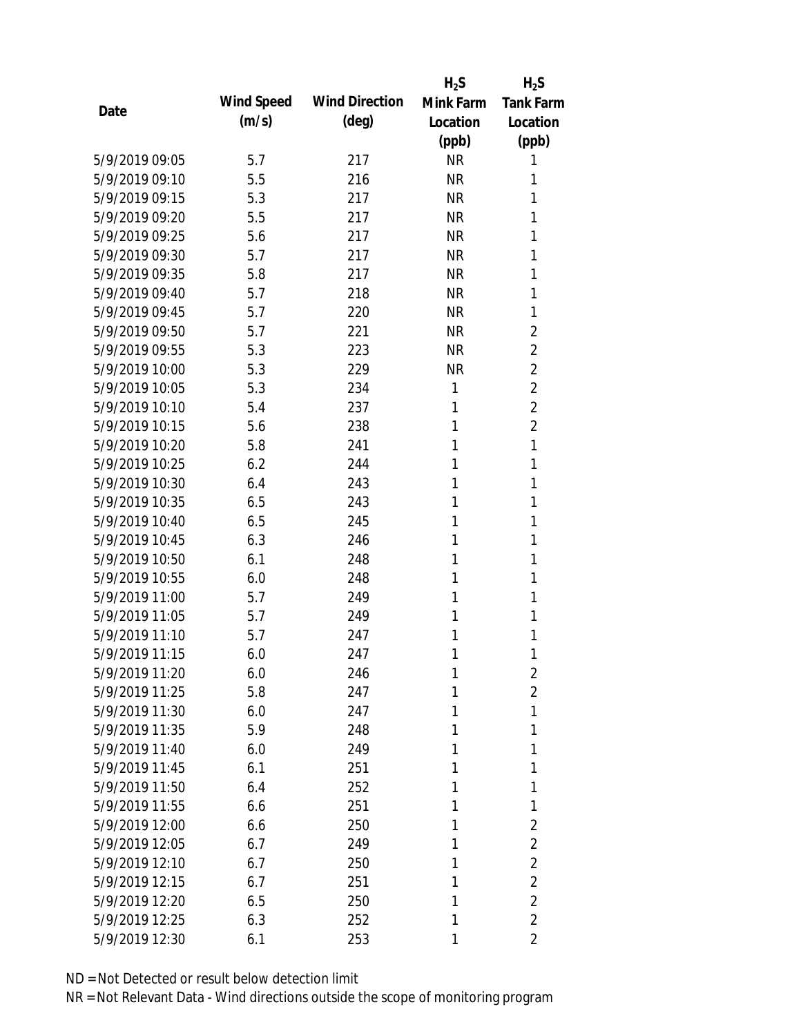| Date | Wind Speed (m/s) | Wind Direction (deg) | $H_2S$ Mink Farm Location (ppb) | $H_2S$ Tank Farm Location (ppb) |
|---|---|---|---|---|
| 5/9/2019 09:05 | 5.7 | 217 | NR | 1 |
| 5/9/2019 09:10 | 5.5 | 216 | NR | 1 |
| 5/9/2019 09:15 | 5.3 | 217 | NR | 1 |
| 5/9/2019 09:20 | 5.5 | 217 | NR | 1 |
| 5/9/2019 09:25 | 5.6 | 217 | NR | 1 |
| 5/9/2019 09:30 | 5.7 | 217 | NR | 1 |
| 5/9/2019 09:35 | 5.8 | 217 | NR | 1 |
| 5/9/2019 09:40 | 5.7 | 218 | NR | 1 |
| 5/9/2019 09:45 | 5.7 | 220 | NR | 1 |
| 5/9/2019 09:50 | 5.7 | 221 | NR | 2 |
| 5/9/2019 09:55 | 5.3 | 223 | NR | 2 |
| 5/9/2019 10:00 | 5.3 | 229 | NR | 2 |
| 5/9/2019 10:05 | 5.3 | 234 | 1 | 2 |
| 5/9/2019 10:10 | 5.4 | 237 | 1 | 2 |
| 5/9/2019 10:15 | 5.6 | 238 | 1 | 2 |
| 5/9/2019 10:20 | 5.8 | 241 | 1 | 1 |
| 5/9/2019 10:25 | 6.2 | 244 | 1 | 1 |
| 5/9/2019 10:30 | 6.4 | 243 | 1 | 1 |
| 5/9/2019 10:35 | 6.5 | 243 | 1 | 1 |
| 5/9/2019 10:40 | 6.5 | 245 | 1 | 1 |
| 5/9/2019 10:45 | 6.3 | 246 | 1 | 1 |
| 5/9/2019 10:50 | 6.1 | 248 | 1 | 1 |
| 5/9/2019 10:55 | 6.0 | 248 | 1 | 1 |
| 5/9/2019 11:00 | 5.7 | 249 | 1 | 1 |
| 5/9/2019 11:05 | 5.7 | 249 | 1 | 1 |
| 5/9/2019 11:10 | 5.7 | 247 | 1 | 1 |
| 5/9/2019 11:15 | 6.0 | 247 | 1 | 1 |
| 5/9/2019 11:20 | 6.0 | 246 | 1 | 2 |
| 5/9/2019 11:25 | 5.8 | 247 | 1 | 2 |
| 5/9/2019 11:30 | 6.0 | 247 | 1 | 1 |
| 5/9/2019 11:35 | 5.9 | 248 | 1 | 1 |
| 5/9/2019 11:40 | 6.0 | 249 | 1 | 1 |
| 5/9/2019 11:45 | 6.1 | 251 | 1 | 1 |
| 5/9/2019 11:50 | 6.4 | 252 | 1 | 1 |
| 5/9/2019 11:55 | 6.6 | 251 | 1 | 1 |
| 5/9/2019 12:00 | 6.6 | 250 | 1 | 2 |
| 5/9/2019 12:05 | 6.7 | 249 | 1 | 2 |
| 5/9/2019 12:10 | 6.7 | 250 | 1 | 2 |
| 5/9/2019 12:15 | 6.7 | 251 | 1 | 2 |
| 5/9/2019 12:20 | 6.5 | 250 | 1 | 2 |
| 5/9/2019 12:25 | 6.3 | 252 | 1 | 2 |
| 5/9/2019 12:30 | 6.1 | 253 | 1 | 2 |

ND = Not Detected or result below detection limit

NR = Not Relevant Data - Wind directions outside the scope of monitoring program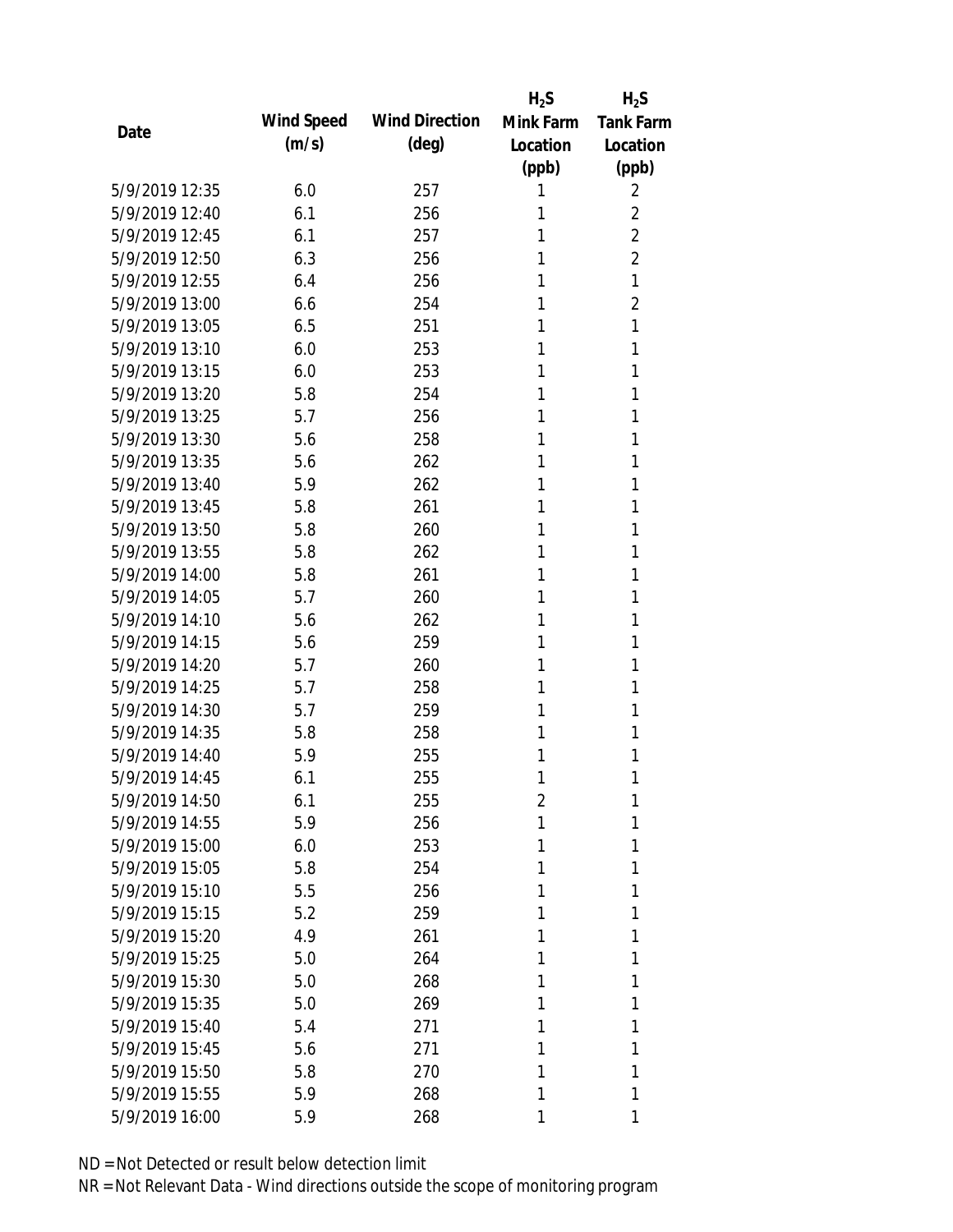| Date | Wind Speed (m/s) | Wind Direction (deg) | $H_2S$ Mink Farm Location (ppb) | $H_2S$ Tank Farm Location (ppb) |
|---|---|---|---|---|
| 5/9/2019 12:35 | 6.0 | 257 | 1 | 2 |
| 5/9/2019 12:40 | 6.1 | 256 | 1 | 2 |
| 5/9/2019 12:45 | 6.1 | 257 | 1 | 2 |
| 5/9/2019 12:50 | 6.3 | 256 | 1 | 2 |
| 5/9/2019 12:55 | 6.4 | 256 | 1 | 1 |
| 5/9/2019 13:00 | 6.6 | 254 | 1 | 2 |
| 5/9/2019 13:05 | 6.5 | 251 | 1 | 1 |
| 5/9/2019 13:10 | 6.0 | 253 | 1 | 1 |
| 5/9/2019 13:15 | 6.0 | 253 | 1 | 1 |
| 5/9/2019 13:20 | 5.8 | 254 | 1 | 1 |
| 5/9/2019 13:25 | 5.7 | 256 | 1 | 1 |
| 5/9/2019 13:30 | 5.6 | 258 | 1 | 1 |
| 5/9/2019 13:35 | 5.6 | 262 | 1 | 1 |
| 5/9/2019 13:40 | 5.9 | 262 | 1 | 1 |
| 5/9/2019 13:45 | 5.8 | 261 | 1 | 1 |
| 5/9/2019 13:50 | 5.8 | 260 | 1 | 1 |
| 5/9/2019 13:55 | 5.8 | 262 | 1 | 1 |
| 5/9/2019 14:00 | 5.8 | 261 | 1 | 1 |
| 5/9/2019 14:05 | 5.7 | 260 | 1 | 1 |
| 5/9/2019 14:10 | 5.6 | 262 | 1 | 1 |
| 5/9/2019 14:15 | 5.6 | 259 | 1 | 1 |
| 5/9/2019 14:20 | 5.7 | 260 | 1 | 1 |
| 5/9/2019 14:25 | 5.7 | 258 | 1 | 1 |
| 5/9/2019 14:30 | 5.7 | 259 | 1 | 1 |
| 5/9/2019 14:35 | 5.8 | 258 | 1 | 1 |
| 5/9/2019 14:40 | 5.9 | 255 | 1 | 1 |
| 5/9/2019 14:45 | 6.1 | 255 | 1 | 1 |
| 5/9/2019 14:50 | 6.1 | 255 | 2 | 1 |
| 5/9/2019 14:55 | 5.9 | 256 | 1 | 1 |
| 5/9/2019 15:00 | 6.0 | 253 | 1 | 1 |
| 5/9/2019 15:05 | 5.8 | 254 | 1 | 1 |
| 5/9/2019 15:10 | 5.5 | 256 | 1 | 1 |
| 5/9/2019 15:15 | 5.2 | 259 | 1 | 1 |
| 5/9/2019 15:20 | 4.9 | 261 | 1 | 1 |
| 5/9/2019 15:25 | 5.0 | 264 | 1 | 1 |
| 5/9/2019 15:30 | 5.0 | 268 | 1 | 1 |
| 5/9/2019 15:35 | 5.0 | 269 | 1 | 1 |
| 5/9/2019 15:40 | 5.4 | 271 | 1 | 1 |
| 5/9/2019 15:45 | 5.6 | 271 | 1 | 1 |
| 5/9/2019 15:50 | 5.8 | 270 | 1 | 1 |
| 5/9/2019 15:55 | 5.9 | 268 | 1 | 1 |
| 5/9/2019 16:00 | 5.9 | 268 | 1 | 1 |

ND = Not Detected or result below detection limit

NR = Not Relevant Data - Wind directions outside the scope of monitoring program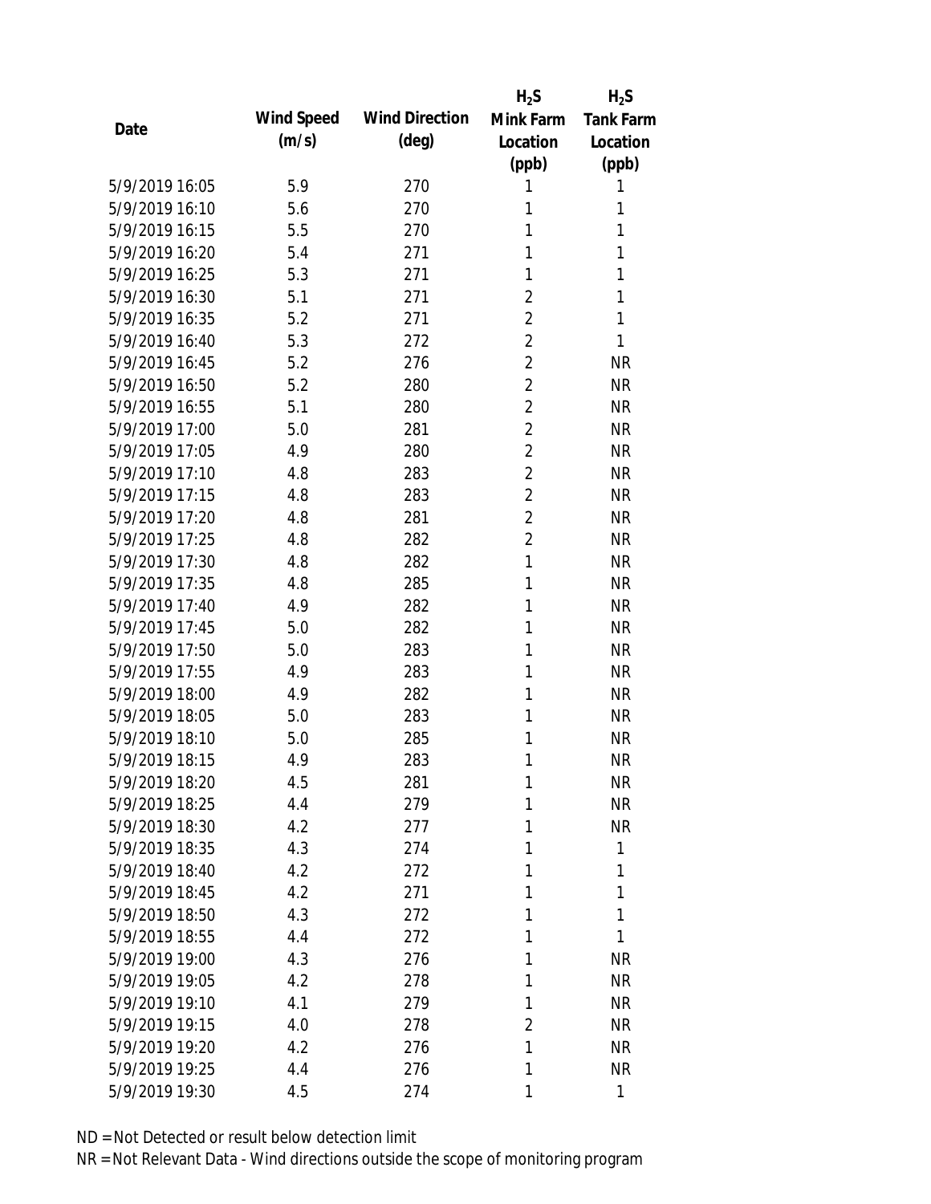| Date | Wind Speed (m/s) | Wind Direction (deg) | $H_2S$ Mink Farm Location (ppb) | $H_2S$ Tank Farm Location (ppb) |
|---|---|---|---|---|
| 5/9/2019 16:05 | 5.9 | 270 | 1 | 1 |
| 5/9/2019 16:10 | 5.6 | 270 | 1 | 1 |
| 5/9/2019 16:15 | 5.5 | 270 | 1 | 1 |
| 5/9/2019 16:20 | 5.4 | 271 | 1 | 1 |
| 5/9/2019 16:25 | 5.3 | 271 | 1 | 1 |
| 5/9/2019 16:30 | 5.1 | 271 | 2 | 1 |
| 5/9/2019 16:35 | 5.2 | 271 | 2 | 1 |
| 5/9/2019 16:40 | 5.3 | 272 | 2 | 1 |
| 5/9/2019 16:45 | 5.2 | 276 | 2 | NR |
| 5/9/2019 16:50 | 5.2 | 280 | 2 | NR |
| 5/9/2019 16:55 | 5.1 | 280 | 2 | NR |
| 5/9/2019 17:00 | 5.0 | 281 | 2 | NR |
| 5/9/2019 17:05 | 4.9 | 280 | 2 | NR |
| 5/9/2019 17:10 | 4.8 | 283 | 2 | NR |
| 5/9/2019 17:15 | 4.8 | 283 | 2 | NR |
| 5/9/2019 17:20 | 4.8 | 281 | 2 | NR |
| 5/9/2019 17:25 | 4.8 | 282 | 2 | NR |
| 5/9/2019 17:30 | 4.8 | 282 | 1 | NR |
| 5/9/2019 17:35 | 4.8 | 285 | 1 | NR |
| 5/9/2019 17:40 | 4.9 | 282 | 1 | NR |
| 5/9/2019 17:45 | 5.0 | 282 | 1 | NR |
| 5/9/2019 17:50 | 5.0 | 283 | 1 | NR |
| 5/9/2019 17:55 | 4.9 | 283 | 1 | NR |
| 5/9/2019 18:00 | 4.9 | 282 | 1 | NR |
| 5/9/2019 18:05 | 5.0 | 283 | 1 | NR |
| 5/9/2019 18:10 | 5.0 | 285 | 1 | NR |
| 5/9/2019 18:15 | 4.9 | 283 | 1 | NR |
| 5/9/2019 18:20 | 4.5 | 281 | 1 | NR |
| 5/9/2019 18:25 | 4.4 | 279 | 1 | NR |
| 5/9/2019 18:30 | 4.2 | 277 | 1 | NR |
| 5/9/2019 18:35 | 4.3 | 274 | 1 | 1 |
| 5/9/2019 18:40 | 4.2 | 272 | 1 | 1 |
| 5/9/2019 18:45 | 4.2 | 271 | 1 | 1 |
| 5/9/2019 18:50 | 4.3 | 272 | 1 | 1 |
| 5/9/2019 18:55 | 4.4 | 272 | 1 | 1 |
| 5/9/2019 19:00 | 4.3 | 276 | 1 | NR |
| 5/9/2019 19:05 | 4.2 | 278 | 1 | NR |
| 5/9/2019 19:10 | 4.1 | 279 | 1 | NR |
| 5/9/2019 19:15 | 4.0 | 278 | 2 | NR |
| 5/9/2019 19:20 | 4.2 | 276 | 1 | NR |
| 5/9/2019 19:25 | 4.4 | 276 | 1 | NR |
| 5/9/2019 19:30 | 4.5 | 274 | 1 | 1 |

ND = Not Detected or result below detection limit

NR = Not Relevant Data - Wind directions outside the scope of monitoring program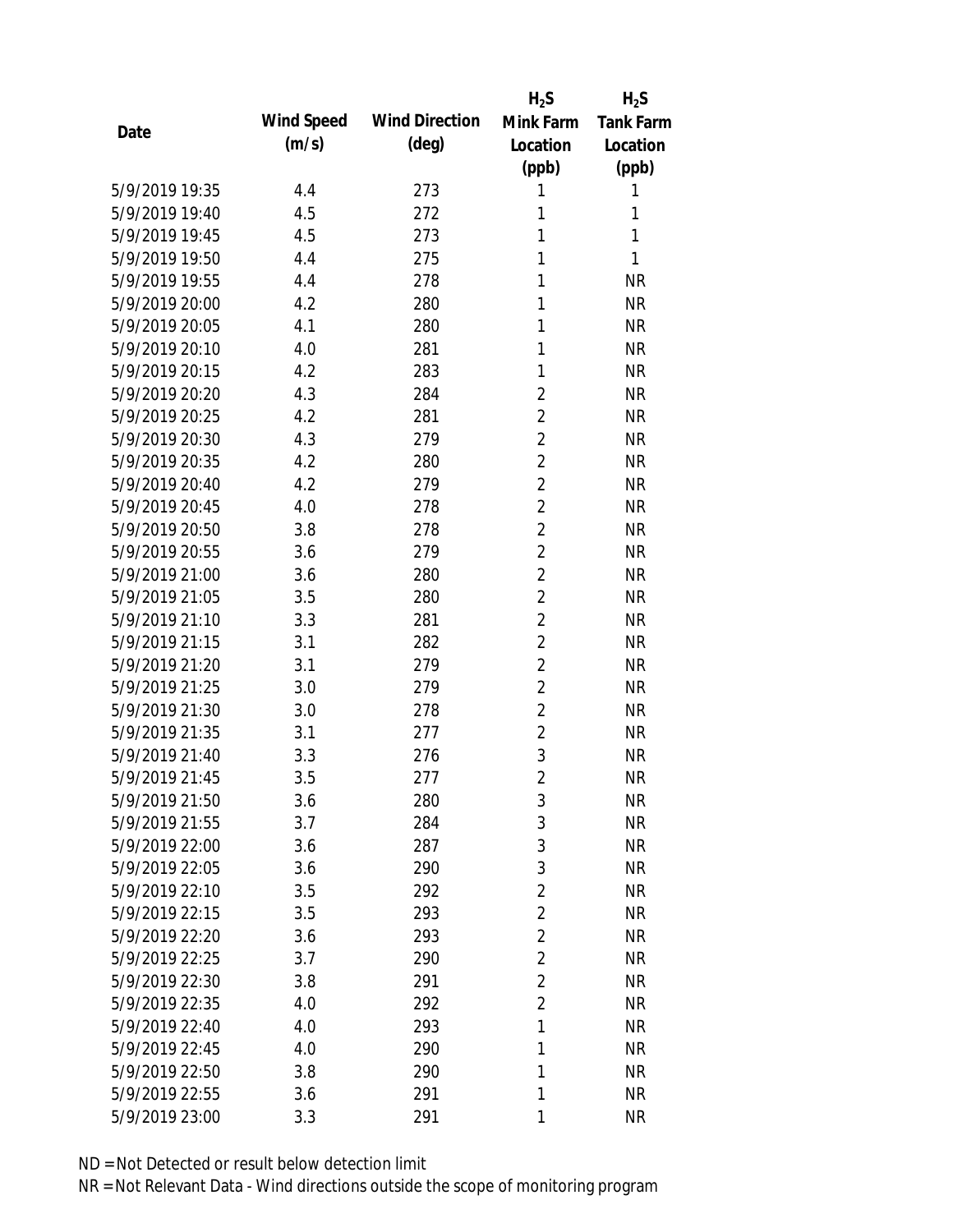| Date | Wind Speed (m/s) | Wind Direction (deg) | $H_2S$ Mink Farm Location (ppb) | $H_2S$ Tank Farm Location (ppb) |
|---|---|---|---|---|
| 5/9/2019 19:35 | 4.4 | 273 | 1 | 1 |
| 5/9/2019 19:40 | 4.5 | 272 | 1 | 1 |
| 5/9/2019 19:45 | 4.5 | 273 | 1 | 1 |
| 5/9/2019 19:50 | 4.4 | 275 | 1 | 1 |
| 5/9/2019 19:55 | 4.4 | 278 | 1 | NR |
| 5/9/2019 20:00 | 4.2 | 280 | 1 | NR |
| 5/9/2019 20:05 | 4.1 | 280 | 1 | NR |
| 5/9/2019 20:10 | 4.0 | 281 | 1 | NR |
| 5/9/2019 20:15 | 4.2 | 283 | 1 | NR |
| 5/9/2019 20:20 | 4.3 | 284 | 2 | NR |
| 5/9/2019 20:25 | 4.2 | 281 | 2 | NR |
| 5/9/2019 20:30 | 4.3 | 279 | 2 | NR |
| 5/9/2019 20:35 | 4.2 | 280 | 2 | NR |
| 5/9/2019 20:40 | 4.2 | 279 | 2 | NR |
| 5/9/2019 20:45 | 4.0 | 278 | 2 | NR |
| 5/9/2019 20:50 | 3.8 | 278 | 2 | NR |
| 5/9/2019 20:55 | 3.6 | 279 | 2 | NR |
| 5/9/2019 21:00 | 3.6 | 280 | 2 | NR |
| 5/9/2019 21:05 | 3.5 | 280 | 2 | NR |
| 5/9/2019 21:10 | 3.3 | 281 | 2 | NR |
| 5/9/2019 21:15 | 3.1 | 282 | 2 | NR |
| 5/9/2019 21:20 | 3.1 | 279 | 2 | NR |
| 5/9/2019 21:25 | 3.0 | 279 | 2 | NR |
| 5/9/2019 21:30 | 3.0 | 278 | 2 | NR |
| 5/9/2019 21:35 | 3.1 | 277 | 2 | NR |
| 5/9/2019 21:40 | 3.3 | 276 | 3 | NR |
| 5/9/2019 21:45 | 3.5 | 277 | 2 | NR |
| 5/9/2019 21:50 | 3.6 | 280 | 3 | NR |
| 5/9/2019 21:55 | 3.7 | 284 | 3 | NR |
| 5/9/2019 22:00 | 3.6 | 287 | 3 | NR |
| 5/9/2019 22:05 | 3.6 | 290 | 3 | NR |
| 5/9/2019 22:10 | 3.5 | 292 | 2 | NR |
| 5/9/2019 22:15 | 3.5 | 293 | 2 | NR |
| 5/9/2019 22:20 | 3.6 | 293 | 2 | NR |
| 5/9/2019 22:25 | 3.7 | 290 | 2 | NR |
| 5/9/2019 22:30 | 3.8 | 291 | 2 | NR |
| 5/9/2019 22:35 | 4.0 | 292 | 2 | NR |
| 5/9/2019 22:40 | 4.0 | 293 | 1 | NR |
| 5/9/2019 22:45 | 4.0 | 290 | 1 | NR |
| 5/9/2019 22:50 | 3.8 | 290 | 1 | NR |
| 5/9/2019 22:55 | 3.6 | 291 | 1 | NR |
| 5/9/2019 23:00 | 3.3 | 291 | 1 | NR |

ND = Not Detected or result below detection limit

NR = Not Relevant Data - Wind directions outside the scope of monitoring program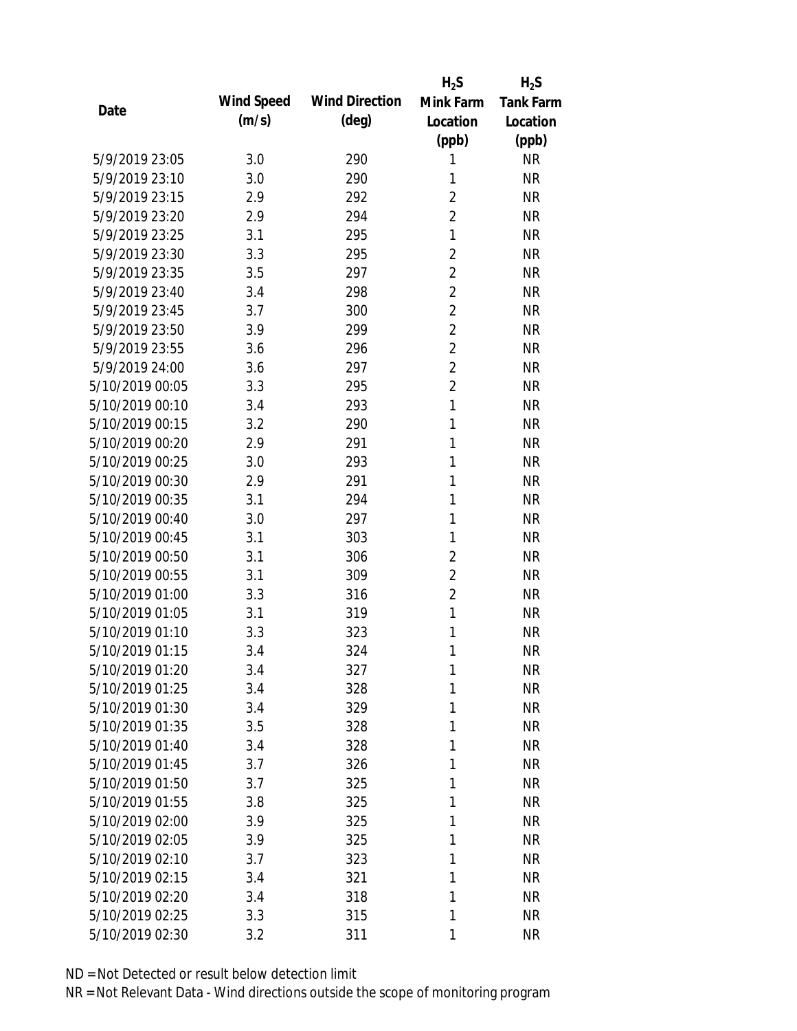| Date | Wind Speed (m/s) | Wind Direction (deg) | $H_2S$ Mink Farm Location (ppb) | $H_2S$ Tank Farm Location (ppb) |
|---|---|---|---|---|
| 5/9/2019 23:05 | 3.0 | 290 | 1 | NR |
| 5/9/2019 23:10 | 3.0 | 290 | 1 | NR |
| 5/9/2019 23:15 | 2.9 | 292 | 2 | NR |
| 5/9/2019 23:20 | 2.9 | 294 | 2 | NR |
| 5/9/2019 23:25 | 3.1 | 295 | 1 | NR |
| 5/9/2019 23:30 | 3.3 | 295 | 2 | NR |
| 5/9/2019 23:35 | 3.5 | 297 | 2 | NR |
| 5/9/2019 23:40 | 3.4 | 298 | 2 | NR |
| 5/9/2019 23:45 | 3.7 | 300 | 2 | NR |
| 5/9/2019 23:50 | 3.9 | 299 | 2 | NR |
| 5/9/2019 23:55 | 3.6 | 296 | 2 | NR |
| 5/9/2019 24:00 | 3.6 | 297 | 2 | NR |
| 5/10/2019 00:05 | 3.3 | 295 | 2 | NR |
| 5/10/2019 00:10 | 3.4 | 293 | 1 | NR |
| 5/10/2019 00:15 | 3.2 | 290 | 1 | NR |
| 5/10/2019 00:20 | 2.9 | 291 | 1 | NR |
| 5/10/2019 00:25 | 3.0 | 293 | 1 | NR |
| 5/10/2019 00:30 | 2.9 | 291 | 1 | NR |
| 5/10/2019 00:35 | 3.1 | 294 | 1 | NR |
| 5/10/2019 00:40 | 3.0 | 297 | 1 | NR |
| 5/10/2019 00:45 | 3.1 | 303 | 1 | NR |
| 5/10/2019 00:50 | 3.1 | 306 | 2 | NR |
| 5/10/2019 00:55 | 3.1 | 309 | 2 | NR |
| 5/10/2019 01:00 | 3.3 | 316 | 2 | NR |
| 5/10/2019 01:05 | 3.1 | 319 | 1 | NR |
| 5/10/2019 01:10 | 3.3 | 323 | 1 | NR |
| 5/10/2019 01:15 | 3.4 | 324 | 1 | NR |
| 5/10/2019 01:20 | 3.4 | 327 | 1 | NR |
| 5/10/2019 01:25 | 3.4 | 328 | 1 | NR |
| 5/10/2019 01:30 | 3.4 | 329 | 1 | NR |
| 5/10/2019 01:35 | 3.5 | 328 | 1 | NR |
| 5/10/2019 01:40 | 3.4 | 328 | 1 | NR |
| 5/10/2019 01:45 | 3.7 | 326 | 1 | NR |
| 5/10/2019 01:50 | 3.7 | 325 | 1 | NR |
| 5/10/2019 01:55 | 3.8 | 325 | 1 | NR |
| 5/10/2019 02:00 | 3.9 | 325 | 1 | NR |
| 5/10/2019 02:05 | 3.9 | 325 | 1 | NR |
| 5/10/2019 02:10 | 3.7 | 323 | 1 | NR |
| 5/10/2019 02:15 | 3.4 | 321 | 1 | NR |
| 5/10/2019 02:20 | 3.4 | 318 | 1 | NR |
| 5/10/2019 02:25 | 3.3 | 315 | 1 | NR |
| 5/10/2019 02:30 | 3.2 | 311 | 1 | NR |

ND = Not Detected or result below detection limit

NR = Not Relevant Data - Wind directions outside the scope of monitoring program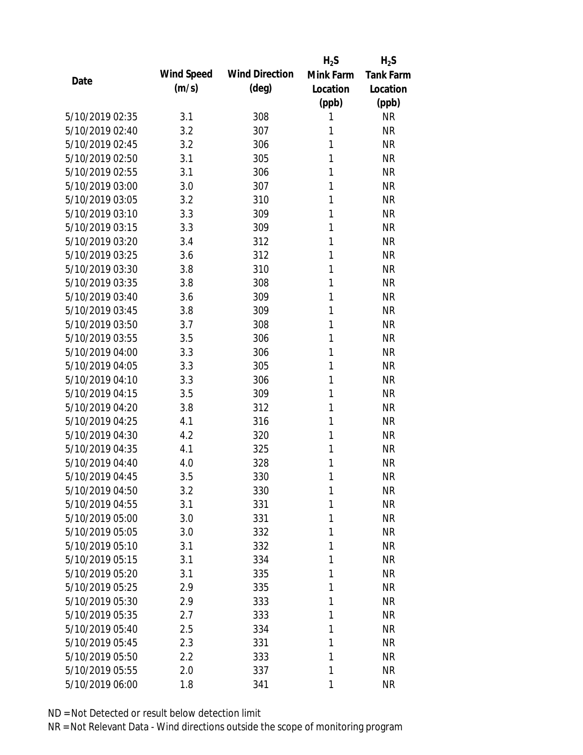| Date | Wind Speed (m/s) | Wind Direction (deg) | $H_2S$ Mink Farm Location (ppb) | $H_2S$ Tank Farm Location (ppb) |
|---|---|---|---|---|
| 5/10/2019 02:35 | 3.1 | 308 | 1 | NR |
| 5/10/2019 02:40 | 3.2 | 307 | 1 | NR |
| 5/10/2019 02:45 | 3.2 | 306 | 1 | NR |
| 5/10/2019 02:50 | 3.1 | 305 | 1 | NR |
| 5/10/2019 02:55 | 3.1 | 306 | 1 | NR |
| 5/10/2019 03:00 | 3.0 | 307 | 1 | NR |
| 5/10/2019 03:05 | 3.2 | 310 | 1 | NR |
| 5/10/2019 03:10 | 3.3 | 309 | 1 | NR |
| 5/10/2019 03:15 | 3.3 | 309 | 1 | NR |
| 5/10/2019 03:20 | 3.4 | 312 | 1 | NR |
| 5/10/2019 03:25 | 3.6 | 312 | 1 | NR |
| 5/10/2019 03:30 | 3.8 | 310 | 1 | NR |
| 5/10/2019 03:35 | 3.8 | 308 | 1 | NR |
| 5/10/2019 03:40 | 3.6 | 309 | 1 | NR |
| 5/10/2019 03:45 | 3.8 | 309 | 1 | NR |
| 5/10/2019 03:50 | 3.7 | 308 | 1 | NR |
| 5/10/2019 03:55 | 3.5 | 306 | 1 | NR |
| 5/10/2019 04:00 | 3.3 | 306 | 1 | NR |
| 5/10/2019 04:05 | 3.3 | 305 | 1 | NR |
| 5/10/2019 04:10 | 3.3 | 306 | 1 | NR |
| 5/10/2019 04:15 | 3.5 | 309 | 1 | NR |
| 5/10/2019 04:20 | 3.8 | 312 | 1 | NR |
| 5/10/2019 04:25 | 4.1 | 316 | 1 | NR |
| 5/10/2019 04:30 | 4.2 | 320 | 1 | NR |
| 5/10/2019 04:35 | 4.1 | 325 | 1 | NR |
| 5/10/2019 04:40 | 4.0 | 328 | 1 | NR |
| 5/10/2019 04:45 | 3.5 | 330 | 1 | NR |
| 5/10/2019 04:50 | 3.2 | 330 | 1 | NR |
| 5/10/2019 04:55 | 3.1 | 331 | 1 | NR |
| 5/10/2019 05:00 | 3.0 | 331 | 1 | NR |
| 5/10/2019 05:05 | 3.0 | 332 | 1 | NR |
| 5/10/2019 05:10 | 3.1 | 332 | 1 | NR |
| 5/10/2019 05:15 | 3.1 | 334 | 1 | NR |
| 5/10/2019 05:20 | 3.1 | 335 | 1 | NR |
| 5/10/2019 05:25 | 2.9 | 335 | 1 | NR |
| 5/10/2019 05:30 | 2.9 | 333 | 1 | NR |
| 5/10/2019 05:35 | 2.7 | 333 | 1 | NR |
| 5/10/2019 05:40 | 2.5 | 334 | 1 | NR |
| 5/10/2019 05:45 | 2.3 | 331 | 1 | NR |
| 5/10/2019 05:50 | 2.2 | 333 | 1 | NR |
| 5/10/2019 05:55 | 2.0 | 337 | 1 | NR |
| 5/10/2019 06:00 | 1.8 | 341 | 1 | NR |

ND = Not Detected or result below detection limit
NR = Not Relevant Data - Wind directions outside the scope of monitoring program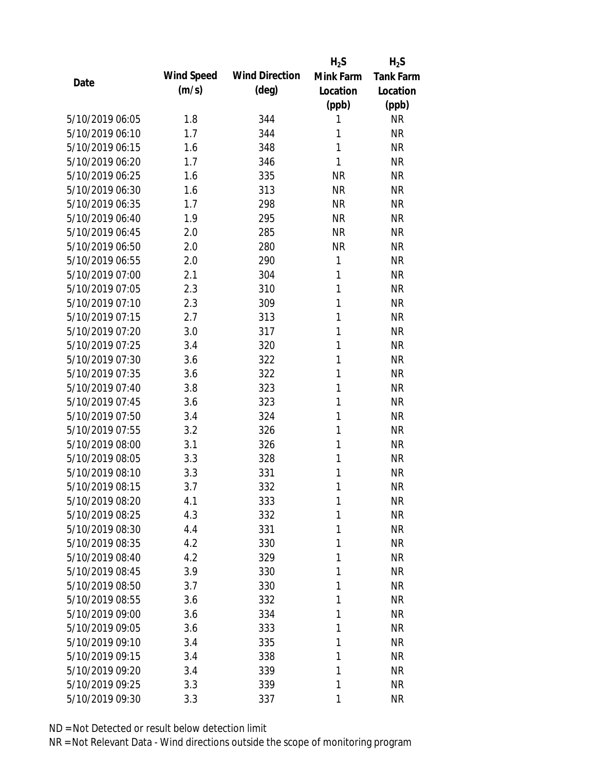| Date | Wind Speed (m/s) | Wind Direction (deg) | $H_2S$ Mink Farm Location (ppb) | $H_2S$ Tank Farm Location (ppb) |
|---|---|---|---|---|
| 5/10/2019 06:05 | 1.8 | 344 | 1 | NR |
| 5/10/2019 06:10 | 1.7 | 344 | 1 | NR |
| 5/10/2019 06:15 | 1.6 | 348 | 1 | NR |
| 5/10/2019 06:20 | 1.7 | 346 | 1 | NR |
| 5/10/2019 06:25 | 1.6 | 335 | NR | NR |
| 5/10/2019 06:30 | 1.6 | 313 | NR | NR |
| 5/10/2019 06:35 | 1.7 | 298 | NR | NR |
| 5/10/2019 06:40 | 1.9 | 295 | NR | NR |
| 5/10/2019 06:45 | 2.0 | 285 | NR | NR |
| 5/10/2019 06:50 | 2.0 | 280 | NR | NR |
| 5/10/2019 06:55 | 2.0 | 290 | 1 | NR |
| 5/10/2019 07:00 | 2.1 | 304 | 1 | NR |
| 5/10/2019 07:05 | 2.3 | 310 | 1 | NR |
| 5/10/2019 07:10 | 2.3 | 309 | 1 | NR |
| 5/10/2019 07:15 | 2.7 | 313 | 1 | NR |
| 5/10/2019 07:20 | 3.0 | 317 | 1 | NR |
| 5/10/2019 07:25 | 3.4 | 320 | 1 | NR |
| 5/10/2019 07:30 | 3.6 | 322 | 1 | NR |
| 5/10/2019 07:35 | 3.6 | 322 | 1 | NR |
| 5/10/2019 07:40 | 3.8 | 323 | 1 | NR |
| 5/10/2019 07:45 | 3.6 | 323 | 1 | NR |
| 5/10/2019 07:50 | 3.4 | 324 | 1 | NR |
| 5/10/2019 07:55 | 3.2 | 326 | 1 | NR |
| 5/10/2019 08:00 | 3.1 | 326 | 1 | NR |
| 5/10/2019 08:05 | 3.3 | 328 | 1 | NR |
| 5/10/2019 08:10 | 3.3 | 331 | 1 | NR |
| 5/10/2019 08:15 | 3.7 | 332 | 1 | NR |
| 5/10/2019 08:20 | 4.1 | 333 | 1 | NR |
| 5/10/2019 08:25 | 4.3 | 332 | 1 | NR |
| 5/10/2019 08:30 | 4.4 | 331 | 1 | NR |
| 5/10/2019 08:35 | 4.2 | 330 | 1 | NR |
| 5/10/2019 08:40 | 4.2 | 329 | 1 | NR |
| 5/10/2019 08:45 | 3.9 | 330 | 1 | NR |
| 5/10/2019 08:50 | 3.7 | 330 | 1 | NR |
| 5/10/2019 08:55 | 3.6 | 332 | 1 | NR |
| 5/10/2019 09:00 | 3.6 | 334 | 1 | NR |
| 5/10/2019 09:05 | 3.6 | 333 | 1 | NR |
| 5/10/2019 09:10 | 3.4 | 335 | 1 | NR |
| 5/10/2019 09:15 | 3.4 | 338 | 1 | NR |
| 5/10/2019 09:20 | 3.4 | 339 | 1 | NR |
| 5/10/2019 09:25 | 3.3 | 339 | 1 | NR |
| 5/10/2019 09:30 | 3.3 | 337 | 1 | NR |

ND = Not Detected or result below detection limit

NR = Not Relevant Data - Wind directions outside the scope of monitoring program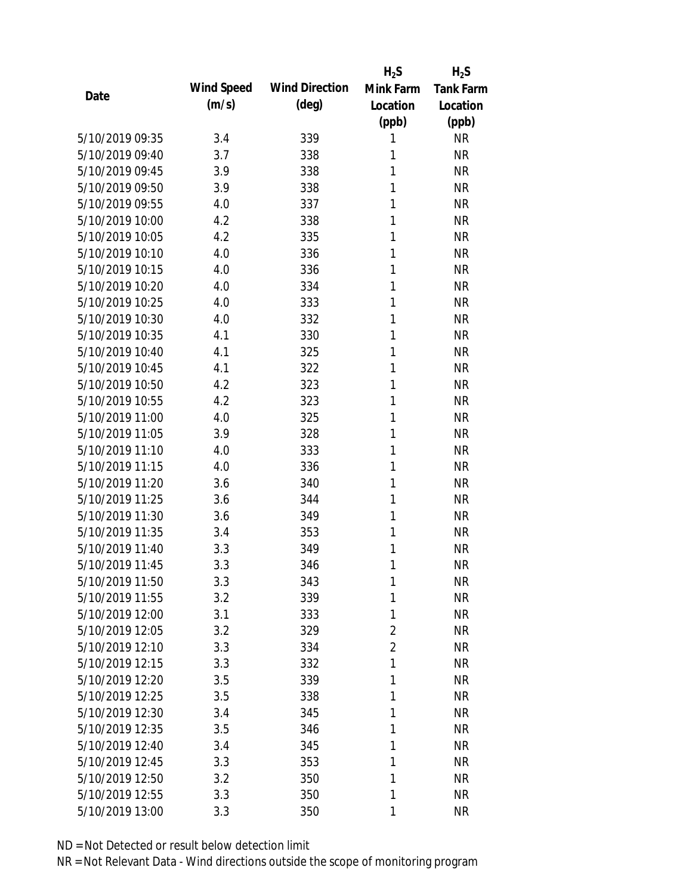| Date | Wind Speed (m/s) | Wind Direction (deg) | $H_2S$ Mink Farm Location (ppb) | $H_2S$ Tank Farm Location (ppb) |
|---|---|---|---|---|
| 5/10/2019 09:35 | 3.4 | 339 | 1 | NR |
| 5/10/2019 09:40 | 3.7 | 338 | 1 | NR |
| 5/10/2019 09:45 | 3.9 | 338 | 1 | NR |
| 5/10/2019 09:50 | 3.9 | 338 | 1 | NR |
| 5/10/2019 09:55 | 4.0 | 337 | 1 | NR |
| 5/10/2019 10:00 | 4.2 | 338 | 1 | NR |
| 5/10/2019 10:05 | 4.2 | 335 | 1 | NR |
| 5/10/2019 10:10 | 4.0 | 336 | 1 | NR |
| 5/10/2019 10:15 | 4.0 | 336 | 1 | NR |
| 5/10/2019 10:20 | 4.0 | 334 | 1 | NR |
| 5/10/2019 10:25 | 4.0 | 333 | 1 | NR |
| 5/10/2019 10:30 | 4.0 | 332 | 1 | NR |
| 5/10/2019 10:35 | 4.1 | 330 | 1 | NR |
| 5/10/2019 10:40 | 4.1 | 325 | 1 | NR |
| 5/10/2019 10:45 | 4.1 | 322 | 1 | NR |
| 5/10/2019 10:50 | 4.2 | 323 | 1 | NR |
| 5/10/2019 10:55 | 4.2 | 323 | 1 | NR |
| 5/10/2019 11:00 | 4.0 | 325 | 1 | NR |
| 5/10/2019 11:05 | 3.9 | 328 | 1 | NR |
| 5/10/2019 11:10 | 4.0 | 333 | 1 | NR |
| 5/10/2019 11:15 | 4.0 | 336 | 1 | NR |
| 5/10/2019 11:20 | 3.6 | 340 | 1 | NR |
| 5/10/2019 11:25 | 3.6 | 344 | 1 | NR |
| 5/10/2019 11:30 | 3.6 | 349 | 1 | NR |
| 5/10/2019 11:35 | 3.4 | 353 | 1 | NR |
| 5/10/2019 11:40 | 3.3 | 349 | 1 | NR |
| 5/10/2019 11:45 | 3.3 | 346 | 1 | NR |
| 5/10/2019 11:50 | 3.3 | 343 | 1 | NR |
| 5/10/2019 11:55 | 3.2 | 339 | 1 | NR |
| 5/10/2019 12:00 | 3.1 | 333 | 1 | NR |
| 5/10/2019 12:05 | 3.2 | 329 | 2 | NR |
| 5/10/2019 12:10 | 3.3 | 334 | 2 | NR |
| 5/10/2019 12:15 | 3.3 | 332 | 1 | NR |
| 5/10/2019 12:20 | 3.5 | 339 | 1 | NR |
| 5/10/2019 12:25 | 3.5 | 338 | 1 | NR |
| 5/10/2019 12:30 | 3.4 | 345 | 1 | NR |
| 5/10/2019 12:35 | 3.5 | 346 | 1 | NR |
| 5/10/2019 12:40 | 3.4 | 345 | 1 | NR |
| 5/10/2019 12:45 | 3.3 | 353 | 1 | NR |
| 5/10/2019 12:50 | 3.2 | 350 | 1 | NR |
| 5/10/2019 12:55 | 3.3 | 350 | 1 | NR |
| 5/10/2019 13:00 | 3.3 | 350 | 1 | NR |

ND = Not Detected or result below detection limit

NR = Not Relevant Data - Wind directions outside the scope of monitoring program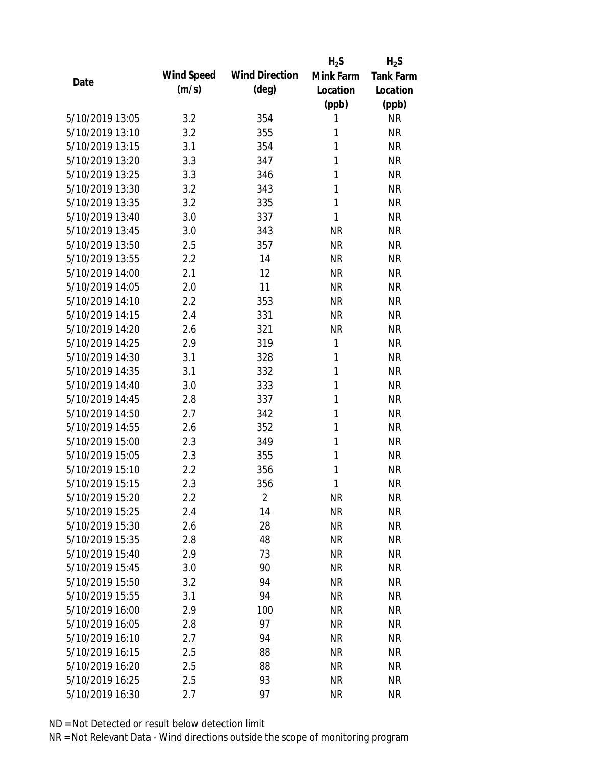| Date | Wind Speed (m/s) | Wind Direction (deg) | $H_2S$ Mink Farm Location (ppb) | $H_2S$ Tank Farm Location (ppb) |
|---|---|---|---|---|
| 5/10/2019 13:05 | 3.2 | 354 | 1 | NR |
| 5/10/2019 13:10 | 3.2 | 355 | 1 | NR |
| 5/10/2019 13:15 | 3.1 | 354 | 1 | NR |
| 5/10/2019 13:20 | 3.3 | 347 | 1 | NR |
| 5/10/2019 13:25 | 3.3 | 346 | 1 | NR |
| 5/10/2019 13:30 | 3.2 | 343 | 1 | NR |
| 5/10/2019 13:35 | 3.2 | 335 | 1 | NR |
| 5/10/2019 13:40 | 3.0 | 337 | 1 | NR |
| 5/10/2019 13:45 | 3.0 | 343 | NR | NR |
| 5/10/2019 13:50 | 2.5 | 357 | NR | NR |
| 5/10/2019 13:55 | 2.2 | 14 | NR | NR |
| 5/10/2019 14:00 | 2.1 | 12 | NR | NR |
| 5/10/2019 14:05 | 2.0 | 11 | NR | NR |
| 5/10/2019 14:10 | 2.2 | 353 | NR | NR |
| 5/10/2019 14:15 | 2.4 | 331 | NR | NR |
| 5/10/2019 14:20 | 2.6 | 321 | NR | NR |
| 5/10/2019 14:25 | 2.9 | 319 | 1 | NR |
| 5/10/2019 14:30 | 3.1 | 328 | 1 | NR |
| 5/10/2019 14:35 | 3.1 | 332 | 1 | NR |
| 5/10/2019 14:40 | 3.0 | 333 | 1 | NR |
| 5/10/2019 14:45 | 2.8 | 337 | 1 | NR |
| 5/10/2019 14:50 | 2.7 | 342 | 1 | NR |
| 5/10/2019 14:55 | 2.6 | 352 | 1 | NR |
| 5/10/2019 15:00 | 2.3 | 349 | 1 | NR |
| 5/10/2019 15:05 | 2.3 | 355 | 1 | NR |
| 5/10/2019 15:10 | 2.2 | 356 | 1 | NR |
| 5/10/2019 15:15 | 2.3 | 356 | 1 | NR |
| 5/10/2019 15:20 | 2.2 | 2 | NR | NR |
| 5/10/2019 15:25 | 2.4 | 14 | NR | NR |
| 5/10/2019 15:30 | 2.6 | 28 | NR | NR |
| 5/10/2019 15:35 | 2.8 | 48 | NR | NR |
| 5/10/2019 15:40 | 2.9 | 73 | NR | NR |
| 5/10/2019 15:45 | 3.0 | 90 | NR | NR |
| 5/10/2019 15:50 | 3.2 | 94 | NR | NR |
| 5/10/2019 15:55 | 3.1 | 94 | NR | NR |
| 5/10/2019 16:00 | 2.9 | 100 | NR | NR |
| 5/10/2019 16:05 | 2.8 | 97 | NR | NR |
| 5/10/2019 16:10 | 2.7 | 94 | NR | NR |
| 5/10/2019 16:15 | 2.5 | 88 | NR | NR |
| 5/10/2019 16:20 | 2.5 | 88 | NR | NR |
| 5/10/2019 16:25 | 2.5 | 93 | NR | NR |
| 5/10/2019 16:30 | 2.7 | 97 | NR | NR |

ND = Not Detected or result below detection limit

NR = Not Relevant Data - Wind directions outside the scope of monitoring program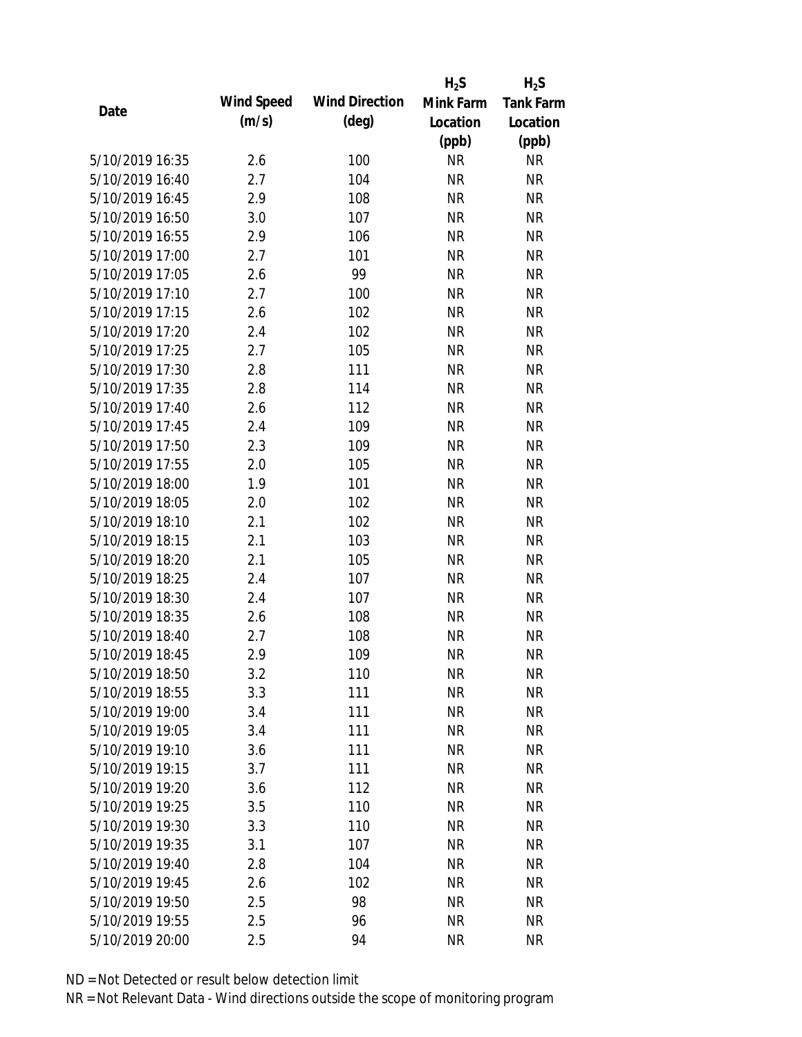| Date | Wind Speed (m/s) | Wind Direction (deg) | $H_2S$ Mink Farm Location (ppb) | $H_2S$ Tank Farm Location (ppb) |
|---|---|---|---|---|
| 5/10/2019 16:35 | 2.6 | 100 | NR | NR |
| 5/10/2019 16:40 | 2.7 | 104 | NR | NR |
| 5/10/2019 16:45 | 2.9 | 108 | NR | NR |
| 5/10/2019 16:50 | 3.0 | 107 | NR | NR |
| 5/10/2019 16:55 | 2.9 | 106 | NR | NR |
| 5/10/2019 17:00 | 2.7 | 101 | NR | NR |
| 5/10/2019 17:05 | 2.6 | 99 | NR | NR |
| 5/10/2019 17:10 | 2.7 | 100 | NR | NR |
| 5/10/2019 17:15 | 2.6 | 102 | NR | NR |
| 5/10/2019 17:20 | 2.4 | 102 | NR | NR |
| 5/10/2019 17:25 | 2.7 | 105 | NR | NR |
| 5/10/2019 17:30 | 2.8 | 111 | NR | NR |
| 5/10/2019 17:35 | 2.8 | 114 | NR | NR |
| 5/10/2019 17:40 | 2.6 | 112 | NR | NR |
| 5/10/2019 17:45 | 2.4 | 109 | NR | NR |
| 5/10/2019 17:50 | 2.3 | 109 | NR | NR |
| 5/10/2019 17:55 | 2.0 | 105 | NR | NR |
| 5/10/2019 18:00 | 1.9 | 101 | NR | NR |
| 5/10/2019 18:05 | 2.0 | 102 | NR | NR |
| 5/10/2019 18:10 | 2.1 | 102 | NR | NR |
| 5/10/2019 18:15 | 2.1 | 103 | NR | NR |
| 5/10/2019 18:20 | 2.1 | 105 | NR | NR |
| 5/10/2019 18:25 | 2.4 | 107 | NR | NR |
| 5/10/2019 18:30 | 2.4 | 107 | NR | NR |
| 5/10/2019 18:35 | 2.6 | 108 | NR | NR |
| 5/10/2019 18:40 | 2.7 | 108 | NR | NR |
| 5/10/2019 18:45 | 2.9 | 109 | NR | NR |
| 5/10/2019 18:50 | 3.2 | 110 | NR | NR |
| 5/10/2019 18:55 | 3.3 | 111 | NR | NR |
| 5/10/2019 19:00 | 3.4 | 111 | NR | NR |
| 5/10/2019 19:05 | 3.4 | 111 | NR | NR |
| 5/10/2019 19:10 | 3.6 | 111 | NR | NR |
| 5/10/2019 19:15 | 3.7 | 111 | NR | NR |
| 5/10/2019 19:20 | 3.6 | 112 | NR | NR |
| 5/10/2019 19:25 | 3.5 | 110 | NR | NR |
| 5/10/2019 19:30 | 3.3 | 110 | NR | NR |
| 5/10/2019 19:35 | 3.1 | 107 | NR | NR |
| 5/10/2019 19:40 | 2.8 | 104 | NR | NR |
| 5/10/2019 19:45 | 2.6 | 102 | NR | NR |
| 5/10/2019 19:50 | 2.5 | 98 | NR | NR |
| 5/10/2019 19:55 | 2.5 | 96 | NR | NR |
| 5/10/2019 20:00 | 2.5 | 94 | NR | NR |

ND = Not Detected or result below detection limit

NR = Not Relevant Data - Wind directions outside the scope of monitoring program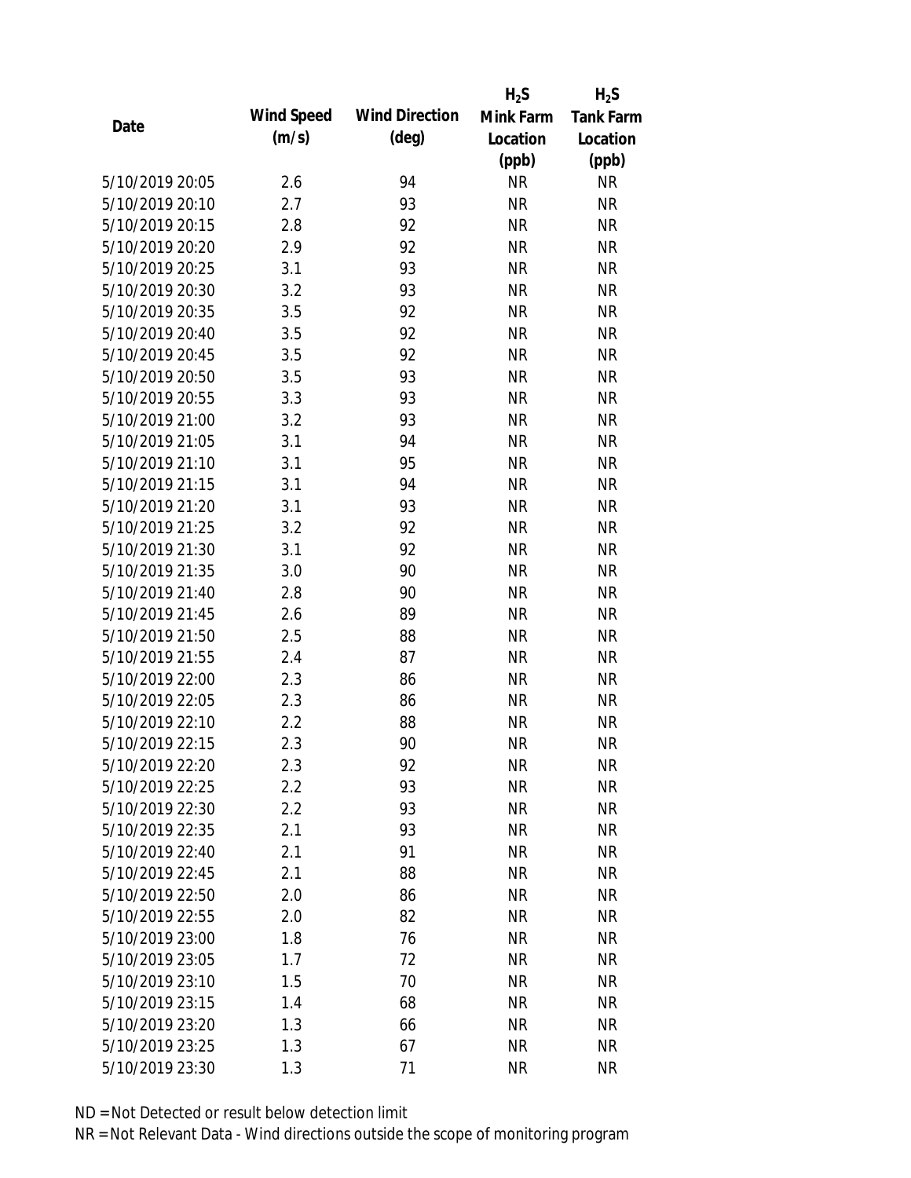| Date | Wind Speed (m/s) | Wind Direction (deg) | $H_2S$ Mink Farm Location (ppb) | $H_2S$ Tank Farm Location (ppb) |
|---|---|---|---|---|
| 5/10/2019 20:05 | 2.6 | 94 | NR | NR |
| 5/10/2019 20:10 | 2.7 | 93 | NR | NR |
| 5/10/2019 20:15 | 2.8 | 92 | NR | NR |
| 5/10/2019 20:20 | 2.9 | 92 | NR | NR |
| 5/10/2019 20:25 | 3.1 | 93 | NR | NR |
| 5/10/2019 20:30 | 3.2 | 93 | NR | NR |
| 5/10/2019 20:35 | 3.5 | 92 | NR | NR |
| 5/10/2019 20:40 | 3.5 | 92 | NR | NR |
| 5/10/2019 20:45 | 3.5 | 92 | NR | NR |
| 5/10/2019 20:50 | 3.5 | 93 | NR | NR |
| 5/10/2019 20:55 | 3.3 | 93 | NR | NR |
| 5/10/2019 21:00 | 3.2 | 93 | NR | NR |
| 5/10/2019 21:05 | 3.1 | 94 | NR | NR |
| 5/10/2019 21:10 | 3.1 | 95 | NR | NR |
| 5/10/2019 21:15 | 3.1 | 94 | NR | NR |
| 5/10/2019 21:20 | 3.1 | 93 | NR | NR |
| 5/10/2019 21:25 | 3.2 | 92 | NR | NR |
| 5/10/2019 21:30 | 3.1 | 92 | NR | NR |
| 5/10/2019 21:35 | 3.0 | 90 | NR | NR |
| 5/10/2019 21:40 | 2.8 | 90 | NR | NR |
| 5/10/2019 21:45 | 2.6 | 89 | NR | NR |
| 5/10/2019 21:50 | 2.5 | 88 | NR | NR |
| 5/10/2019 21:55 | 2.4 | 87 | NR | NR |
| 5/10/2019 22:00 | 2.3 | 86 | NR | NR |
| 5/10/2019 22:05 | 2.3 | 86 | NR | NR |
| 5/10/2019 22:10 | 2.2 | 88 | NR | NR |
| 5/10/2019 22:15 | 2.3 | 90 | NR | NR |
| 5/10/2019 22:20 | 2.3 | 92 | NR | NR |
| 5/10/2019 22:25 | 2.2 | 93 | NR | NR |
| 5/10/2019 22:30 | 2.2 | 93 | NR | NR |
| 5/10/2019 22:35 | 2.1 | 93 | NR | NR |
| 5/10/2019 22:40 | 2.1 | 91 | NR | NR |
| 5/10/2019 22:45 | 2.1 | 88 | NR | NR |
| 5/10/2019 22:50 | 2.0 | 86 | NR | NR |
| 5/10/2019 22:55 | 2.0 | 82 | NR | NR |
| 5/10/2019 23:00 | 1.8 | 76 | NR | NR |
| 5/10/2019 23:05 | 1.7 | 72 | NR | NR |
| 5/10/2019 23:10 | 1.5 | 70 | NR | NR |
| 5/10/2019 23:15 | 1.4 | 68 | NR | NR |
| 5/10/2019 23:20 | 1.3 | 66 | NR | NR |
| 5/10/2019 23:25 | 1.3 | 67 | NR | NR |
| 5/10/2019 23:30 | 1.3 | 71 | NR | NR |

ND = Not Detected or result below detection limit

NR = Not Relevant Data - Wind directions outside the scope of monitoring program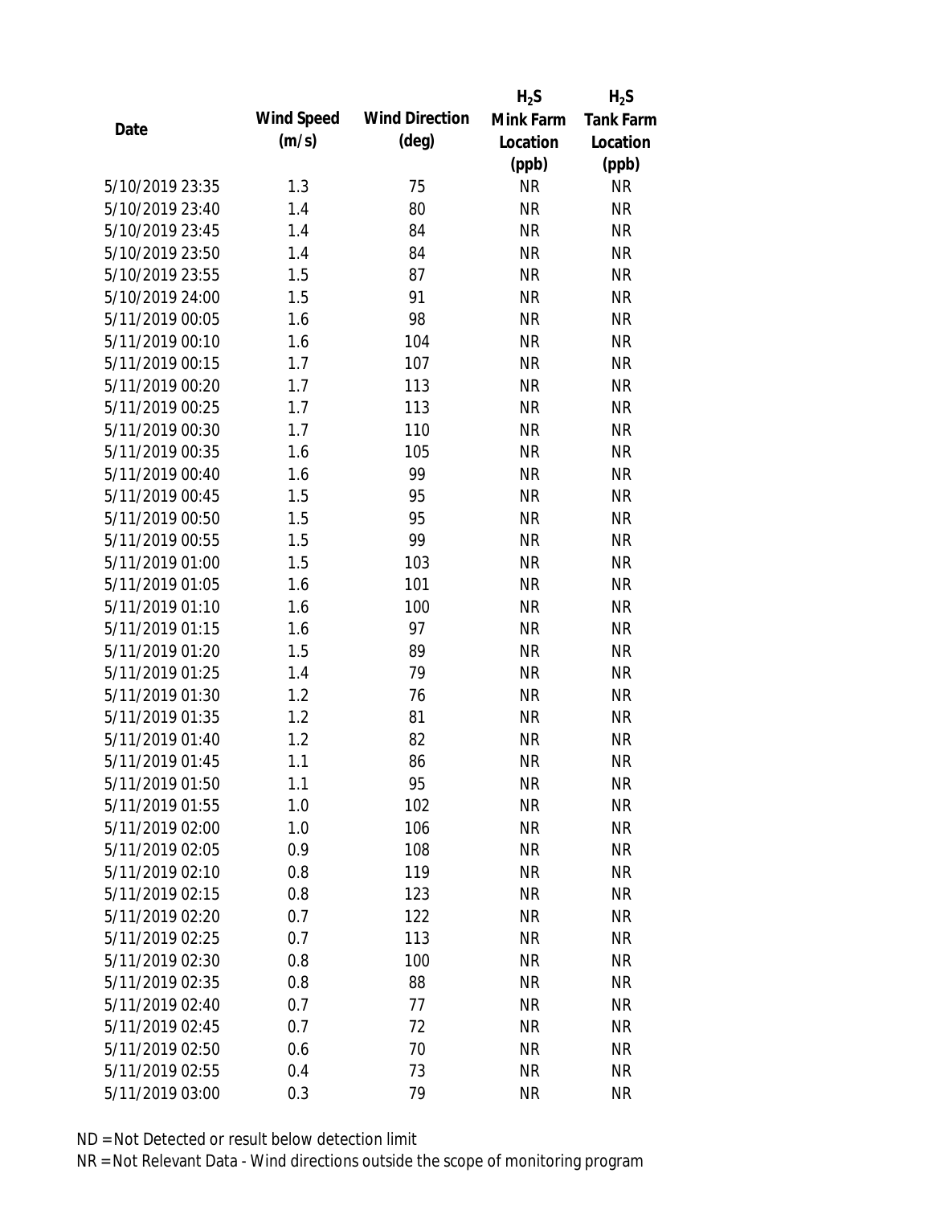| Date | Wind Speed (m/s) | Wind Direction (deg) | $H_2S$ Mink Farm Location (ppb) | $H_2S$ Tank Farm Location (ppb) |
|---|---|---|---|---|
| 5/10/2019 23:35 | 1.3 | 75 | NR | NR |
| 5/10/2019 23:40 | 1.4 | 80 | NR | NR |
| 5/10/2019 23:45 | 1.4 | 84 | NR | NR |
| 5/10/2019 23:50 | 1.4 | 84 | NR | NR |
| 5/10/2019 23:55 | 1.5 | 87 | NR | NR |
| 5/10/2019 24:00 | 1.5 | 91 | NR | NR |
| 5/11/2019 00:05 | 1.6 | 98 | NR | NR |
| 5/11/2019 00:10 | 1.6 | 104 | NR | NR |
| 5/11/2019 00:15 | 1.7 | 107 | NR | NR |
| 5/11/2019 00:20 | 1.7 | 113 | NR | NR |
| 5/11/2019 00:25 | 1.7 | 113 | NR | NR |
| 5/11/2019 00:30 | 1.7 | 110 | NR | NR |
| 5/11/2019 00:35 | 1.6 | 105 | NR | NR |
| 5/11/2019 00:40 | 1.6 | 99 | NR | NR |
| 5/11/2019 00:45 | 1.5 | 95 | NR | NR |
| 5/11/2019 00:50 | 1.5 | 95 | NR | NR |
| 5/11/2019 00:55 | 1.5 | 99 | NR | NR |
| 5/11/2019 01:00 | 1.5 | 103 | NR | NR |
| 5/11/2019 01:05 | 1.6 | 101 | NR | NR |
| 5/11/2019 01:10 | 1.6 | 100 | NR | NR |
| 5/11/2019 01:15 | 1.6 | 97 | NR | NR |
| 5/11/2019 01:20 | 1.5 | 89 | NR | NR |
| 5/11/2019 01:25 | 1.4 | 79 | NR | NR |
| 5/11/2019 01:30 | 1.2 | 76 | NR | NR |
| 5/11/2019 01:35 | 1.2 | 81 | NR | NR |
| 5/11/2019 01:40 | 1.2 | 82 | NR | NR |
| 5/11/2019 01:45 | 1.1 | 86 | NR | NR |
| 5/11/2019 01:50 | 1.1 | 95 | NR | NR |
| 5/11/2019 01:55 | 1.0 | 102 | NR | NR |
| 5/11/2019 02:00 | 1.0 | 106 | NR | NR |
| 5/11/2019 02:05 | 0.9 | 108 | NR | NR |
| 5/11/2019 02:10 | 0.8 | 119 | NR | NR |
| 5/11/2019 02:15 | 0.8 | 123 | NR | NR |
| 5/11/2019 02:20 | 0.7 | 122 | NR | NR |
| 5/11/2019 02:25 | 0.7 | 113 | NR | NR |
| 5/11/2019 02:30 | 0.8 | 100 | NR | NR |
| 5/11/2019 02:35 | 0.8 | 88 | NR | NR |
| 5/11/2019 02:40 | 0.7 | 77 | NR | NR |
| 5/11/2019 02:45 | 0.7 | 72 | NR | NR |
| 5/11/2019 02:50 | 0.6 | 70 | NR | NR |
| 5/11/2019 02:55 | 0.4 | 73 | NR | NR |
| 5/11/2019 03:00 | 0.3 | 79 | NR | NR |

ND = Not Detected or result below detection limit

NR = Not Relevant Data - Wind directions outside the scope of monitoring program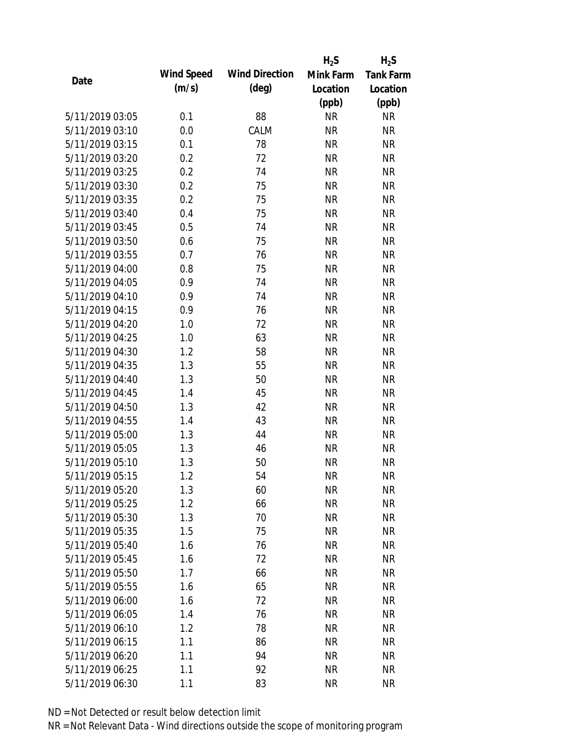| Date | Wind Speed (m/s) | Wind Direction (deg) | $H_2S$ Mink Farm Location (ppb) | $H_2S$ Tank Farm Location (ppb) |
|---|---|---|---|---|
| 5/11/2019 03:05 | 0.1 | 88 | NR | NR |
| 5/11/2019 03:10 | 0.0 | CALM | NR | NR |
| 5/11/2019 03:15 | 0.1 | 78 | NR | NR |
| 5/11/2019 03:20 | 0.2 | 72 | NR | NR |
| 5/11/2019 03:25 | 0.2 | 74 | NR | NR |
| 5/11/2019 03:30 | 0.2 | 75 | NR | NR |
| 5/11/2019 03:35 | 0.2 | 75 | NR | NR |
| 5/11/2019 03:40 | 0.4 | 75 | NR | NR |
| 5/11/2019 03:45 | 0.5 | 74 | NR | NR |
| 5/11/2019 03:50 | 0.6 | 75 | NR | NR |
| 5/11/2019 03:55 | 0.7 | 76 | NR | NR |
| 5/11/2019 04:00 | 0.8 | 75 | NR | NR |
| 5/11/2019 04:05 | 0.9 | 74 | NR | NR |
| 5/11/2019 04:10 | 0.9 | 74 | NR | NR |
| 5/11/2019 04:15 | 0.9 | 76 | NR | NR |
| 5/11/2019 04:20 | 1.0 | 72 | NR | NR |
| 5/11/2019 04:25 | 1.0 | 63 | NR | NR |
| 5/11/2019 04:30 | 1.2 | 58 | NR | NR |
| 5/11/2019 04:35 | 1.3 | 55 | NR | NR |
| 5/11/2019 04:40 | 1.3 | 50 | NR | NR |
| 5/11/2019 04:45 | 1.4 | 45 | NR | NR |
| 5/11/2019 04:50 | 1.3 | 42 | NR | NR |
| 5/11/2019 04:55 | 1.4 | 43 | NR | NR |
| 5/11/2019 05:00 | 1.3 | 44 | NR | NR |
| 5/11/2019 05:05 | 1.3 | 46 | NR | NR |
| 5/11/2019 05:10 | 1.3 | 50 | NR | NR |
| 5/11/2019 05:15 | 1.2 | 54 | NR | NR |
| 5/11/2019 05:20 | 1.3 | 60 | NR | NR |
| 5/11/2019 05:25 | 1.2 | 66 | NR | NR |
| 5/11/2019 05:30 | 1.3 | 70 | NR | NR |
| 5/11/2019 05:35 | 1.5 | 75 | NR | NR |
| 5/11/2019 05:40 | 1.6 | 76 | NR | NR |
| 5/11/2019 05:45 | 1.6 | 72 | NR | NR |
| 5/11/2019 05:50 | 1.7 | 66 | NR | NR |
| 5/11/2019 05:55 | 1.6 | 65 | NR | NR |
| 5/11/2019 06:00 | 1.6 | 72 | NR | NR |
| 5/11/2019 06:05 | 1.4 | 76 | NR | NR |
| 5/11/2019 06:10 | 1.2 | 78 | NR | NR |
| 5/11/2019 06:15 | 1.1 | 86 | NR | NR |
| 5/11/2019 06:20 | 1.1 | 94 | NR | NR |
| 5/11/2019 06:25 | 1.1 | 92 | NR | NR |
| 5/11/2019 06:30 | 1.1 | 83 | NR | NR |

ND = Not Detected or result below detection limit

NR = Not Relevant Data - Wind directions outside the scope of monitoring program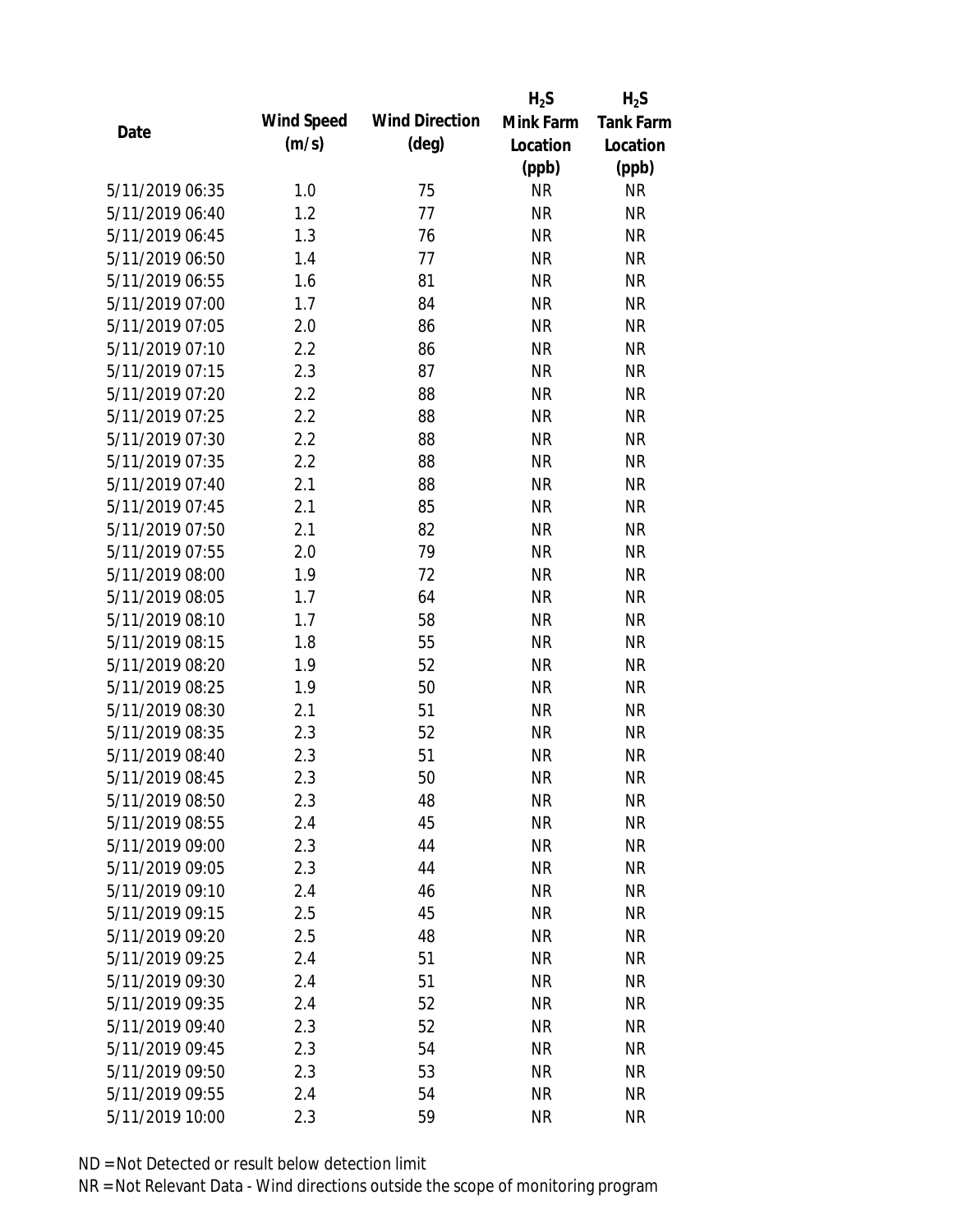| Date | Wind Speed (m/s) | Wind Direction (deg) | $H_2S$ Mink Farm Location (ppb) | $H_2S$ Tank Farm Location (ppb) |
|---|---|---|---|---|
| 5/11/2019 06:35 | 1.0 | 75 | NR | NR |
| 5/11/2019 06:40 | 1.2 | 77 | NR | NR |
| 5/11/2019 06:45 | 1.3 | 76 | NR | NR |
| 5/11/2019 06:50 | 1.4 | 77 | NR | NR |
| 5/11/2019 06:55 | 1.6 | 81 | NR | NR |
| 5/11/2019 07:00 | 1.7 | 84 | NR | NR |
| 5/11/2019 07:05 | 2.0 | 86 | NR | NR |
| 5/11/2019 07:10 | 2.2 | 86 | NR | NR |
| 5/11/2019 07:15 | 2.3 | 87 | NR | NR |
| 5/11/2019 07:20 | 2.2 | 88 | NR | NR |
| 5/11/2019 07:25 | 2.2 | 88 | NR | NR |
| 5/11/2019 07:30 | 2.2 | 88 | NR | NR |
| 5/11/2019 07:35 | 2.2 | 88 | NR | NR |
| 5/11/2019 07:40 | 2.1 | 88 | NR | NR |
| 5/11/2019 07:45 | 2.1 | 85 | NR | NR |
| 5/11/2019 07:50 | 2.1 | 82 | NR | NR |
| 5/11/2019 07:55 | 2.0 | 79 | NR | NR |
| 5/11/2019 08:00 | 1.9 | 72 | NR | NR |
| 5/11/2019 08:05 | 1.7 | 64 | NR | NR |
| 5/11/2019 08:10 | 1.7 | 58 | NR | NR |
| 5/11/2019 08:15 | 1.8 | 55 | NR | NR |
| 5/11/2019 08:20 | 1.9 | 52 | NR | NR |
| 5/11/2019 08:25 | 1.9 | 50 | NR | NR |
| 5/11/2019 08:30 | 2.1 | 51 | NR | NR |
| 5/11/2019 08:35 | 2.3 | 52 | NR | NR |
| 5/11/2019 08:40 | 2.3 | 51 | NR | NR |
| 5/11/2019 08:45 | 2.3 | 50 | NR | NR |
| 5/11/2019 08:50 | 2.3 | 48 | NR | NR |
| 5/11/2019 08:55 | 2.4 | 45 | NR | NR |
| 5/11/2019 09:00 | 2.3 | 44 | NR | NR |
| 5/11/2019 09:05 | 2.3 | 44 | NR | NR |
| 5/11/2019 09:10 | 2.4 | 46 | NR | NR |
| 5/11/2019 09:15 | 2.5 | 45 | NR | NR |
| 5/11/2019 09:20 | 2.5 | 48 | NR | NR |
| 5/11/2019 09:25 | 2.4 | 51 | NR | NR |
| 5/11/2019 09:30 | 2.4 | 51 | NR | NR |
| 5/11/2019 09:35 | 2.4 | 52 | NR | NR |
| 5/11/2019 09:40 | 2.3 | 52 | NR | NR |
| 5/11/2019 09:45 | 2.3 | 54 | NR | NR |
| 5/11/2019 09:50 | 2.3 | 53 | NR | NR |
| 5/11/2019 09:55 | 2.4 | 54 | NR | NR |
| 5/11/2019 10:00 | 2.3 | 59 | NR | NR |

ND = Not Detected or result below detection limit

NR = Not Relevant Data - Wind directions outside the scope of monitoring program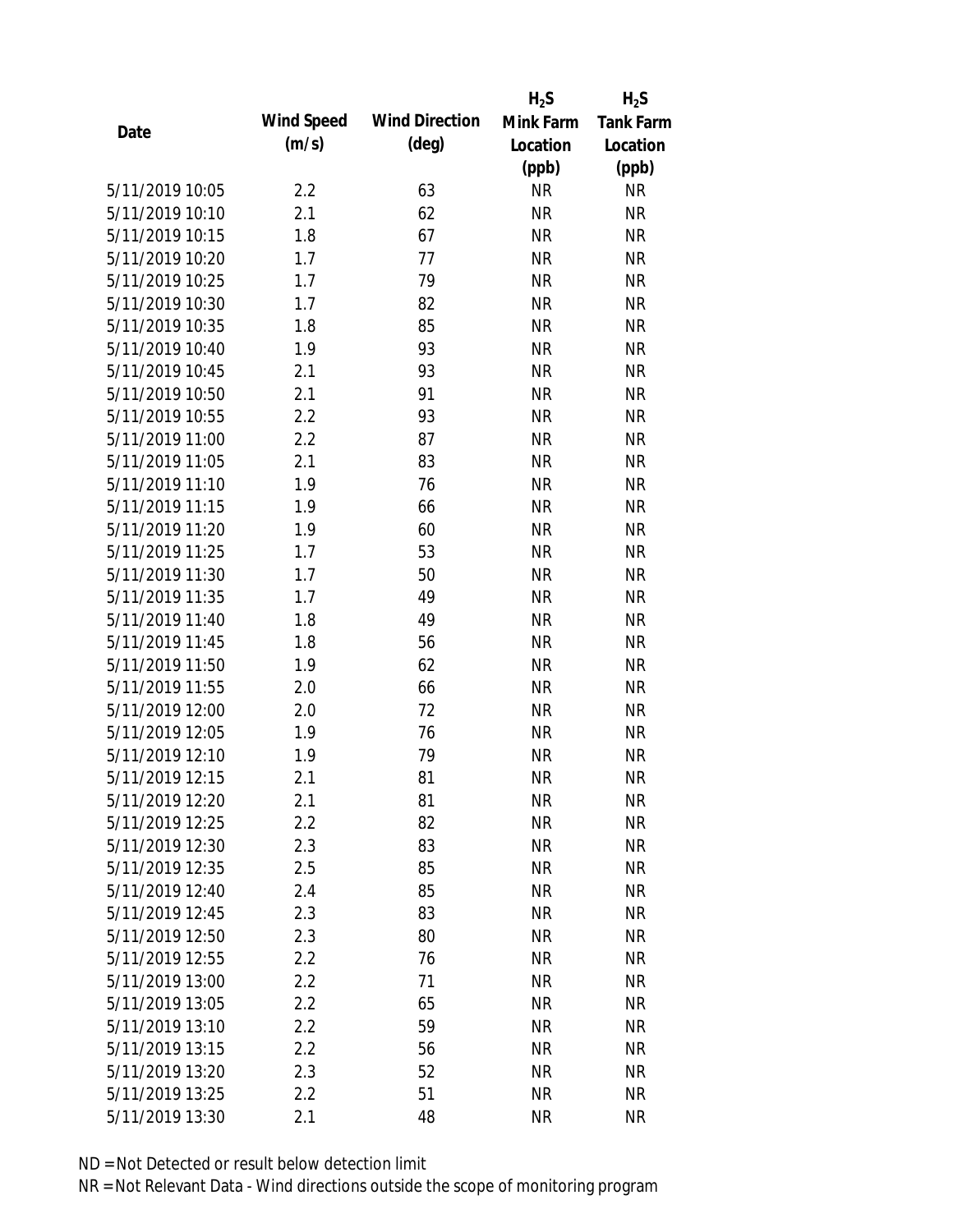| Date | Wind Speed (m/s) | Wind Direction (deg) | $H_2S$ Mink Farm Location (ppb) | $H_2S$ Tank Farm Location (ppb) |
|---|---|---|---|---|
| 5/11/2019 10:05 | 2.2 | 63 | NR | NR |
| 5/11/2019 10:10 | 2.1 | 62 | NR | NR |
| 5/11/2019 10:15 | 1.8 | 67 | NR | NR |
| 5/11/2019 10:20 | 1.7 | 77 | NR | NR |
| 5/11/2019 10:25 | 1.7 | 79 | NR | NR |
| 5/11/2019 10:30 | 1.7 | 82 | NR | NR |
| 5/11/2019 10:35 | 1.8 | 85 | NR | NR |
| 5/11/2019 10:40 | 1.9 | 93 | NR | NR |
| 5/11/2019 10:45 | 2.1 | 93 | NR | NR |
| 5/11/2019 10:50 | 2.1 | 91 | NR | NR |
| 5/11/2019 10:55 | 2.2 | 93 | NR | NR |
| 5/11/2019 11:00 | 2.2 | 87 | NR | NR |
| 5/11/2019 11:05 | 2.1 | 83 | NR | NR |
| 5/11/2019 11:10 | 1.9 | 76 | NR | NR |
| 5/11/2019 11:15 | 1.9 | 66 | NR | NR |
| 5/11/2019 11:20 | 1.9 | 60 | NR | NR |
| 5/11/2019 11:25 | 1.7 | 53 | NR | NR |
| 5/11/2019 11:30 | 1.7 | 50 | NR | NR |
| 5/11/2019 11:35 | 1.7 | 49 | NR | NR |
| 5/11/2019 11:40 | 1.8 | 49 | NR | NR |
| 5/11/2019 11:45 | 1.8 | 56 | NR | NR |
| 5/11/2019 11:50 | 1.9 | 62 | NR | NR |
| 5/11/2019 11:55 | 2.0 | 66 | NR | NR |
| 5/11/2019 12:00 | 2.0 | 72 | NR | NR |
| 5/11/2019 12:05 | 1.9 | 76 | NR | NR |
| 5/11/2019 12:10 | 1.9 | 79 | NR | NR |
| 5/11/2019 12:15 | 2.1 | 81 | NR | NR |
| 5/11/2019 12:20 | 2.1 | 81 | NR | NR |
| 5/11/2019 12:25 | 2.2 | 82 | NR | NR |
| 5/11/2019 12:30 | 2.3 | 83 | NR | NR |
| 5/11/2019 12:35 | 2.5 | 85 | NR | NR |
| 5/11/2019 12:40 | 2.4 | 85 | NR | NR |
| 5/11/2019 12:45 | 2.3 | 83 | NR | NR |
| 5/11/2019 12:50 | 2.3 | 80 | NR | NR |
| 5/11/2019 12:55 | 2.2 | 76 | NR | NR |
| 5/11/2019 13:00 | 2.2 | 71 | NR | NR |
| 5/11/2019 13:05 | 2.2 | 65 | NR | NR |
| 5/11/2019 13:10 | 2.2 | 59 | NR | NR |
| 5/11/2019 13:15 | 2.2 | 56 | NR | NR |
| 5/11/2019 13:20 | 2.3 | 52 | NR | NR |
| 5/11/2019 13:25 | 2.2 | 51 | NR | NR |
| 5/11/2019 13:30 | 2.1 | 48 | NR | NR |

ND = Not Detected or result below detection limit

NR = Not Relevant Data - Wind directions outside the scope of monitoring program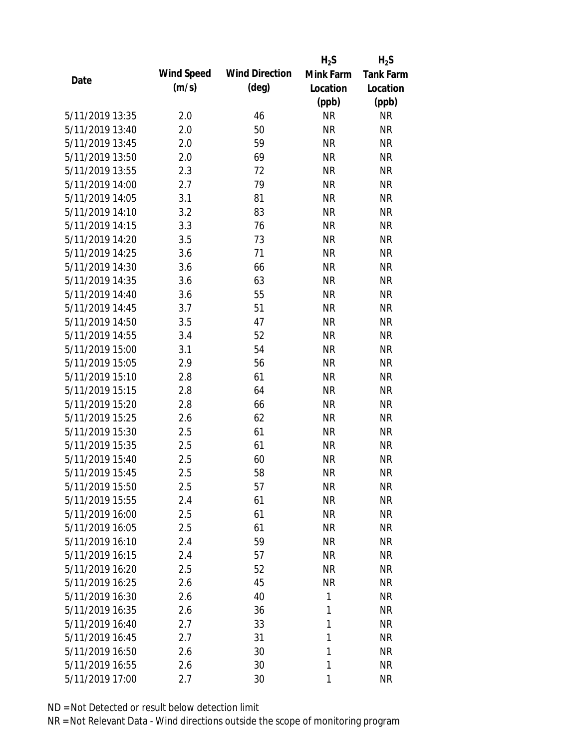| Date | Wind Speed (m/s) | Wind Direction (deg) | $H_2S$ Mink Farm Location (ppb) | $H_2S$ Tank Farm Location (ppb) |
|---|---|---|---|---|
| 5/11/2019 13:35 | 2.0 | 46 | NR | NR |
| 5/11/2019 13:40 | 2.0 | 50 | NR | NR |
| 5/11/2019 13:45 | 2.0 | 59 | NR | NR |
| 5/11/2019 13:50 | 2.0 | 69 | NR | NR |
| 5/11/2019 13:55 | 2.3 | 72 | NR | NR |
| 5/11/2019 14:00 | 2.7 | 79 | NR | NR |
| 5/11/2019 14:05 | 3.1 | 81 | NR | NR |
| 5/11/2019 14:10 | 3.2 | 83 | NR | NR |
| 5/11/2019 14:15 | 3.3 | 76 | NR | NR |
| 5/11/2019 14:20 | 3.5 | 73 | NR | NR |
| 5/11/2019 14:25 | 3.6 | 71 | NR | NR |
| 5/11/2019 14:30 | 3.6 | 66 | NR | NR |
| 5/11/2019 14:35 | 3.6 | 63 | NR | NR |
| 5/11/2019 14:40 | 3.6 | 55 | NR | NR |
| 5/11/2019 14:45 | 3.7 | 51 | NR | NR |
| 5/11/2019 14:50 | 3.5 | 47 | NR | NR |
| 5/11/2019 14:55 | 3.4 | 52 | NR | NR |
| 5/11/2019 15:00 | 3.1 | 54 | NR | NR |
| 5/11/2019 15:05 | 2.9 | 56 | NR | NR |
| 5/11/2019 15:10 | 2.8 | 61 | NR | NR |
| 5/11/2019 15:15 | 2.8 | 64 | NR | NR |
| 5/11/2019 15:20 | 2.8 | 66 | NR | NR |
| 5/11/2019 15:25 | 2.6 | 62 | NR | NR |
| 5/11/2019 15:30 | 2.5 | 61 | NR | NR |
| 5/11/2019 15:35 | 2.5 | 61 | NR | NR |
| 5/11/2019 15:40 | 2.5 | 60 | NR | NR |
| 5/11/2019 15:45 | 2.5 | 58 | NR | NR |
| 5/11/2019 15:50 | 2.5 | 57 | NR | NR |
| 5/11/2019 15:55 | 2.4 | 61 | NR | NR |
| 5/11/2019 16:00 | 2.5 | 61 | NR | NR |
| 5/11/2019 16:05 | 2.5 | 61 | NR | NR |
| 5/11/2019 16:10 | 2.4 | 59 | NR | NR |
| 5/11/2019 16:15 | 2.4 | 57 | NR | NR |
| 5/11/2019 16:20 | 2.5 | 52 | NR | NR |
| 5/11/2019 16:25 | 2.6 | 45 | NR | NR |
| 5/11/2019 16:30 | 2.6 | 40 | 1 | NR |
| 5/11/2019 16:35 | 2.6 | 36 | 1 | NR |
| 5/11/2019 16:40 | 2.7 | 33 | 1 | NR |
| 5/11/2019 16:45 | 2.7 | 31 | 1 | NR |
| 5/11/2019 16:50 | 2.6 | 30 | 1 | NR |
| 5/11/2019 16:55 | 2.6 | 30 | 1 | NR |
| 5/11/2019 17:00 | 2.7 | 30 | 1 | NR |

ND = Not Detected or result below detection limit

NR = Not Relevant Data - Wind directions outside the scope of monitoring program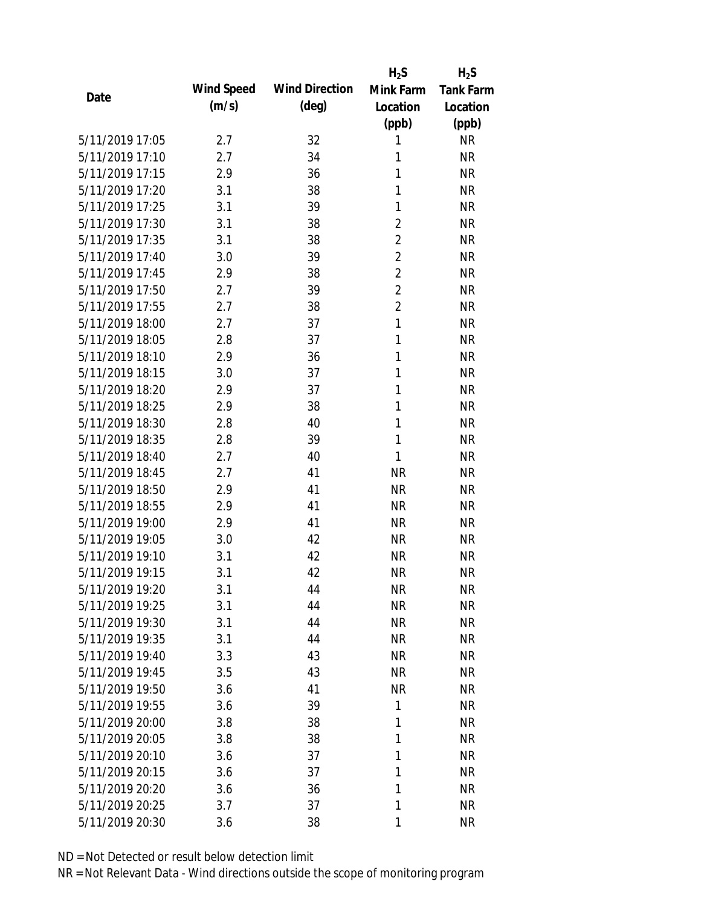| Date | Wind Speed (m/s) | Wind Direction (deg) | $H_2S$ Mink Farm Location (ppb) | $H_2S$ Tank Farm Location (ppb) |
|---|---|---|---|---|
| 5/11/2019 17:05 | 2.7 | 32 | 1 | NR |
| 5/11/2019 17:10 | 2.7 | 34 | 1 | NR |
| 5/11/2019 17:15 | 2.9 | 36 | 1 | NR |
| 5/11/2019 17:20 | 3.1 | 38 | 1 | NR |
| 5/11/2019 17:25 | 3.1 | 39 | 1 | NR |
| 5/11/2019 17:30 | 3.1 | 38 | 2 | NR |
| 5/11/2019 17:35 | 3.1 | 38 | 2 | NR |
| 5/11/2019 17:40 | 3.0 | 39 | 2 | NR |
| 5/11/2019 17:45 | 2.9 | 38 | 2 | NR |
| 5/11/2019 17:50 | 2.7 | 39 | 2 | NR |
| 5/11/2019 17:55 | 2.7 | 38 | 2 | NR |
| 5/11/2019 18:00 | 2.7 | 37 | 1 | NR |
| 5/11/2019 18:05 | 2.8 | 37 | 1 | NR |
| 5/11/2019 18:10 | 2.9 | 36 | 1 | NR |
| 5/11/2019 18:15 | 3.0 | 37 | 1 | NR |
| 5/11/2019 18:20 | 2.9 | 37 | 1 | NR |
| 5/11/2019 18:25 | 2.9 | 38 | 1 | NR |
| 5/11/2019 18:30 | 2.8 | 40 | 1 | NR |
| 5/11/2019 18:35 | 2.8 | 39 | 1 | NR |
| 5/11/2019 18:40 | 2.7 | 40 | 1 | NR |
| 5/11/2019 18:45 | 2.7 | 41 | NR | NR |
| 5/11/2019 18:50 | 2.9 | 41 | NR | NR |
| 5/11/2019 18:55 | 2.9 | 41 | NR | NR |
| 5/11/2019 19:00 | 2.9 | 41 | NR | NR |
| 5/11/2019 19:05 | 3.0 | 42 | NR | NR |
| 5/11/2019 19:10 | 3.1 | 42 | NR | NR |
| 5/11/2019 19:15 | 3.1 | 42 | NR | NR |
| 5/11/2019 19:20 | 3.1 | 44 | NR | NR |
| 5/11/2019 19:25 | 3.1 | 44 | NR | NR |
| 5/11/2019 19:30 | 3.1 | 44 | NR | NR |
| 5/11/2019 19:35 | 3.1 | 44 | NR | NR |
| 5/11/2019 19:40 | 3.3 | 43 | NR | NR |
| 5/11/2019 19:45 | 3.5 | 43 | NR | NR |
| 5/11/2019 19:50 | 3.6 | 41 | NR | NR |
| 5/11/2019 19:55 | 3.6 | 39 | 1 | NR |
| 5/11/2019 20:00 | 3.8 | 38 | 1 | NR |
| 5/11/2019 20:05 | 3.8 | 38 | 1 | NR |
| 5/11/2019 20:10 | 3.6 | 37 | 1 | NR |
| 5/11/2019 20:15 | 3.6 | 37 | 1 | NR |
| 5/11/2019 20:20 | 3.6 | 36 | 1 | NR |
| 5/11/2019 20:25 | 3.7 | 37 | 1 | NR |
| 5/11/2019 20:30 | 3.6 | 38 | 1 | NR |

ND = Not Detected or result below detection limit

NR = Not Relevant Data - Wind directions outside the scope of monitoring program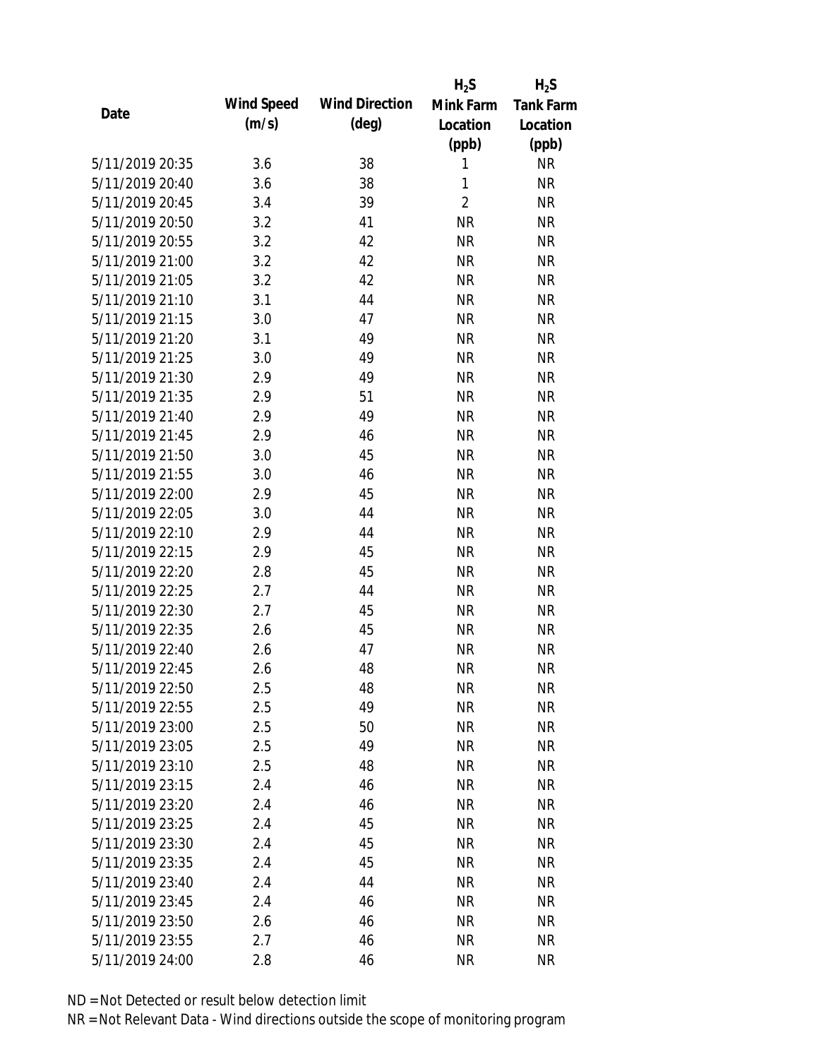| Date | Wind Speed (m/s) | Wind Direction (deg) | $H_2S$ Mink Farm Location (ppb) | $H_2S$ Tank Farm Location (ppb) |
|---|---|---|---|---|
| 5/11/2019 20:35 | 3.6 | 38 | 1 | NR |
| 5/11/2019 20:40 | 3.6 | 38 | 1 | NR |
| 5/11/2019 20:45 | 3.4 | 39 | 2 | NR |
| 5/11/2019 20:50 | 3.2 | 41 | NR | NR |
| 5/11/2019 20:55 | 3.2 | 42 | NR | NR |
| 5/11/2019 21:00 | 3.2 | 42 | NR | NR |
| 5/11/2019 21:05 | 3.2 | 42 | NR | NR |
| 5/11/2019 21:10 | 3.1 | 44 | NR | NR |
| 5/11/2019 21:15 | 3.0 | 47 | NR | NR |
| 5/11/2019 21:20 | 3.1 | 49 | NR | NR |
| 5/11/2019 21:25 | 3.0 | 49 | NR | NR |
| 5/11/2019 21:30 | 2.9 | 49 | NR | NR |
| 5/11/2019 21:35 | 2.9 | 51 | NR | NR |
| 5/11/2019 21:40 | 2.9 | 49 | NR | NR |
| 5/11/2019 21:45 | 2.9 | 46 | NR | NR |
| 5/11/2019 21:50 | 3.0 | 45 | NR | NR |
| 5/11/2019 21:55 | 3.0 | 46 | NR | NR |
| 5/11/2019 22:00 | 2.9 | 45 | NR | NR |
| 5/11/2019 22:05 | 3.0 | 44 | NR | NR |
| 5/11/2019 22:10 | 2.9 | 44 | NR | NR |
| 5/11/2019 22:15 | 2.9 | 45 | NR | NR |
| 5/11/2019 22:20 | 2.8 | 45 | NR | NR |
| 5/11/2019 22:25 | 2.7 | 44 | NR | NR |
| 5/11/2019 22:30 | 2.7 | 45 | NR | NR |
| 5/11/2019 22:35 | 2.6 | 45 | NR | NR |
| 5/11/2019 22:40 | 2.6 | 47 | NR | NR |
| 5/11/2019 22:45 | 2.6 | 48 | NR | NR |
| 5/11/2019 22:50 | 2.5 | 48 | NR | NR |
| 5/11/2019 22:55 | 2.5 | 49 | NR | NR |
| 5/11/2019 23:00 | 2.5 | 50 | NR | NR |
| 5/11/2019 23:05 | 2.5 | 49 | NR | NR |
| 5/11/2019 23:10 | 2.5 | 48 | NR | NR |
| 5/11/2019 23:15 | 2.4 | 46 | NR | NR |
| 5/11/2019 23:20 | 2.4 | 46 | NR | NR |
| 5/11/2019 23:25 | 2.4 | 45 | NR | NR |
| 5/11/2019 23:30 | 2.4 | 45 | NR | NR |
| 5/11/2019 23:35 | 2.4 | 45 | NR | NR |
| 5/11/2019 23:40 | 2.4 | 44 | NR | NR |
| 5/11/2019 23:45 | 2.4 | 46 | NR | NR |
| 5/11/2019 23:50 | 2.6 | 46 | NR | NR |
| 5/11/2019 23:55 | 2.7 | 46 | NR | NR |
| 5/11/2019 24:00 | 2.8 | 46 | NR | NR |

ND = Not Detected or result below detection limit

NR = Not Relevant Data - Wind directions outside the scope of monitoring program